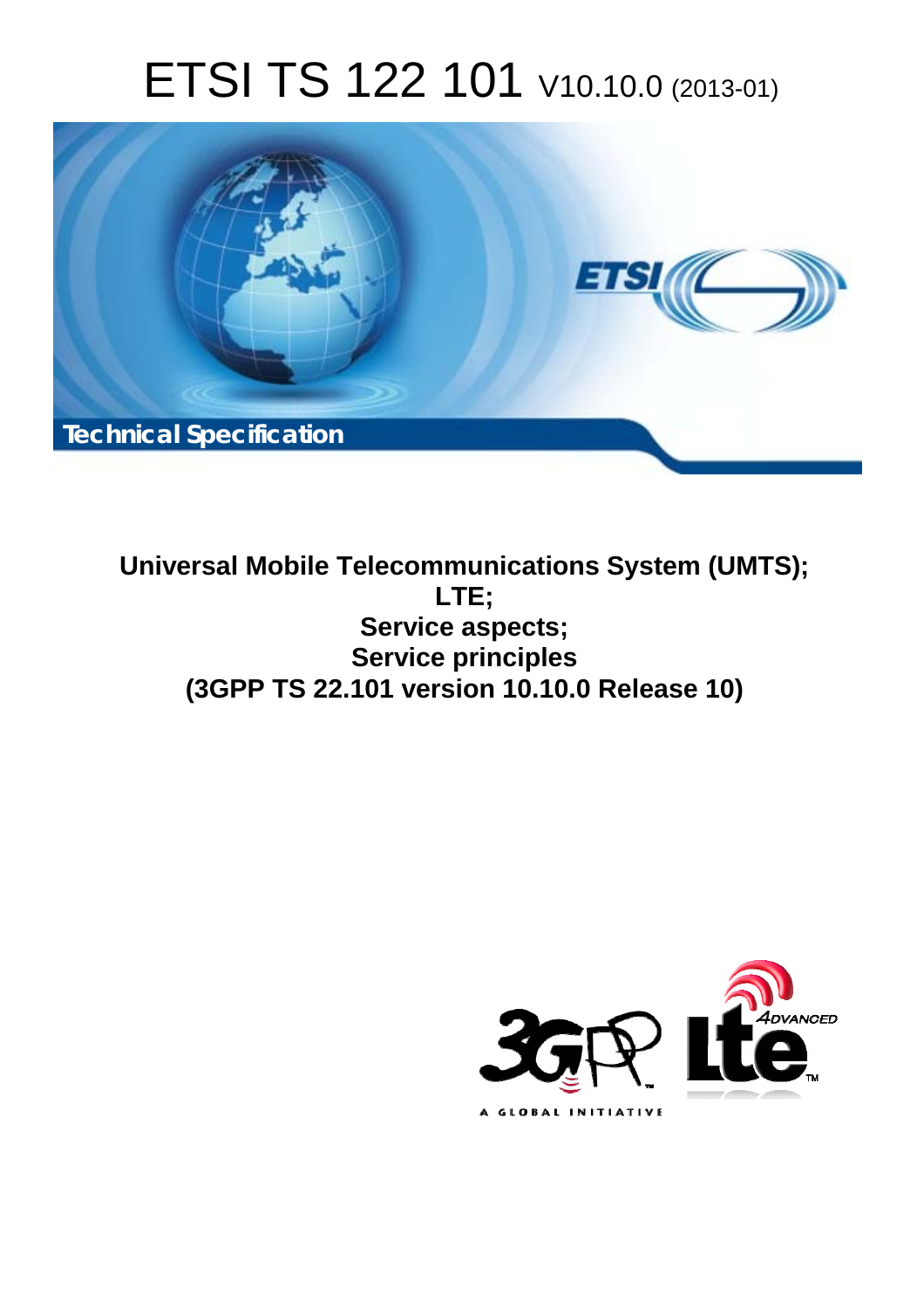# ETSI TS 122 101 V10.10.0 (2013-01)

**Technical Specification**

**Universal Mobile Telecommunications System (UMTS);**
**LTE;**
**Service aspects;**
**Service principles**
**(3GPP TS 22.101 version 10.10.0 Release 10)**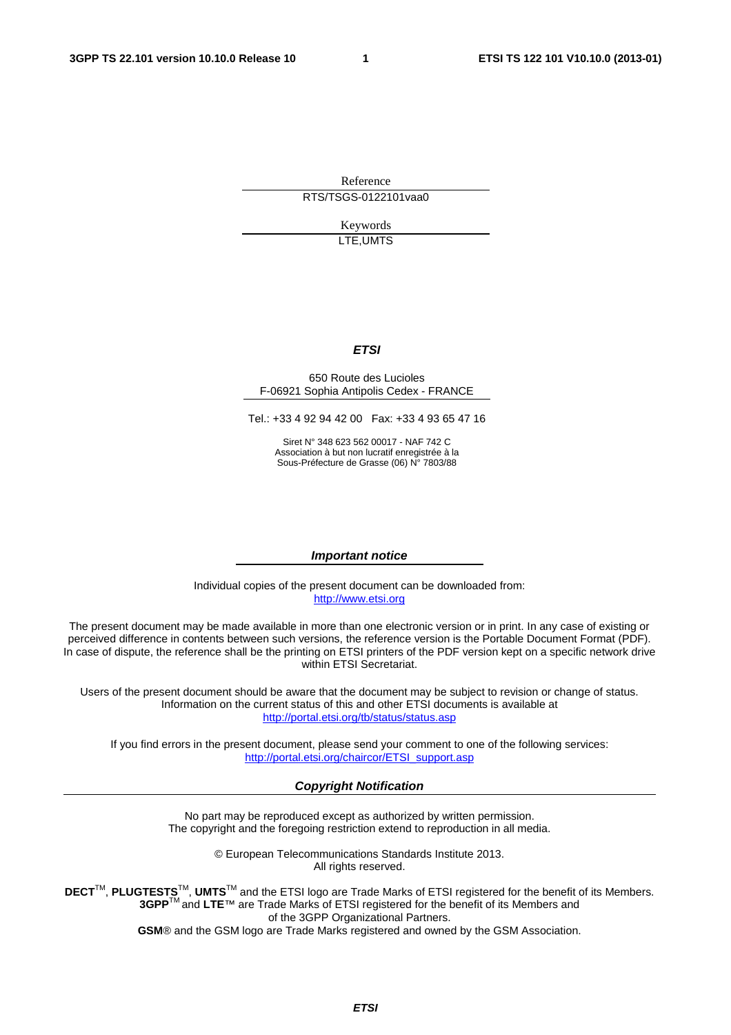Reference

RTS/TSGS-0122101vaa0

Keywords

LTE,UMTS

***ETSI***

650 Route des Lucioles
F-06921 Sophia Antipolis Cedex - FRANCE

Tel.: +33 4 92 94 42 00 Fax: +33 4 93 65 47 16

Siret N° 348 623 562 00017 - NAF 742 C
Association à but non lucratif enregistrée à la
Sous-Préfecture de Grasse (06) N° 7803/88

***Important notice***

Individual copies of the present document can be downloaded from:
http://www.etsi.org

The present document may be made available in more than one electronic version or in print. In any case of existing or perceived difference in contents between such versions, the reference version is the Portable Document Format (PDF). In case of dispute, the reference shall be the printing on ETSI printers of the PDF version kept on a specific network drive within ETSI Secretariat.

Users of the present document should be aware that the document may be subject to revision or change of status. Information on the current status of this and other ETSI documents is available at
http://portal.etsi.org/tb/status/status.asp

If you find errors in the present document, please send your comment to one of the following services:
http://portal.etsi.org/chaircor/ETSI_support.asp

***Copyright Notification***

No part may be reproduced except as authorized by written permission.
The copyright and the foregoing restriction extend to reproduction in all media.

© European Telecommunications Standards Institute 2013.
All rights reserved.

**DECT**™, **PLUGTESTS**™, **UMTS**™ and the ETSI logo are Trade Marks of ETSI registered for the benefit of its Members.
**3GPP**™ and **LTE**™ are Trade Marks of ETSI registered for the benefit of its Members and
of the 3GPP Organizational Partners.
**GSM**® and the GSM logo are Trade Marks registered and owned by the GSM Association.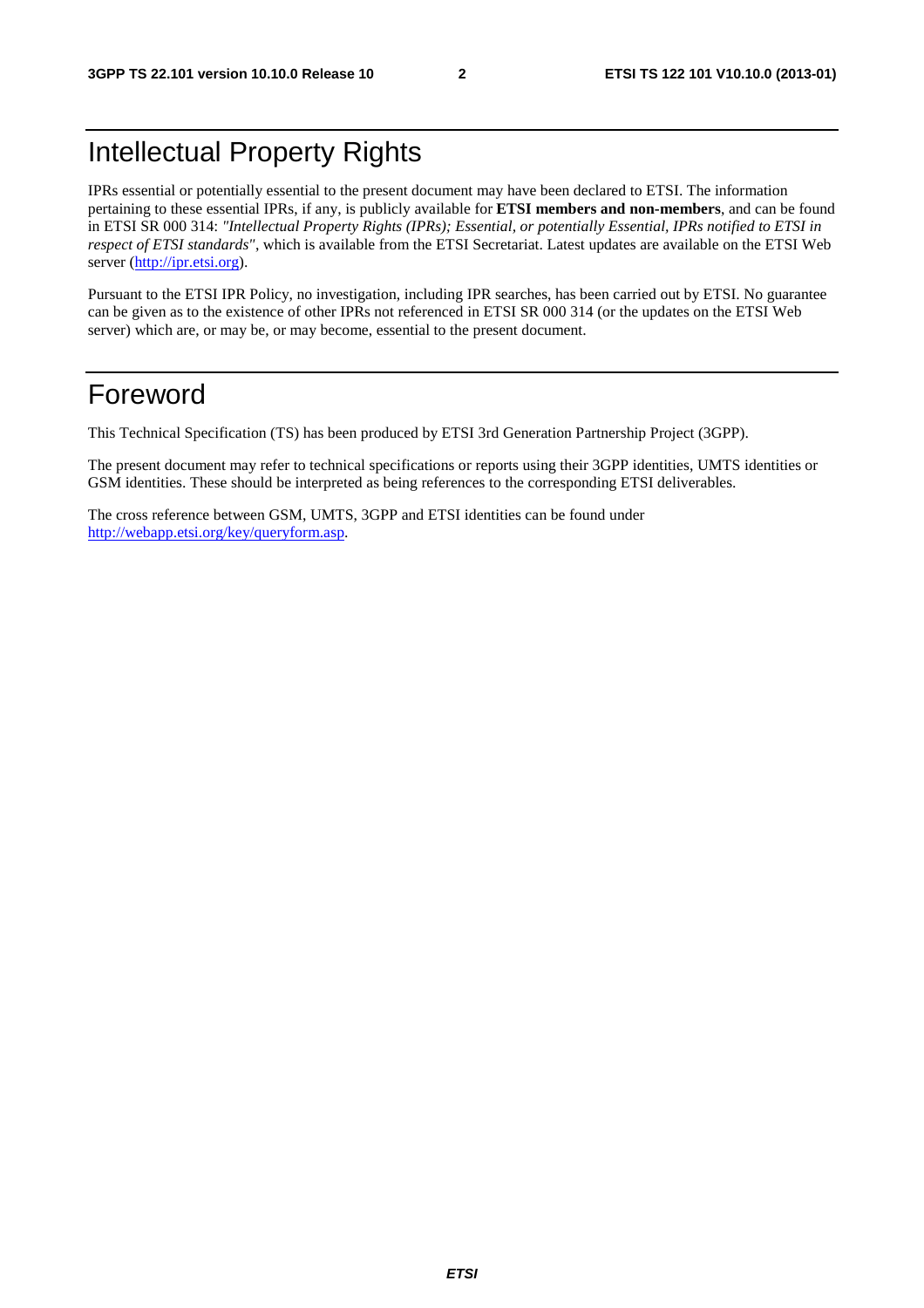# Intellectual Property Rights

IPRs essential or potentially essential to the present document may have been declared to ETSI. The information pertaining to these essential IPRs, if any, is publicly available for **ETSI members and non-members**, and can be found in ETSI SR 000 314: *"Intellectual Property Rights (IPRs); Essential, or potentially Essential, IPRs notified to ETSI in respect of ETSI standards"*, which is available from the ETSI Secretariat. Latest updates are available on the ETSI Web server (http://ipr.etsi.org).

Pursuant to the ETSI IPR Policy, no investigation, including IPR searches, has been carried out by ETSI. No guarantee can be given as to the existence of other IPRs not referenced in ETSI SR 000 314 (or the updates on the ETSI Web server) which are, or may be, or may become, essential to the present document.

# Foreword

This Technical Specification (TS) has been produced by ETSI 3rd Generation Partnership Project (3GPP).

The present document may refer to technical specifications or reports using their 3GPP identities, UMTS identities or GSM identities. These should be interpreted as being references to the corresponding ETSI deliverables.

The cross reference between GSM, UMTS, 3GPP and ETSI identities can be found under http://webapp.etsi.org/key/queryform.asp.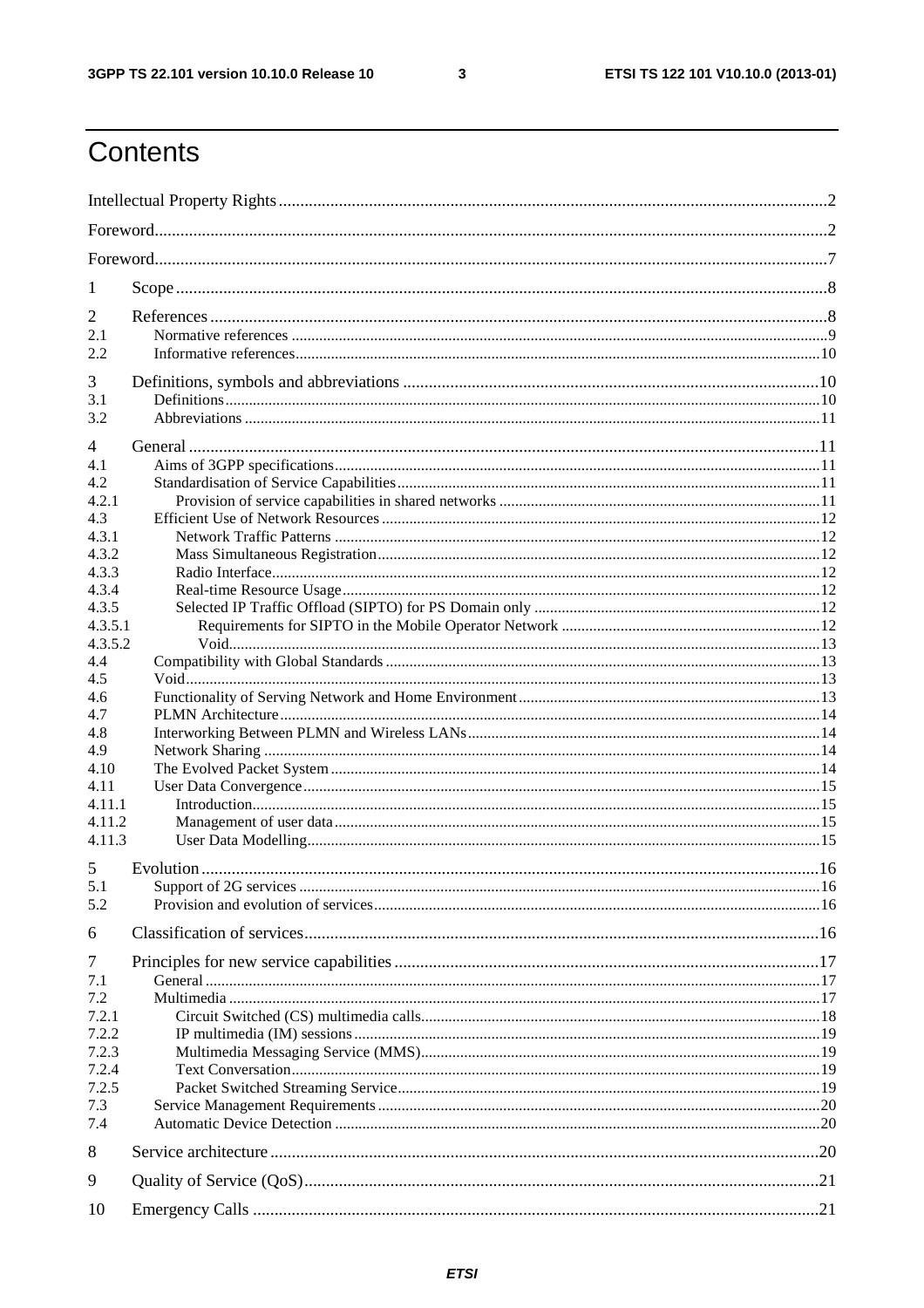# Contents

Intellectual Property Rights ..... 2

Foreword ..... 2

Foreword ..... 7

1 Scope ..... 8

2 References ..... 8
2.1 Normative references ..... 9
2.2 Informative references ..... 10

3 Definitions, symbols and abbreviations ..... 10
3.1 Definitions ..... 10
3.2 Abbreviations ..... 11

4 General ..... 11
4.1 Aims of 3GPP specifications ..... 11
4.2 Standardisation of Service Capabilities ..... 11
4.2.1 Provision of service capabilities in shared networks ..... 11
4.3 Efficient Use of Network Resources ..... 12
4.3.1 Network Traffic Patterns ..... 12
4.3.2 Mass Simultaneous Registration ..... 12
4.3.3 Radio Interface ..... 12
4.3.4 Real-time Resource Usage ..... 12
4.3.5 Selected IP Traffic Offload (SIPTO) for PS Domain only ..... 12
4.3.5.1 Requirements for SIPTO in the Mobile Operator Network ..... 12
4.3.5.2 Void ..... 13
4.4 Compatibility with Global Standards ..... 13
4.5 Void ..... 13
4.6 Functionality of Serving Network and Home Environment ..... 13
4.7 PLMN Architecture ..... 14
4.8 Interworking Between PLMN and Wireless LANs ..... 14
4.9 Network Sharing ..... 14
4.10 The Evolved Packet System ..... 14
4.11 User Data Convergence ..... 15
4.11.1 Introduction ..... 15
4.11.2 Management of user data ..... 15
4.11.3 User Data Modelling ..... 15

5 Evolution ..... 16
5.1 Support of 2G services ..... 16
5.2 Provision and evolution of services ..... 16

6 Classification of services ..... 16

7 Principles for new service capabilities ..... 17
7.1 General ..... 17
7.2 Multimedia ..... 17
7.2.1 Circuit Switched (CS) multimedia calls ..... 18
7.2.2 IP multimedia (IM) sessions ..... 19
7.2.3 Multimedia Messaging Service (MMS) ..... 19
7.2.4 Text Conversation ..... 19
7.2.5 Packet Switched Streaming Service ..... 19
7.3 Service Management Requirements ..... 20
7.4 Automatic Device Detection ..... 20

8 Service architecture ..... 20

9 Quality of Service (QoS) ..... 21

10 Emergency Calls ..... 21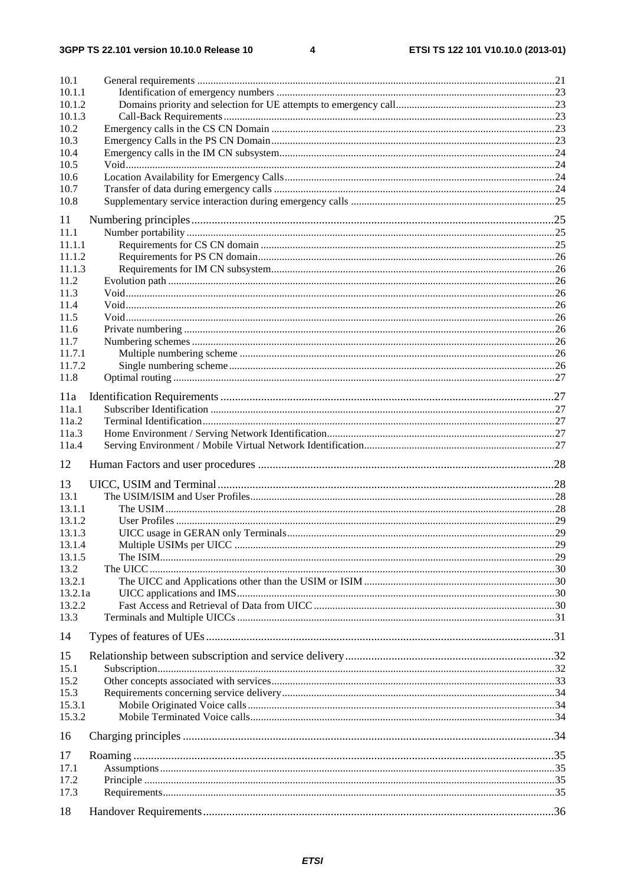10.1 General requirements ....................................................................................................................................21
10.1.1 Identification of emergency numbers .......................................................................................................23
10.1.2 Domains priority and selection for UE attempts to emergency call...........................................................23
10.1.3 Call-Back Requirements ...........................................................................................................................23
10.2 Emergency calls in the CS CN Domain .........................................................................................................23
10.3 Emergency Calls in the PS CN Domain.........................................................................................................23
10.4 Emergency calls in the IM CN subsystem......................................................................................................24
10.5 Void..............................................................................................................................................................24
10.6 Location Availability for Emergency Calls....................................................................................................24
10.7 Transfer of data during emergency calls ........................................................................................................24
10.8 Supplementary service interaction during emergency calls ...........................................................................25

11 Numbering principles............................................................................................................................25
11.1 Number portability ........................................................................................................................................25
11.1.1 Requirements for CS CN domain .............................................................................................................25
11.1.2 Requirements for PS CN domain..............................................................................................................26
11.1.3 Requirements for IM CN subsystem.........................................................................................................26
11.2 Evolution path ...............................................................................................................................................26
11.3 Void..............................................................................................................................................................26
11.4 Void..............................................................................................................................................................26
11.5 Void..............................................................................................................................................................26
11.6 Private numbering .........................................................................................................................................26
11.7 Numbering schemes .......................................................................................................................................26
11.7.1 Multiple numbering scheme .....................................................................................................................26
11.7.2 Single numbering scheme.........................................................................................................................26
11.8 Optimal routing .............................................................................................................................................27

11a Identification Requirements ..................................................................................................................27
11a.1 Subscriber Identification ...............................................................................................................................27
11a.2 Terminal Identification..................................................................................................................................27
11a.3 Home Environment / Serving Network Identification....................................................................................27
11a.4 Serving Environment / Mobile Virtual Network Identification......................................................................27

12 Human Factors and user procedures .....................................................................................................28

13 UICC, USIM and Terminal ...................................................................................................................28
13.1 The USIM/ISIM and User Profiles................................................................................................................28
13.1.1 The USIM ................................................................................................................................................28
13.1.2 User Profiles ............................................................................................................................................29
13.1.3 UICC usage in GERAN only Terminals...................................................................................................29
13.1.4 Multiple USIMs per UICC .......................................................................................................................29
13.1.5 The ISIM..................................................................................................................................................29
13.2 The UICC ......................................................................................................................................................30
13.2.1 The UICC and Applications other than the USIM or ISIM .......................................................................30
13.2.1a UICC applications and IMS......................................................................................................................30
13.2.2 Fast Access and Retrieval of Data from UICC ..........................................................................................30
13.3 Terminals and Multiple UICCs .....................................................................................................................31

14 Types of features of UEs.......................................................................................................................31

15 Relationship between subscription and service delivery........................................................................32
15.1 Subscription...................................................................................................................................................32
15.2 Other concepts associated with services.........................................................................................................33
15.3 Requirements concerning service delivery.....................................................................................................34
15.3.1 Mobile Originated Voice calls ..................................................................................................................34
15.3.2 Mobile Terminated Voice calls.................................................................................................................34

16 Charging principles ...............................................................................................................................34

17 Roaming ................................................................................................................................................35
17.1 Assumptions..................................................................................................................................................35
17.2 Principle ........................................................................................................................................................35
17.3 Requirements.................................................................................................................................................35

18 Handover Requirements........................................................................................................................36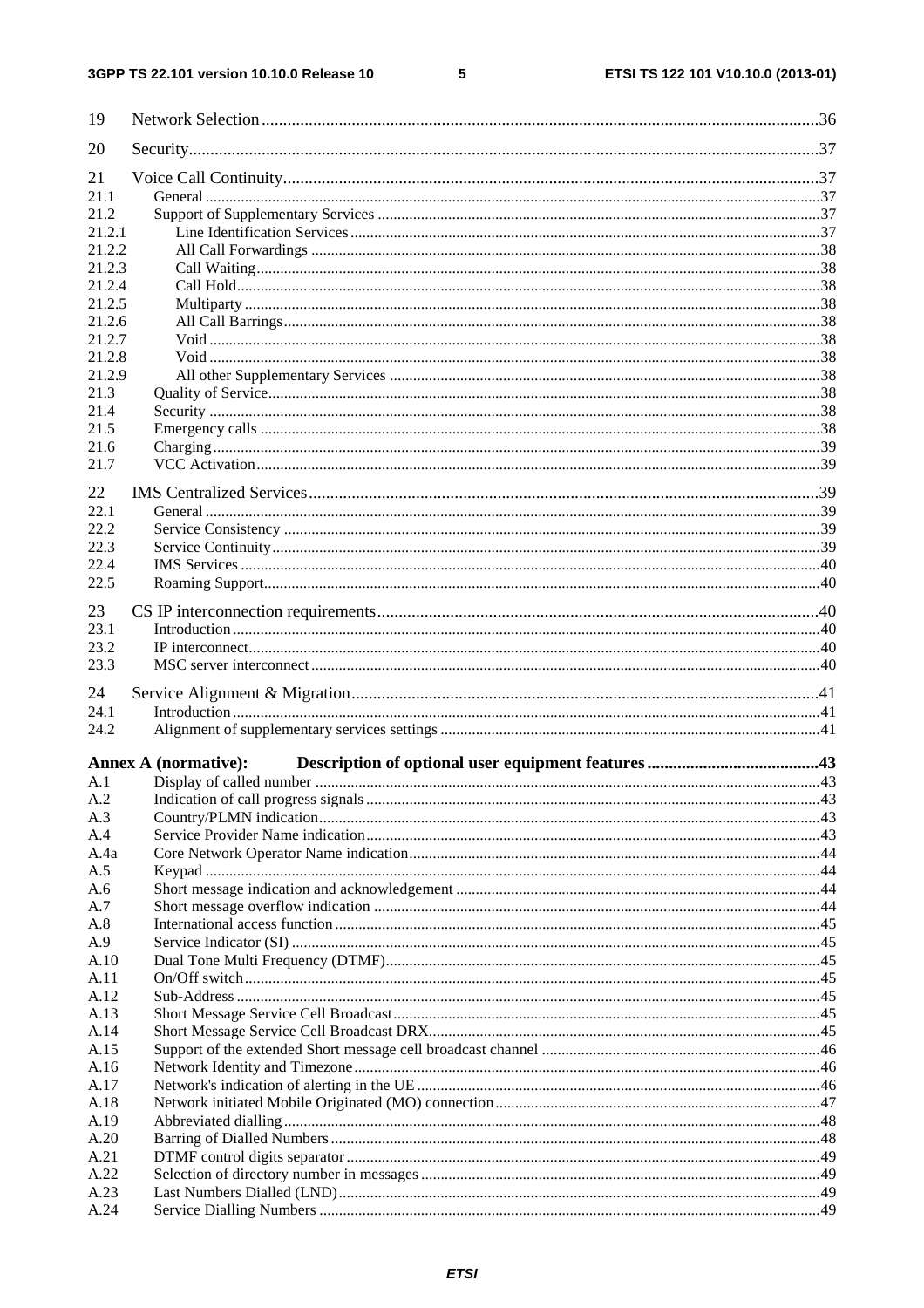19 Network Selection .......... 36

20 Security .......... 37

21 Voice Call Continuity .......... 37
21.1 General .......... 37
21.2 Support of Supplementary Services .......... 37
21.2.1 Line Identification Services .......... 37
21.2.2 All Call Forwardings .......... 38
21.2.3 Call Waiting .......... 38
21.2.4 Call Hold .......... 38
21.2.5 Multiparty .......... 38
21.2.6 All Call Barrings .......... 38
21.2.7 Void .......... 38
21.2.8 Void .......... 38
21.2.9 All other Supplementary Services .......... 38
21.3 Quality of Service .......... 38
21.4 Security .......... 38
21.5 Emergency calls .......... 38
21.6 Charging .......... 39
21.7 VCC Activation .......... 39

22 IMS Centralized Services .......... 39
22.1 General .......... 39
22.2 Service Consistency .......... 39
22.3 Service Continuity .......... 39
22.4 IMS Services .......... 40
22.5 Roaming Support .......... 40

23 CS IP interconnection requirements .......... 40
23.1 Introduction .......... 40
23.2 IP interconnect .......... 40
23.3 MSC server interconnect .......... 40

24 Service Alignment & Migration .......... 41
24.1 Introduction .......... 41
24.2 Alignment of supplementary services settings .......... 41

**Annex A (normative): Description of optional user equipment features .......... 43**
A.1 Display of called number .......... 43
A.2 Indication of call progress signals .......... 43
A.3 Country/PLMN indication .......... 43
A.4 Service Provider Name indication .......... 43
A.4a Core Network Operator Name indication .......... 44
A.5 Keypad .......... 44
A.6 Short message indication and acknowledgement .......... 44
A.7 Short message overflow indication .......... 44
A.8 International access function .......... 45
A.9 Service Indicator (SI) .......... 45
A.10 Dual Tone Multi Frequency (DTMF) .......... 45
A.11 On/Off switch .......... 45
A.12 Sub-Address .......... 45
A.13 Short Message Service Cell Broadcast .......... 45
A.14 Short Message Service Cell Broadcast DRX .......... 45
A.15 Support of the extended Short message cell broadcast channel .......... 46
A.16 Network Identity and Timezone .......... 46
A.17 Network's indication of alerting in the UE .......... 46
A.18 Network initiated Mobile Originated (MO) connection .......... 47
A.19 Abbreviated dialling .......... 48
A.20 Barring of Dialled Numbers .......... 48
A.21 DTMF control digits separator .......... 49
A.22 Selection of directory number in messages .......... 49
A.23 Last Numbers Dialled (LND) .......... 49
A.24 Service Dialling Numbers .......... 49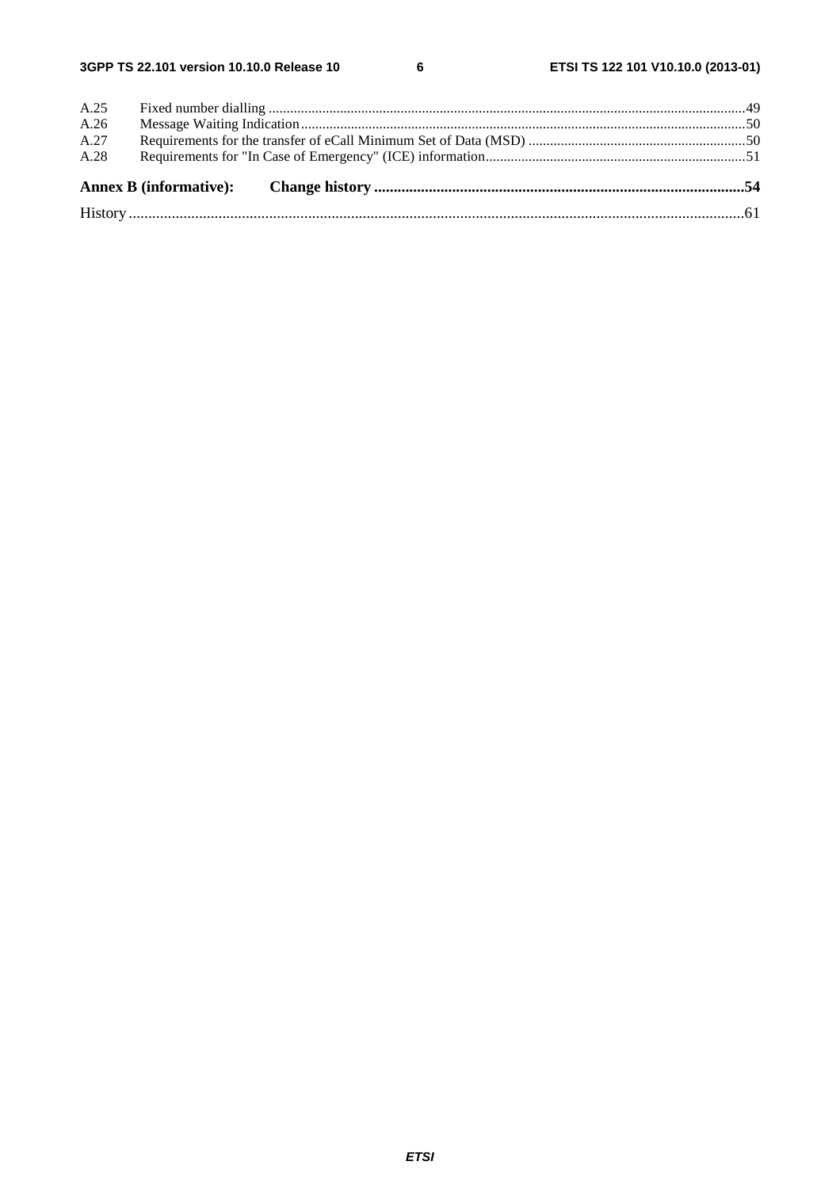A.25 Fixed number dialling ....49
A.26 Message Waiting Indication....50
A.27 Requirements for the transfer of eCall Minimum Set of Data (MSD) ....50
A.28 Requirements for "In Case of Emergency" (ICE) information....51

**Annex B (informative): Change history ....54**

History ....61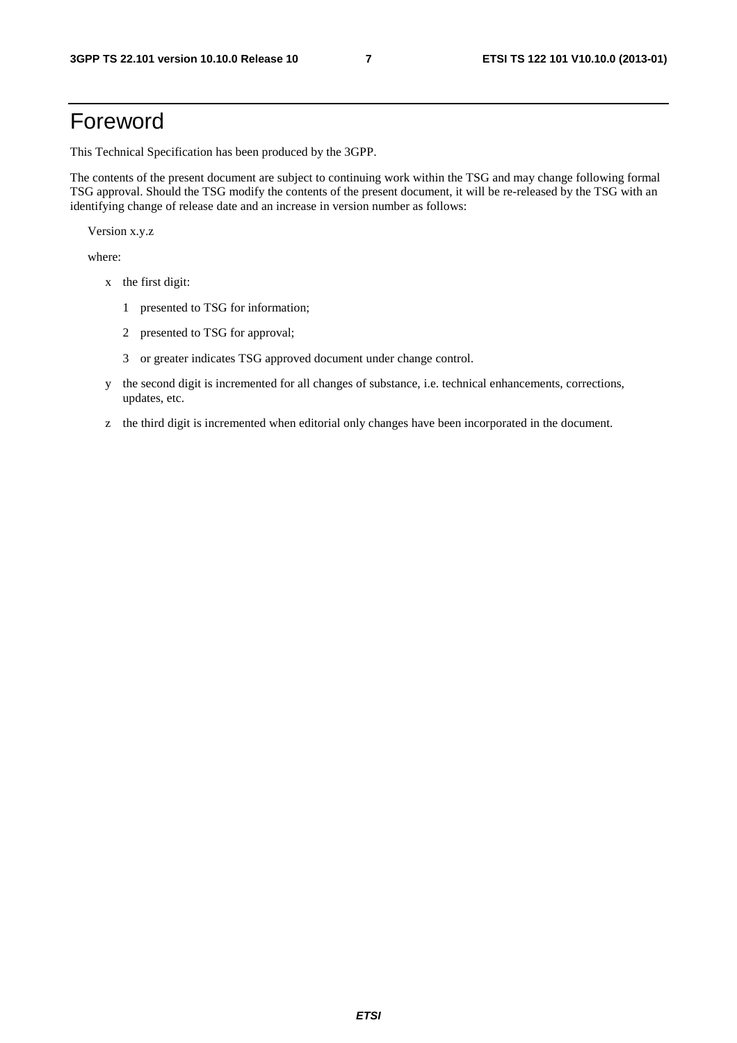# Foreword

This Technical Specification has been produced by the 3GPP.

The contents of the present document are subject to continuing work within the TSG and may change following formal TSG approval. Should the TSG modify the contents of the present document, it will be re-released by the TSG with an identifying change of release date and an increase in version number as follows:

Version x.y.z

where:

- x the first digit:
  - 1 presented to TSG for information;
  - 2 presented to TSG for approval;
  - 3 or greater indicates TSG approved document under change control.
- y the second digit is incremented for all changes of substance, i.e. technical enhancements, corrections, updates, etc.
- z the third digit is incremented when editorial only changes have been incorporated in the document.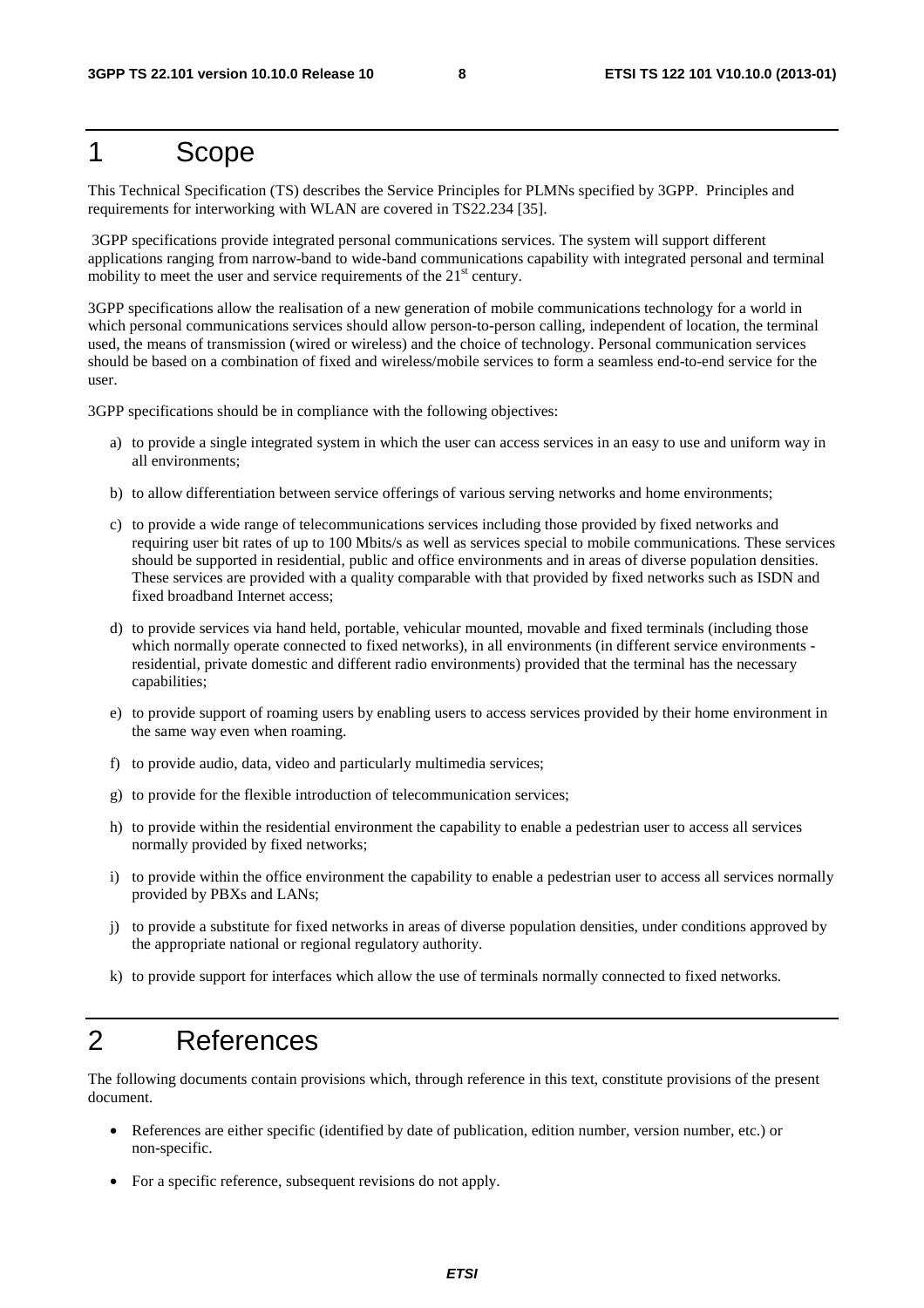# 1 Scope

This Technical Specification (TS) describes the Service Principles for PLMNs specified by 3GPP. Principles and requirements for interworking with WLAN are covered in TS22.234 [35].

3GPP specifications provide integrated personal communications services. The system will support different applications ranging from narrow-band to wide-band communications capability with integrated personal and terminal mobility to meet the user and service requirements of the 21st century.

3GPP specifications allow the realisation of a new generation of mobile communications technology for a world in which personal communications services should allow person-to-person calling, independent of location, the terminal used, the means of transmission (wired or wireless) and the choice of technology. Personal communication services should be based on a combination of fixed and wireless/mobile services to form a seamless end-to-end service for the user.

3GPP specifications should be in compliance with the following objectives:

a) to provide a single integrated system in which the user can access services in an easy to use and uniform way in all environments;

b) to allow differentiation between service offerings of various serving networks and home environments;

c) to provide a wide range of telecommunications services including those provided by fixed networks and requiring user bit rates of up to 100 Mbits/s as well as services special to mobile communications. These services should be supported in residential, public and office environments and in areas of diverse population densities. These services are provided with a quality comparable with that provided by fixed networks such as ISDN and fixed broadband Internet access;

d) to provide services via hand held, portable, vehicular mounted, movable and fixed terminals (including those which normally operate connected to fixed networks), in all environments (in different service environments - residential, private domestic and different radio environments) provided that the terminal has the necessary capabilities;

e) to provide support of roaming users by enabling users to access services provided by their home environment in the same way even when roaming.

f) to provide audio, data, video and particularly multimedia services;

g) to provide for the flexible introduction of telecommunication services;

h) to provide within the residential environment the capability to enable a pedestrian user to access all services normally provided by fixed networks;

i) to provide within the office environment the capability to enable a pedestrian user to access all services normally provided by PBXs and LANs;

j) to provide a substitute for fixed networks in areas of diverse population densities, under conditions approved by the appropriate national or regional regulatory authority.

k) to provide support for interfaces which allow the use of terminals normally connected to fixed networks.

# 2 References

The following documents contain provisions which, through reference in this text, constitute provisions of the present document.

- References are either specific (identified by date of publication, edition number, version number, etc.) or non-specific.
- For a specific reference, subsequent revisions do not apply.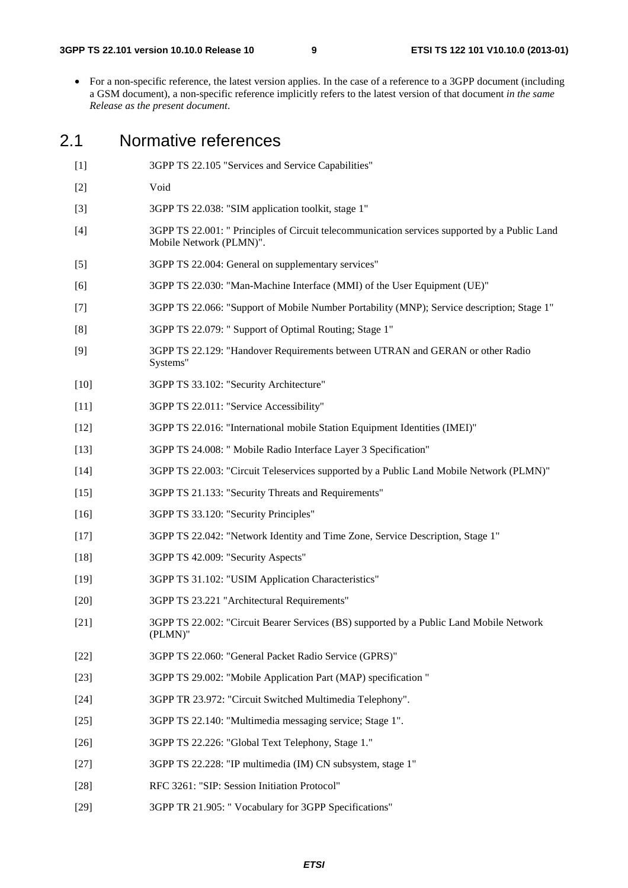- For a non-specific reference, the latest version applies. In the case of a reference to a 3GPP document (including a GSM document), a non-specific reference implicitly refers to the latest version of that document *in the same Release as the present document*.

## 2.1 Normative references

[1] 3GPP TS 22.105 "Services and Service Capabilities"

[2] Void

[3] 3GPP TS 22.038: "SIM application toolkit, stage 1"

[4] 3GPP TS 22.001: " Principles of Circuit telecommunication services supported by a Public Land Mobile Network (PLMN)".

[5] 3GPP TS 22.004: General on supplementary services"

[6] 3GPP TS 22.030: "Man-Machine Interface (MMI) of the User Equipment (UE)"

[7] 3GPP TS 22.066: "Support of Mobile Number Portability (MNP); Service description; Stage 1"

[8] 3GPP TS 22.079: " Support of Optimal Routing; Stage 1"

[9] 3GPP TS 22.129: "Handover Requirements between UTRAN and GERAN or other Radio Systems"

[10] 3GPP TS 33.102: "Security Architecture"

[11] 3GPP TS 22.011: "Service Accessibility"

[12] 3GPP TS 22.016: "International mobile Station Equipment Identities (IMEI)"

[13] 3GPP TS 24.008: " Mobile Radio Interface Layer 3 Specification"

[14] 3GPP TS 22.003: "Circuit Teleservices supported by a Public Land Mobile Network (PLMN)"

[15] 3GPP TS 21.133: "Security Threats and Requirements"

[16] 3GPP TS 33.120: "Security Principles"

[17] 3GPP TS 22.042: "Network Identity and Time Zone, Service Description, Stage 1"

[18] 3GPP TS 42.009: "Security Aspects"

[19] 3GPP TS 31.102: "USIM Application Characteristics"

[20] 3GPP TS 23.221 "Architectural Requirements"

[21] 3GPP TS 22.002: "Circuit Bearer Services (BS) supported by a Public Land Mobile Network (PLMN)"

[22] 3GPP TS 22.060: "General Packet Radio Service (GPRS)"

[23] 3GPP TS 29.002: "Mobile Application Part (MAP) specification "

[24] 3GPP TR 23.972: "Circuit Switched Multimedia Telephony".

[25] 3GPP TS 22.140: "Multimedia messaging service; Stage 1".

[26] 3GPP TS 22.226: "Global Text Telephony, Stage 1."

[27] 3GPP TS 22.228: "IP multimedia (IM) CN subsystem, stage 1"

[28] RFC 3261: "SIP: Session Initiation Protocol"

[29] 3GPP TR 21.905: " Vocabulary for 3GPP Specifications"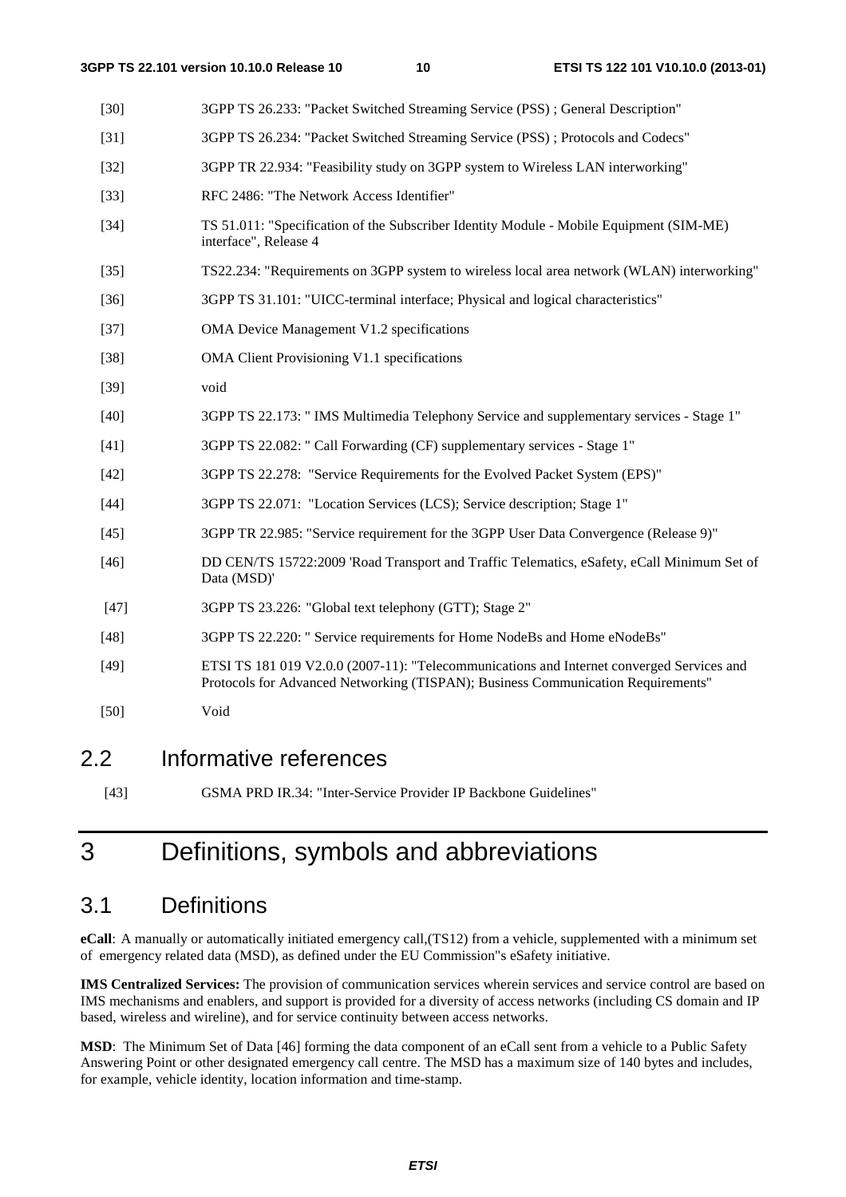[30] 3GPP TS 26.233: "Packet Switched Streaming Service (PSS) ; General Description"

[31] 3GPP TS 26.234: "Packet Switched Streaming Service (PSS) ; Protocols and Codecs"

[32] 3GPP TR 22.934: "Feasibility study on 3GPP system to Wireless LAN interworking"

[33] RFC 2486: "The Network Access Identifier"

[34] TS 51.011: "Specification of the Subscriber Identity Module - Mobile Equipment (SIM-ME) interface", Release 4

[35] TS22.234: "Requirements on 3GPP system to wireless local area network (WLAN) interworking"

[36] 3GPP TS 31.101: "UICC-terminal interface; Physical and logical characteristics"

[37] OMA Device Management V1.2 specifications

[38] OMA Client Provisioning V1.1 specifications

[39] void

[40] 3GPP TS 22.173: " IMS Multimedia Telephony Service and supplementary services - Stage 1"

[41] 3GPP TS 22.082: " Call Forwarding (CF) supplementary services - Stage 1"

[42] 3GPP TS 22.278: "Service Requirements for the Evolved Packet System (EPS)"

[44] 3GPP TS 22.071: "Location Services (LCS); Service description; Stage 1"

[45] 3GPP TR 22.985: "Service requirement for the 3GPP User Data Convergence (Release 9)"

[46] DD CEN/TS 15722:2009 'Road Transport and Traffic Telematics, eSafety, eCall Minimum Set of Data (MSD)'

[47] 3GPP TS 23.226: "Global text telephony (GTT); Stage 2"

[48] 3GPP TS 22.220: " Service requirements for Home NodeBs and Home eNodeBs"

[49] ETSI TS 181 019 V2.0.0 (2007-11): "Telecommunications and Internet converged Services and Protocols for Advanced Networking (TISPAN); Business Communication Requirements"

[50] Void

## 2.2 Informative references

[43] GSMA PRD IR.34: "Inter-Service Provider IP Backbone Guidelines"

# 3 Definitions, symbols and abbreviations

## 3.1 Definitions

**eCall**: A manually or automatically initiated emergency call,(TS12) from a vehicle, supplemented with a minimum set of emergency related data (MSD), as defined under the EU Commission"s eSafety initiative.

**IMS Centralized Services:** The provision of communication services wherein services and service control are based on IMS mechanisms and enablers, and support is provided for a diversity of access networks (including CS domain and IP based, wireless and wireline), and for service continuity between access networks.

**MSD**: The Minimum Set of Data [46] forming the data component of an eCall sent from a vehicle to a Public Safety Answering Point or other designated emergency call centre. The MSD has a maximum size of 140 bytes and includes, for example, vehicle identity, location information and time-stamp.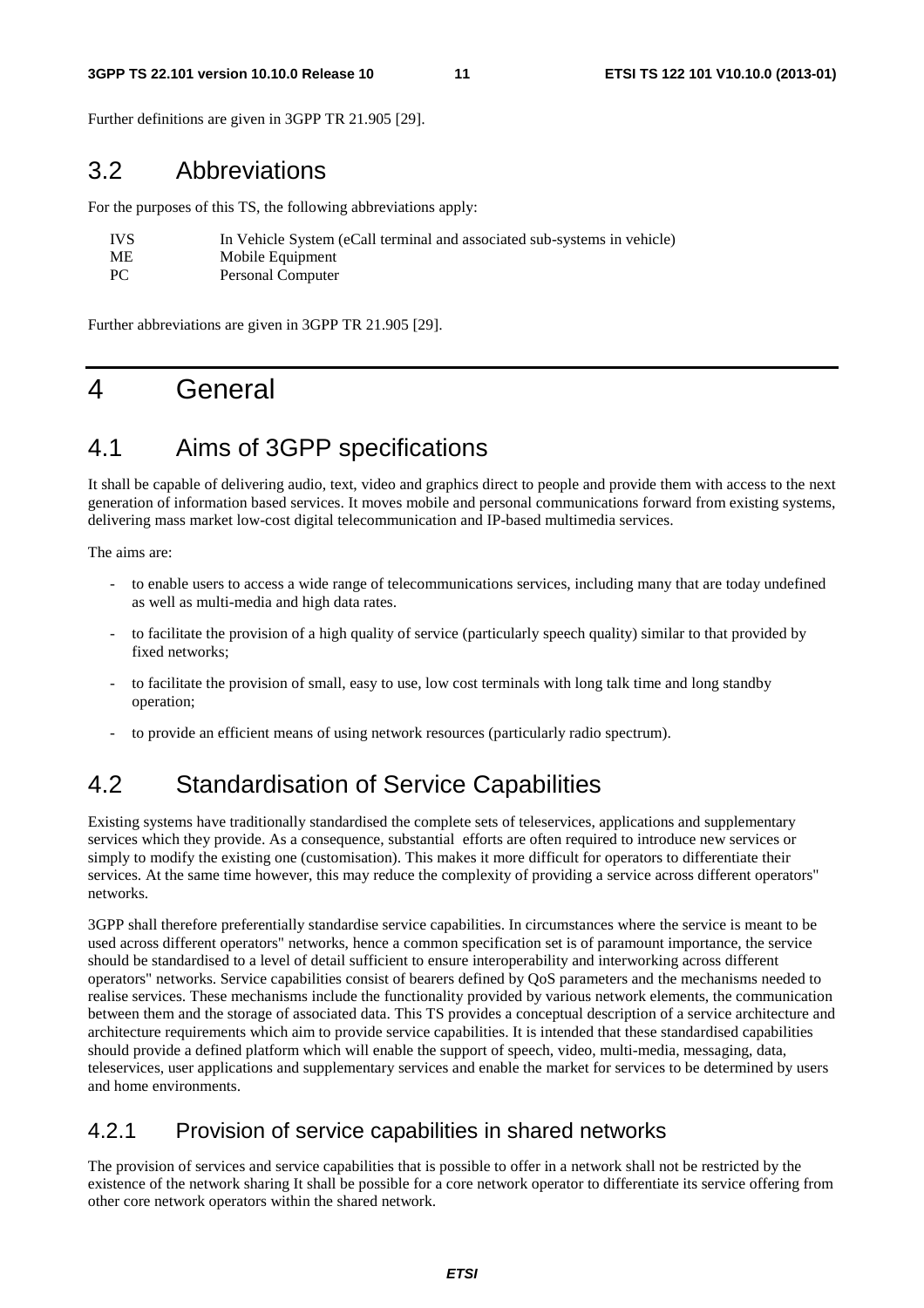Further definitions are given in 3GPP TR 21.905 [29].

## 3.2 Abbreviations

For the purposes of this TS, the following abbreviations apply:

| | |
|---|---|
| IVS | In Vehicle System (eCall terminal and associated sub-systems in vehicle) |
| ME | Mobile Equipment |
| PC | Personal Computer |

Further abbreviations are given in 3GPP TR 21.905 [29].

# 4 General

## 4.1 Aims of 3GPP specifications

It shall be capable of delivering audio, text, video and graphics direct to people and provide them with access to the next generation of information based services. It moves mobile and personal communications forward from existing systems, delivering mass market low-cost digital telecommunication and IP-based multimedia services.

The aims are:

- to enable users to access a wide range of telecommunications services, including many that are today undefined as well as multi-media and high data rates.
- to facilitate the provision of a high quality of service (particularly speech quality) similar to that provided by fixed networks;
- to facilitate the provision of small, easy to use, low cost terminals with long talk time and long standby operation;
- to provide an efficient means of using network resources (particularly radio spectrum).

## 4.2 Standardisation of Service Capabilities

Existing systems have traditionally standardised the complete sets of teleservices, applications and supplementary services which they provide. As a consequence, substantial efforts are often required to introduce new services or simply to modify the existing one (customisation). This makes it more difficult for operators to differentiate their services. At the same time however, this may reduce the complexity of providing a service across different operators" networks.

3GPP shall therefore preferentially standardise service capabilities. In circumstances where the service is meant to be used across different operators" networks, hence a common specification set is of paramount importance, the service should be standardised to a level of detail sufficient to ensure interoperability and interworking across different operators" networks. Service capabilities consist of bearers defined by QoS parameters and the mechanisms needed to realise services. These mechanisms include the functionality provided by various network elements, the communication between them and the storage of associated data. This TS provides a conceptual description of a service architecture and architecture requirements which aim to provide service capabilities. It is intended that these standardised capabilities should provide a defined platform which will enable the support of speech, video, multi-media, messaging, data, teleservices, user applications and supplementary services and enable the market for services to be determined by users and home environments.

### 4.2.1 Provision of service capabilities in shared networks

The provision of services and service capabilities that is possible to offer in a network shall not be restricted by the existence of the network sharing It shall be possible for a core network operator to differentiate its service offering from other core network operators within the shared network.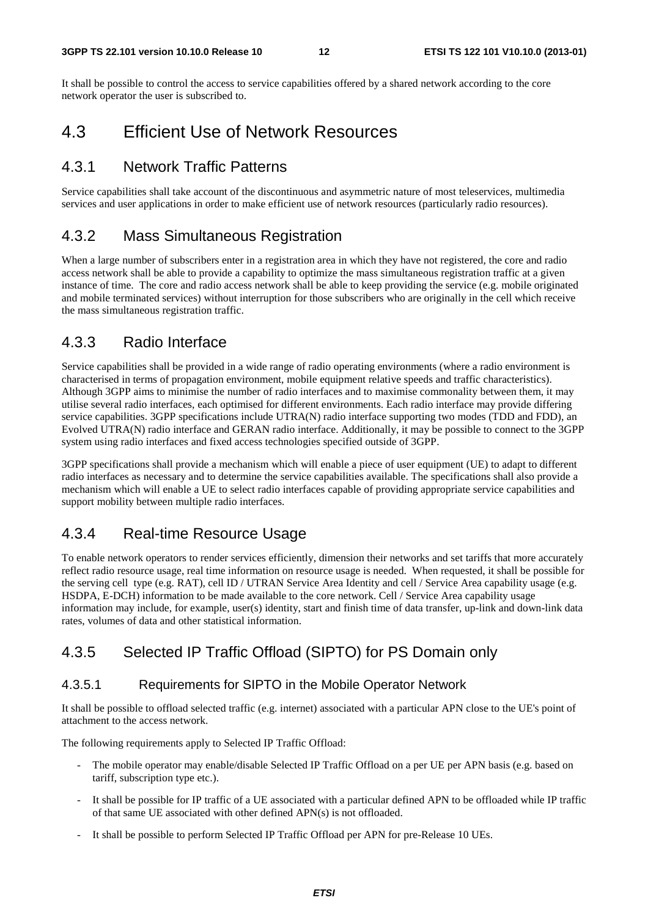It shall be possible to control the access to service capabilities offered by a shared network according to the core network operator the user is subscribed to.

## 4.3 Efficient Use of Network Resources

### 4.3.1 Network Traffic Patterns

Service capabilities shall take account of the discontinuous and asymmetric nature of most teleservices, multimedia services and user applications in order to make efficient use of network resources (particularly radio resources).

### 4.3.2 Mass Simultaneous Registration

When a large number of subscribers enter in a registration area in which they have not registered, the core and radio access network shall be able to provide a capability to optimize the mass simultaneous registration traffic at a given instance of time. The core and radio access network shall be able to keep providing the service (e.g. mobile originated and mobile terminated services) without interruption for those subscribers who are originally in the cell which receive the mass simultaneous registration traffic.

### 4.3.3 Radio Interface

Service capabilities shall be provided in a wide range of radio operating environments (where a radio environment is characterised in terms of propagation environment, mobile equipment relative speeds and traffic characteristics). Although 3GPP aims to minimise the number of radio interfaces and to maximise commonality between them, it may utilise several radio interfaces, each optimised for different environments. Each radio interface may provide differing service capabilities. 3GPP specifications include UTRA(N) radio interface supporting two modes (TDD and FDD), an Evolved UTRA(N) radio interface and GERAN radio interface. Additionally, it may be possible to connect to the 3GPP system using radio interfaces and fixed access technologies specified outside of 3GPP.

3GPP specifications shall provide a mechanism which will enable a piece of user equipment (UE) to adapt to different radio interfaces as necessary and to determine the service capabilities available. The specifications shall also provide a mechanism which will enable a UE to select radio interfaces capable of providing appropriate service capabilities and support mobility between multiple radio interfaces.

### 4.3.4 Real-time Resource Usage

To enable network operators to render services efficiently, dimension their networks and set tariffs that more accurately reflect radio resource usage, real time information on resource usage is needed. When requested, it shall be possible for the serving cell type (e.g. RAT), cell ID / UTRAN Service Area Identity and cell / Service Area capability usage (e.g. HSDPA, E-DCH) information to be made available to the core network. Cell / Service Area capability usage information may include, for example, user(s) identity, start and finish time of data transfer, up-link and down-link data rates, volumes of data and other statistical information.

### 4.3.5 Selected IP Traffic Offload (SIPTO) for PS Domain only

#### 4.3.5.1 Requirements for SIPTO in the Mobile Operator Network

It shall be possible to offload selected traffic (e.g. internet) associated with a particular APN close to the UE's point of attachment to the access network.

The following requirements apply to Selected IP Traffic Offload:

- The mobile operator may enable/disable Selected IP Traffic Offload on a per UE per APN basis (e.g. based on tariff, subscription type etc.).
- It shall be possible for IP traffic of a UE associated with a particular defined APN to be offloaded while IP traffic of that same UE associated with other defined APN(s) is not offloaded.
- It shall be possible to perform Selected IP Traffic Offload per APN for pre-Release 10 UEs.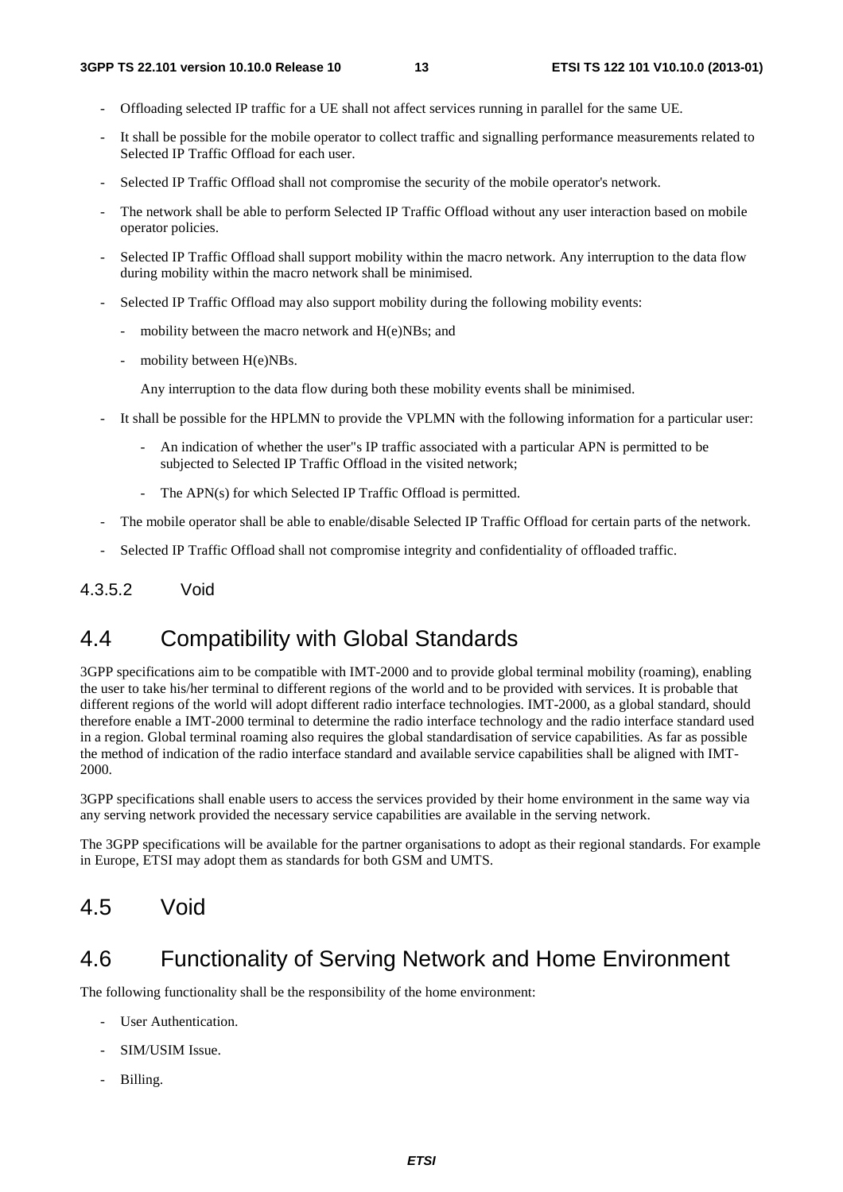- Offloading selected IP traffic for a UE shall not affect services running in parallel for the same UE.
- It shall be possible for the mobile operator to collect traffic and signalling performance measurements related to Selected IP Traffic Offload for each user.
- Selected IP Traffic Offload shall not compromise the security of the mobile operator's network.
- The network shall be able to perform Selected IP Traffic Offload without any user interaction based on mobile operator policies.
- Selected IP Traffic Offload shall support mobility within the macro network. Any interruption to the data flow during mobility within the macro network shall be minimised.
- Selected IP Traffic Offload may also support mobility during the following mobility events:
  - mobility between the macro network and H(e)NBs; and
  - mobility between H(e)NBs.

  Any interruption to the data flow during both these mobility events shall be minimised.
- It shall be possible for the HPLMN to provide the VPLMN with the following information for a particular user:
  - An indication of whether the user"s IP traffic associated with a particular APN is permitted to be subjected to Selected IP Traffic Offload in the visited network;
  - The APN(s) for which Selected IP Traffic Offload is permitted.
- The mobile operator shall be able to enable/disable Selected IP Traffic Offload for certain parts of the network.
- Selected IP Traffic Offload shall not compromise integrity and confidentiality of offloaded traffic.

#### 4.3.5.2 Void

## 4.4 Compatibility with Global Standards

3GPP specifications aim to be compatible with IMT-2000 and to provide global terminal mobility (roaming), enabling the user to take his/her terminal to different regions of the world and to be provided with services. It is probable that different regions of the world will adopt different radio interface technologies. IMT-2000, as a global standard, should therefore enable a IMT-2000 terminal to determine the radio interface technology and the radio interface standard used in a region. Global terminal roaming also requires the global standardisation of service capabilities. As far as possible the method of indication of the radio interface standard and available service capabilities shall be aligned with IMT-2000.

3GPP specifications shall enable users to access the services provided by their home environment in the same way via any serving network provided the necessary service capabilities are available in the serving network.

The 3GPP specifications will be available for the partner organisations to adopt as their regional standards. For example in Europe, ETSI may adopt them as standards for both GSM and UMTS.

## 4.5 Void

## 4.6 Functionality of Serving Network and Home Environment

The following functionality shall be the responsibility of the home environment:

- User Authentication.
- SIM/USIM Issue.
- Billing.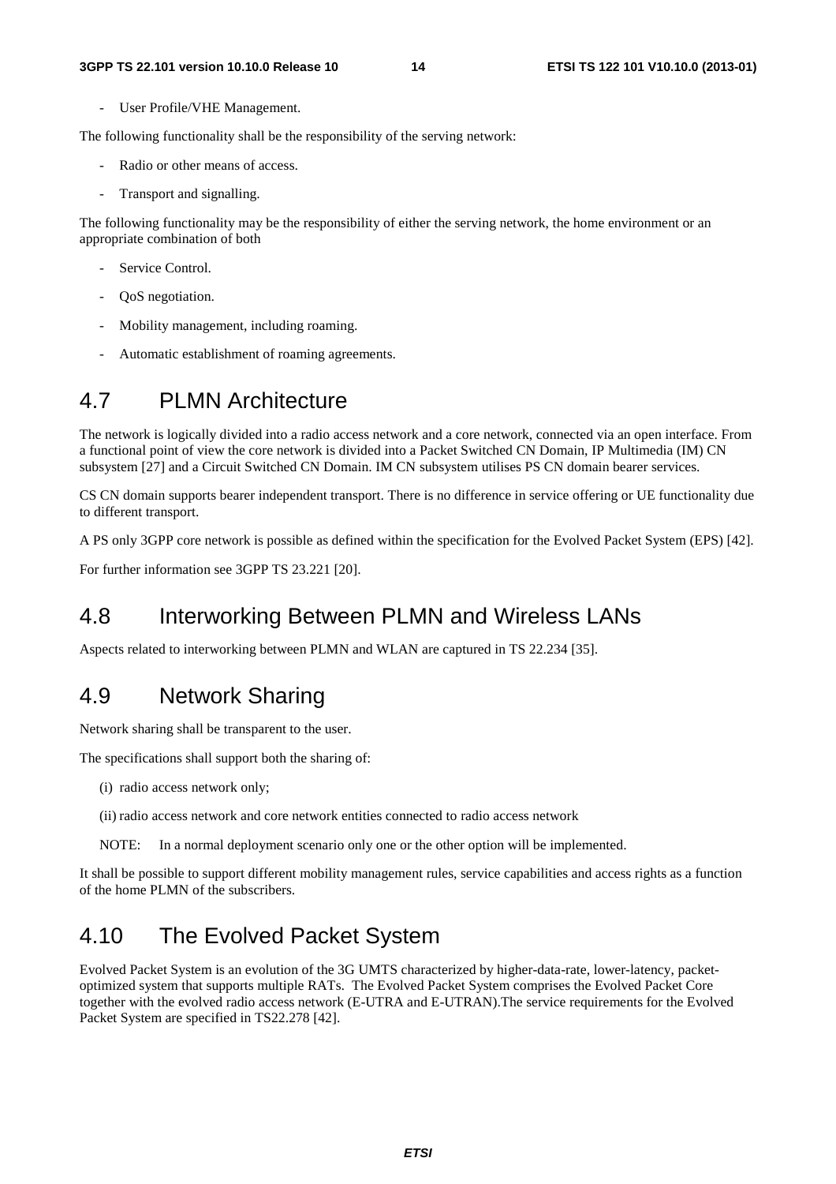- User Profile/VHE Management.

The following functionality shall be the responsibility of the serving network:

- Radio or other means of access.
- Transport and signalling.

The following functionality may be the responsibility of either the serving network, the home environment or an appropriate combination of both

- Service Control.
- QoS negotiation.
- Mobility management, including roaming.
- Automatic establishment of roaming agreements.

## 4.7 PLMN Architecture

The network is logically divided into a radio access network and a core network, connected via an open interface. From a functional point of view the core network is divided into a Packet Switched CN Domain, IP Multimedia (IM) CN subsystem [27] and a Circuit Switched CN Domain. IM CN subsystem utilises PS CN domain bearer services.

CS CN domain supports bearer independent transport. There is no difference in service offering or UE functionality due to different transport.

A PS only 3GPP core network is possible as defined within the specification for the Evolved Packet System (EPS) [42].

For further information see 3GPP TS 23.221 [20].

## 4.8 Interworking Between PLMN and Wireless LANs

Aspects related to interworking between PLMN and WLAN are captured in TS 22.234 [35].

## 4.9 Network Sharing

Network sharing shall be transparent to the user.

The specifications shall support both the sharing of:

(i) radio access network only;

(ii) radio access network and core network entities connected to radio access network

NOTE: In a normal deployment scenario only one or the other option will be implemented.

It shall be possible to support different mobility management rules, service capabilities and access rights as a function of the home PLMN of the subscribers.

## 4.10 The Evolved Packet System

Evolved Packet System is an evolution of the 3G UMTS characterized by higher-data-rate, lower-latency, packet-optimized system that supports multiple RATs. The Evolved Packet System comprises the Evolved Packet Core together with the evolved radio access network (E-UTRA and E-UTRAN).The service requirements for the Evolved Packet System are specified in TS22.278 [42].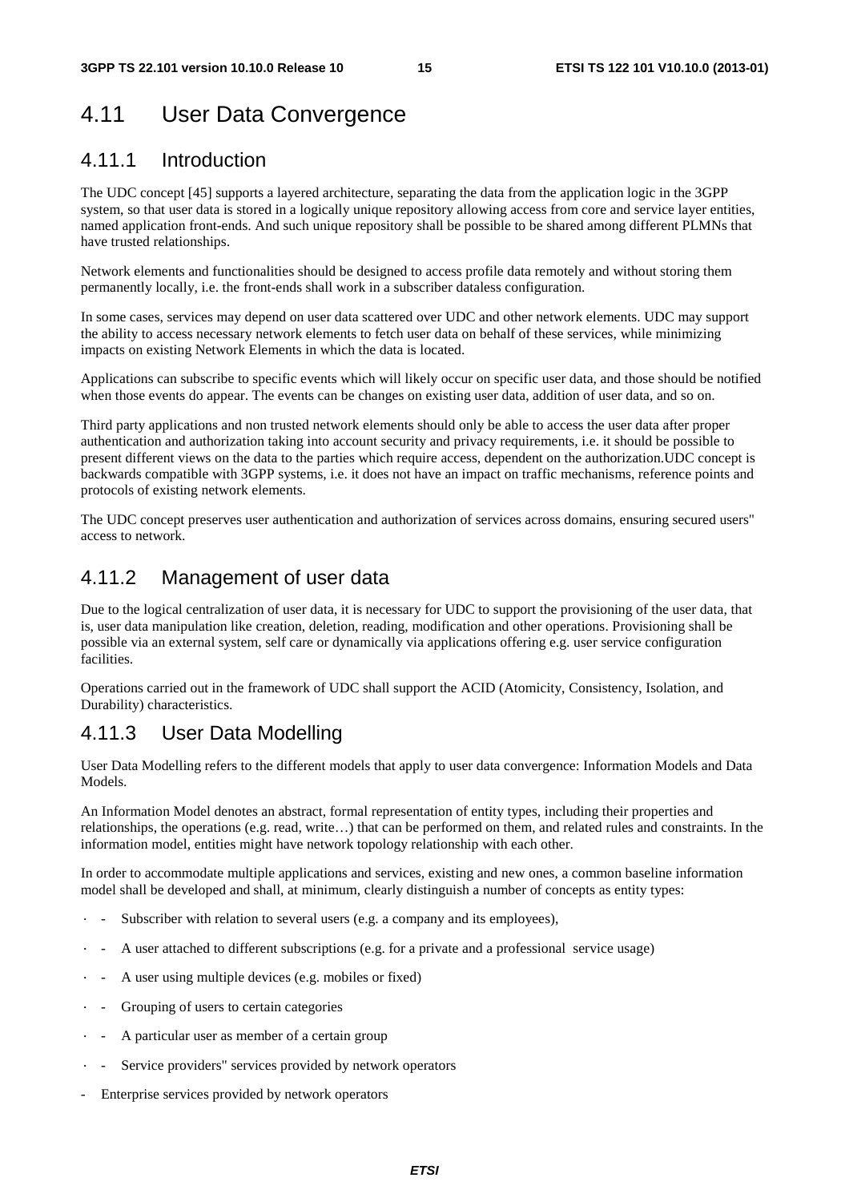## 4.11 User Data Convergence

### 4.11.1 Introduction

The UDC concept [45] supports a layered architecture, separating the data from the application logic in the 3GPP system, so that user data is stored in a logically unique repository allowing access from core and service layer entities, named application front-ends. And such unique repository shall be possible to be shared among different PLMNs that have trusted relationships.

Network elements and functionalities should be designed to access profile data remotely and without storing them permanently locally, i.e. the front-ends shall work in a subscriber dataless configuration.

In some cases, services may depend on user data scattered over UDC and other network elements. UDC may support the ability to access necessary network elements to fetch user data on behalf of these services, while minimizing impacts on existing Network Elements in which the data is located.

Applications can subscribe to specific events which will likely occur on specific user data, and those should be notified when those events do appear. The events can be changes on existing user data, addition of user data, and so on.

Third party applications and non trusted network elements should only be able to access the user data after proper authentication and authorization taking into account security and privacy requirements, i.e. it should be possible to present different views on the data to the parties which require access, dependent on the authorization.UDC concept is backwards compatible with 3GPP systems, i.e. it does not have an impact on traffic mechanisms, reference points and protocols of existing network elements.

The UDC concept preserves user authentication and authorization of services across domains, ensuring secured users'' access to network.

### 4.11.2 Management of user data

Due to the logical centralization of user data, it is necessary for UDC to support the provisioning of the user data, that is, user data manipulation like creation, deletion, reading, modification and other operations. Provisioning shall be possible via an external system, self care or dynamically via applications offering e.g. user service configuration facilities.

Operations carried out in the framework of UDC shall support the ACID (Atomicity, Consistency, Isolation, and Durability) characteristics.

### 4.11.3 User Data Modelling

User Data Modelling refers to the different models that apply to user data convergence: Information Models and Data Models.

An Information Model denotes an abstract, formal representation of entity types, including their properties and relationships, the operations (e.g. read, write…) that can be performed on them, and related rules and constraints. In the information model, entities might have network topology relationship with each other.

In order to accommodate multiple applications and services, existing and new ones, a common baseline information model shall be developed and shall, at minimum, clearly distinguish a number of concepts as entity types:

- Subscriber with relation to several users (e.g. a company and its employees),
- A user attached to different subscriptions (e.g. for a private and a professional service usage)
- A user using multiple devices (e.g. mobiles or fixed)
- Grouping of users to certain categories
- A particular user as member of a certain group
- Service providers'' services provided by network operators
- Enterprise services provided by network operators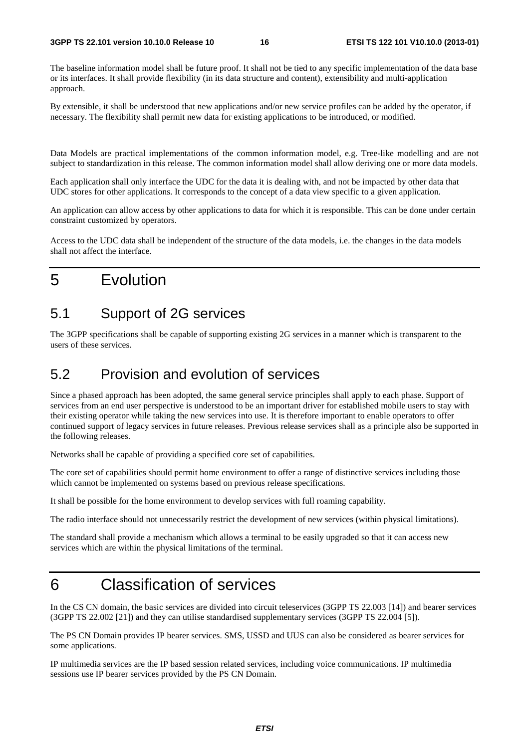The baseline information model shall be future proof. It shall not be tied to any specific implementation of the data base or its interfaces. It shall provide flexibility (in its data structure and content), extensibility and multi-application approach.

By extensible, it shall be understood that new applications and/or new service profiles can be added by the operator, if necessary. The flexibility shall permit new data for existing applications to be introduced, or modified.

Data Models are practical implementations of the common information model, e.g. Tree-like modelling and are not subject to standardization in this release. The common information model shall allow deriving one or more data models.

Each application shall only interface the UDC for the data it is dealing with, and not be impacted by other data that UDC stores for other applications. It corresponds to the concept of a data view specific to a given application.

An application can allow access by other applications to data for which it is responsible. This can be done under certain constraint customized by operators.

Access to the UDC data shall be independent of the structure of the data models, i.e. the changes in the data models shall not affect the interface.

# 5 Evolution

## 5.1 Support of 2G services

The 3GPP specifications shall be capable of supporting existing 2G services in a manner which is transparent to the users of these services.

## 5.2 Provision and evolution of services

Since a phased approach has been adopted, the same general service principles shall apply to each phase. Support of services from an end user perspective is understood to be an important driver for established mobile users to stay with their existing operator while taking the new services into use. It is therefore important to enable operators to offer continued support of legacy services in future releases. Previous release services shall as a principle also be supported in the following releases.

Networks shall be capable of providing a specified core set of capabilities.

The core set of capabilities should permit home environment to offer a range of distinctive services including those which cannot be implemented on systems based on previous release specifications.

It shall be possible for the home environment to develop services with full roaming capability.

The radio interface should not unnecessarily restrict the development of new services (within physical limitations).

The standard shall provide a mechanism which allows a terminal to be easily upgraded so that it can access new services which are within the physical limitations of the terminal.

# 6 Classification of services

In the CS CN domain, the basic services are divided into circuit teleservices (3GPP TS 22.003 [14]) and bearer services (3GPP TS 22.002 [21]) and they can utilise standardised supplementary services (3GPP TS 22.004 [5]).

The PS CN Domain provides IP bearer services. SMS, USSD and UUS can also be considered as bearer services for some applications.

IP multimedia services are the IP based session related services, including voice communications. IP multimedia sessions use IP bearer services provided by the PS CN Domain.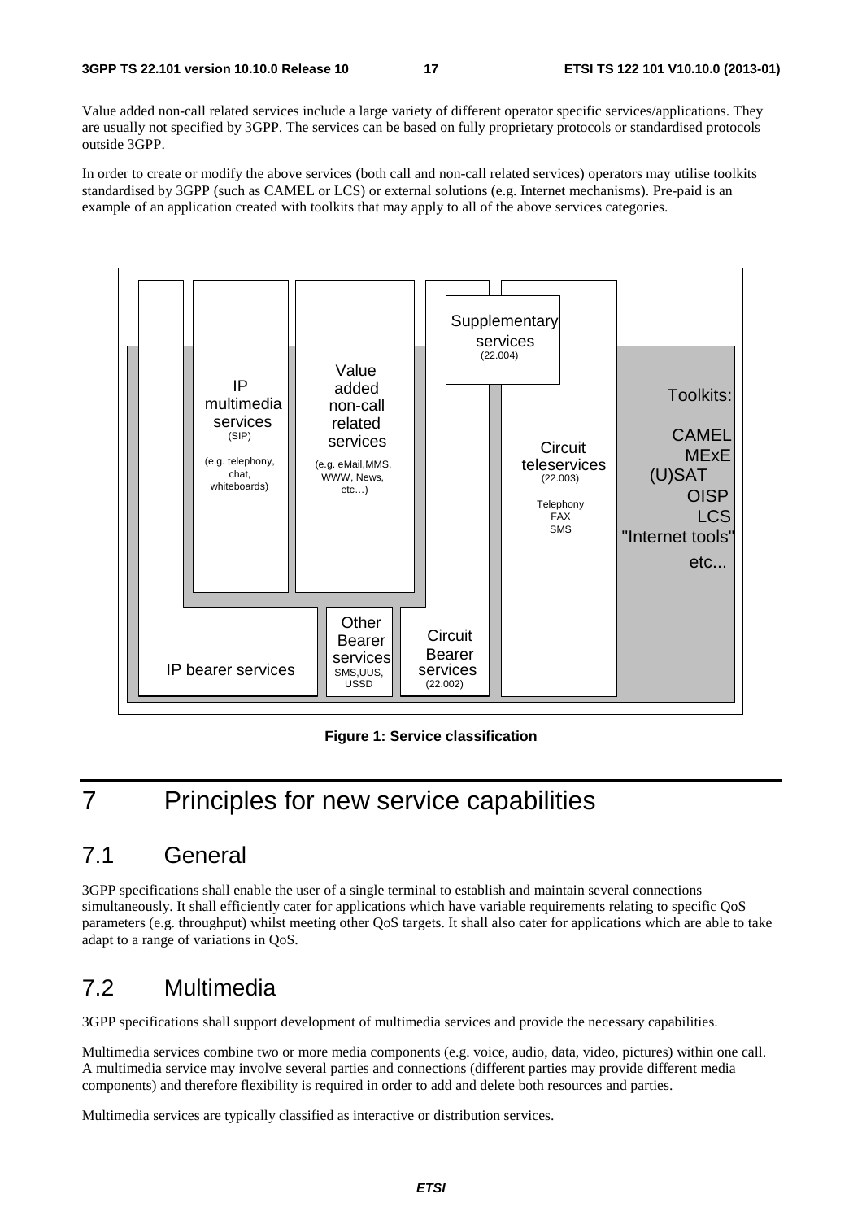Value added non-call related services include a large variety of different operator specific services/applications. They are usually not specified by 3GPP. The services can be based on fully proprietary protocols or standardised protocols outside 3GPP.

In order to create or modify the above services (both call and non-call related services) operators may utilise toolkits standardised by 3GPP (such as CAMEL or LCS) or external solutions (e.g. Internet mechanisms). Pre-paid is an example of an application created with toolkits that may apply to all of the above services categories.

IP multimedia services (SIP) (e.g. telephony, chat, whiteboards)

Value added non-call related services (e.g. eMail, MMS, WWW, News, etc…)

Supplementary services (22.004)

Circuit teleservices (22.003) Telephony FAX SMS

Toolkits: CAMEL MExE (U)SAT OISP LCS "Internet tools" etc...

IP bearer services

Other Bearer services SMS, UUS, USSD

Circuit Bearer services (22.002)

**Figure 1: Service classification**

# 7 Principles for new service capabilities

## 7.1 General

3GPP specifications shall enable the user of a single terminal to establish and maintain several connections simultaneously. It shall efficiently cater for applications which have variable requirements relating to specific QoS parameters (e.g. throughput) whilst meeting other QoS targets. It shall also cater for applications which are able to take adapt to a range of variations in QoS.

## 7.2 Multimedia

3GPP specifications shall support development of multimedia services and provide the necessary capabilities.

Multimedia services combine two or more media components (e.g. voice, audio, data, video, pictures) within one call. A multimedia service may involve several parties and connections (different parties may provide different media components) and therefore flexibility is required in order to add and delete both resources and parties.

Multimedia services are typically classified as interactive or distribution services.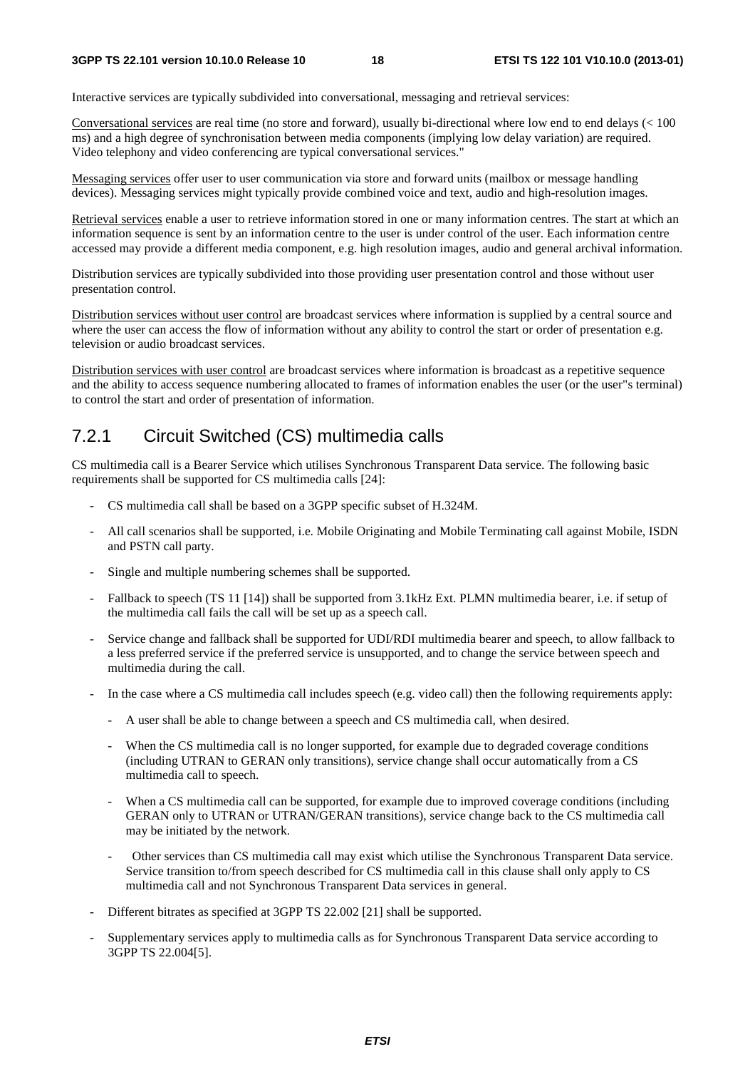Interactive services are typically subdivided into conversational, messaging and retrieval services:

Conversational services are real time (no store and forward), usually bi-directional where low end to end delays (< 100 ms) and a high degree of synchronisation between media components (implying low delay variation) are required. Video telephony and video conferencing are typical conversational services."

Messaging services offer user to user communication via store and forward units (mailbox or message handling devices). Messaging services might typically provide combined voice and text, audio and high-resolution images.

Retrieval services enable a user to retrieve information stored in one or many information centres. The start at which an information sequence is sent by an information centre to the user is under control of the user. Each information centre accessed may provide a different media component, e.g. high resolution images, audio and general archival information.

Distribution services are typically subdivided into those providing user presentation control and those without user presentation control.

Distribution services without user control are broadcast services where information is supplied by a central source and where the user can access the flow of information without any ability to control the start or order of presentation e.g. television or audio broadcast services.

Distribution services with user control are broadcast services where information is broadcast as a repetitive sequence and the ability to access sequence numbering allocated to frames of information enables the user (or the user"s terminal) to control the start and order of presentation of information.

### 7.2.1 Circuit Switched (CS) multimedia calls

CS multimedia call is a Bearer Service which utilises Synchronous Transparent Data service. The following basic requirements shall be supported for CS multimedia calls [24]:

- CS multimedia call shall be based on a 3GPP specific subset of H.324M.
- All call scenarios shall be supported, i.e. Mobile Originating and Mobile Terminating call against Mobile, ISDN and PSTN call party.
- Single and multiple numbering schemes shall be supported.
- Fallback to speech (TS 11 [14]) shall be supported from 3.1kHz Ext. PLMN multimedia bearer, i.e. if setup of the multimedia call fails the call will be set up as a speech call.
- Service change and fallback shall be supported for UDI/RDI multimedia bearer and speech, to allow fallback to a less preferred service if the preferred service is unsupported, and to change the service between speech and multimedia during the call.
- In the case where a CS multimedia call includes speech (e.g. video call) then the following requirements apply:
  - A user shall be able to change between a speech and CS multimedia call, when desired.
  - When the CS multimedia call is no longer supported, for example due to degraded coverage conditions (including UTRAN to GERAN only transitions), service change shall occur automatically from a CS multimedia call to speech.
  - When a CS multimedia call can be supported, for example due to improved coverage conditions (including GERAN only to UTRAN or UTRAN/GERAN transitions), service change back to the CS multimedia call may be initiated by the network.
  - Other services than CS multimedia call may exist which utilise the Synchronous Transparent Data service. Service transition to/from speech described for CS multimedia call in this clause shall only apply to CS multimedia call and not Synchronous Transparent Data services in general.
- Different bitrates as specified at 3GPP TS 22.002 [21] shall be supported.
- Supplementary services apply to multimedia calls as for Synchronous Transparent Data service according to 3GPP TS 22.004[5].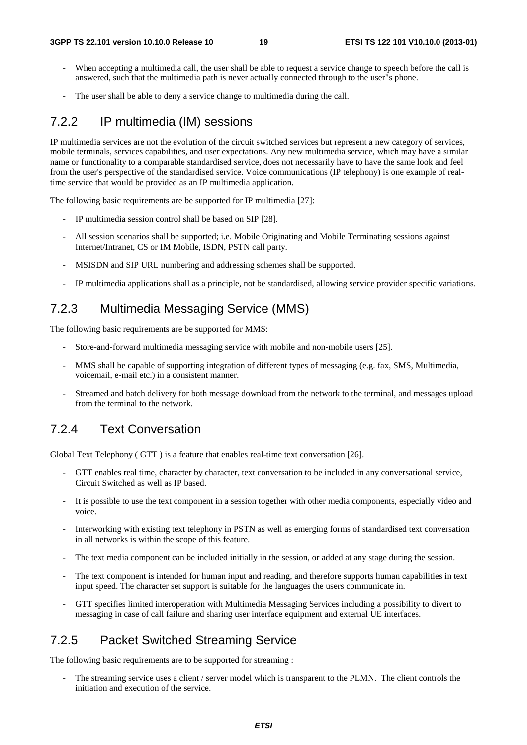- When accepting a multimedia call, the user shall be able to request a service change to speech before the call is answered, such that the multimedia path is never actually connected through to the user"s phone.

- The user shall be able to deny a service change to multimedia during the call.

### 7.2.2 IP multimedia (IM) sessions

IP multimedia services are not the evolution of the circuit switched services but represent a new category of services, mobile terminals, services capabilities, and user expectations. Any new multimedia service, which may have a similar name or functionality to a comparable standardised service, does not necessarily have to have the same look and feel from the user's perspective of the standardised service. Voice communications (IP telephony) is one example of real-time service that would be provided as an IP multimedia application.

The following basic requirements are be supported for IP multimedia [27]:

- IP multimedia session control shall be based on SIP [28].

- All session scenarios shall be supported; i.e. Mobile Originating and Mobile Terminating sessions against Internet/Intranet, CS or IM Mobile, ISDN, PSTN call party.

- MSISDN and SIP URL numbering and addressing schemes shall be supported.

- IP multimedia applications shall as a principle, not be standardised, allowing service provider specific variations.

### 7.2.3 Multimedia Messaging Service (MMS)

The following basic requirements are be supported for MMS:

- Store-and-forward multimedia messaging service with mobile and non-mobile users [25].

- MMS shall be capable of supporting integration of different types of messaging (e.g. fax, SMS, Multimedia, voicemail, e-mail etc.) in a consistent manner.

- Streamed and batch delivery for both message download from the network to the terminal, and messages upload from the terminal to the network.

### 7.2.4 Text Conversation

Global Text Telephony ( GTT ) is a feature that enables real-time text conversation [26].

- GTT enables real time, character by character, text conversation to be included in any conversational service, Circuit Switched as well as IP based.

- It is possible to use the text component in a session together with other media components, especially video and voice.

- Interworking with existing text telephony in PSTN as well as emerging forms of standardised text conversation in all networks is within the scope of this feature.

- The text media component can be included initially in the session, or added at any stage during the session.

- The text component is intended for human input and reading, and therefore supports human capabilities in text input speed. The character set support is suitable for the languages the users communicate in.

- GTT specifies limited interoperation with Multimedia Messaging Services including a possibility to divert to messaging in case of call failure and sharing user interface equipment and external UE interfaces.

### 7.2.5 Packet Switched Streaming Service

The following basic requirements are to be supported for streaming :

- The streaming service uses a client / server model which is transparent to the PLMN. The client controls the initiation and execution of the service.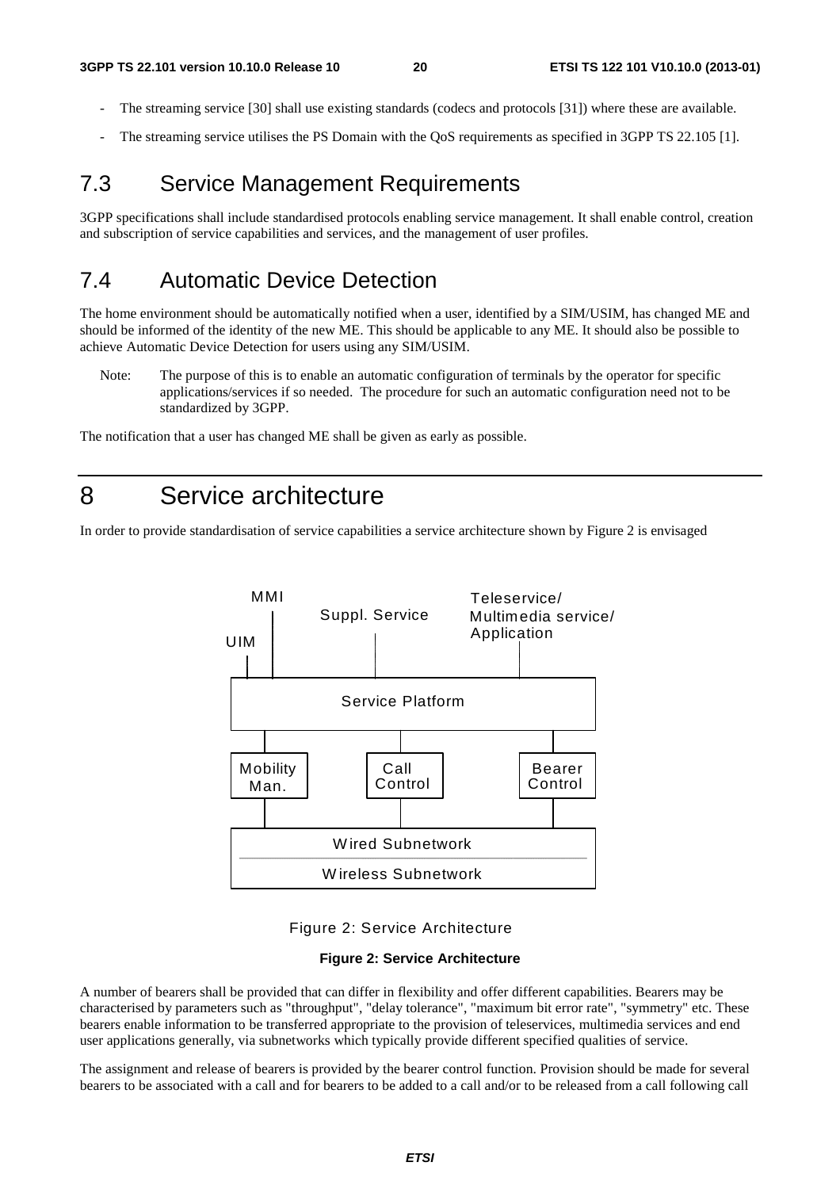- The streaming service [30] shall use existing standards (codecs and protocols [31]) where these are available.
- The streaming service utilises the PS Domain with the QoS requirements as specified in 3GPP TS 22.105 [1].

## 7.3 Service Management Requirements

3GPP specifications shall include standardised protocols enabling service management. It shall enable control, creation and subscription of service capabilities and services, and the management of user profiles.

## 7.4 Automatic Device Detection

The home environment should be automatically notified when a user, identified by a SIM/USIM, has changed ME and should be informed of the identity of the new ME. This should be applicable to any ME. It should also be possible to achieve Automatic Device Detection for users using any SIM/USIM.

Note: The purpose of this is to enable an automatic configuration of terminals by the operator for specific applications/services if so needed. The procedure for such an automatic configuration need not to be standardized by 3GPP.

The notification that a user has changed ME shall be given as early as possible.

# 8 Service architecture

In order to provide standardisation of service capabilities a service architecture shown by Figure 2 is envisaged

MMI | UIM | Suppl. Service | Teleservice/ Multimedia service/ Application

Service Platform

Mobility Man. | Call Control | Bearer Control

Wired Subnetwork

Wireless Subnetwork

Figure 2: Service Architecture

**Figure 2: Service Architecture**

A number of bearers shall be provided that can differ in flexibility and offer different capabilities. Bearers may be characterised by parameters such as "throughput", "delay tolerance", "maximum bit error rate", "symmetry" etc. These bearers enable information to be transferred appropriate to the provision of teleservices, multimedia services and end user applications generally, via subnetworks which typically provide different specified qualities of service.

The assignment and release of bearers is provided by the bearer control function. Provision should be made for several bearers to be associated with a call and for bearers to be added to a call and/or to be released from a call following call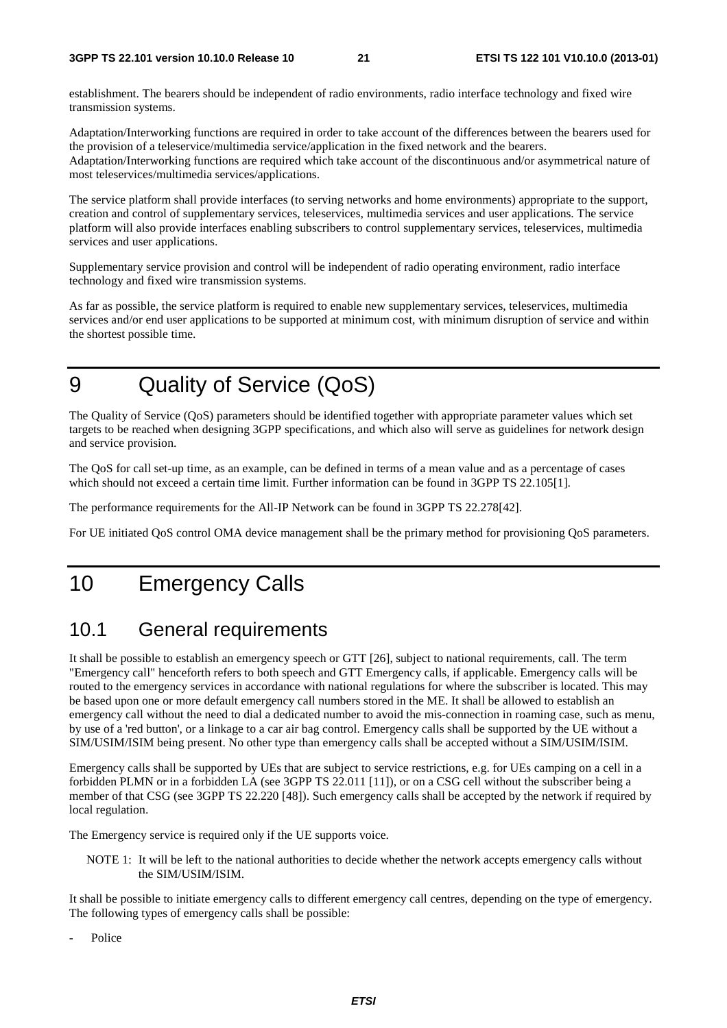establishment. The bearers should be independent of radio environments, radio interface technology and fixed wire transmission systems.

Adaptation/Interworking functions are required in order to take account of the differences between the bearers used for the provision of a teleservice/multimedia service/application in the fixed network and the bearers. Adaptation/Interworking functions are required which take account of the discontinuous and/or asymmetrical nature of most teleservices/multimedia services/applications.

The service platform shall provide interfaces (to serving networks and home environments) appropriate to the support, creation and control of supplementary services, teleservices, multimedia services and user applications. The service platform will also provide interfaces enabling subscribers to control supplementary services, teleservices, multimedia services and user applications.

Supplementary service provision and control will be independent of radio operating environment, radio interface technology and fixed wire transmission systems.

As far as possible, the service platform is required to enable new supplementary services, teleservices, multimedia services and/or end user applications to be supported at minimum cost, with minimum disruption of service and within the shortest possible time.

# 9 Quality of Service (QoS)

The Quality of Service (QoS) parameters should be identified together with appropriate parameter values which set targets to be reached when designing 3GPP specifications, and which also will serve as guidelines for network design and service provision.

The QoS for call set-up time, as an example, can be defined in terms of a mean value and as a percentage of cases which should not exceed a certain time limit. Further information can be found in 3GPP TS 22.105[1].

The performance requirements for the All-IP Network can be found in 3GPP TS 22.278[42].

For UE initiated QoS control OMA device management shall be the primary method for provisioning QoS parameters.

# 10 Emergency Calls

## 10.1 General requirements

It shall be possible to establish an emergency speech or GTT [26], subject to national requirements, call. The term "Emergency call" henceforth refers to both speech and GTT Emergency calls, if applicable. Emergency calls will be routed to the emergency services in accordance with national regulations for where the subscriber is located. This may be based upon one or more default emergency call numbers stored in the ME. It shall be allowed to establish an emergency call without the need to dial a dedicated number to avoid the mis-connection in roaming case, such as menu, by use of a 'red button', or a linkage to a car air bag control. Emergency calls shall be supported by the UE without a SIM/USIM/ISIM being present. No other type than emergency calls shall be accepted without a SIM/USIM/ISIM.

Emergency calls shall be supported by UEs that are subject to service restrictions, e.g. for UEs camping on a cell in a forbidden PLMN or in a forbidden LA (see 3GPP TS 22.011 [11]), or on a CSG cell without the subscriber being a member of that CSG (see 3GPP TS 22.220 [48]). Such emergency calls shall be accepted by the network if required by local regulation.

The Emergency service is required only if the UE supports voice.

NOTE 1: It will be left to the national authorities to decide whether the network accepts emergency calls without the SIM/USIM/ISIM.

It shall be possible to initiate emergency calls to different emergency call centres, depending on the type of emergency. The following types of emergency calls shall be possible:

- Police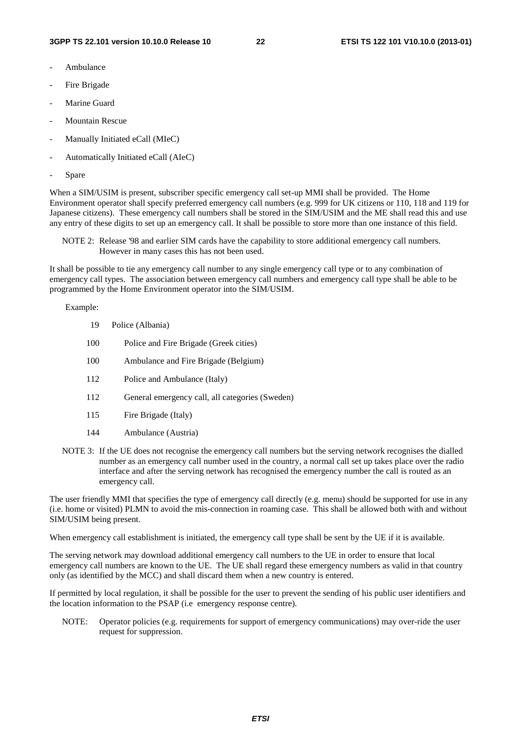- Ambulance
- Fire Brigade
- Marine Guard
- Mountain Rescue
- Manually Initiated eCall (MIeC)
- Automatically Initiated eCall (AIeC)
- Spare

When a SIM/USIM is present, subscriber specific emergency call set-up MMI shall be provided. The Home Environment operator shall specify preferred emergency call numbers (e.g. 999 for UK citizens or 110, 118 and 119 for Japanese citizens). These emergency call numbers shall be stored in the SIM/USIM and the ME shall read this and use any entry of these digits to set up an emergency call. It shall be possible to store more than one instance of this field.

NOTE 2: Release '98 and earlier SIM cards have the capability to store additional emergency call numbers. However in many cases this has not been used.

It shall be possible to tie any emergency call number to any single emergency call type or to any combination of emergency call types. The association between emergency call numbers and emergency call type shall be able to be programmed by the Home Environment operator into the SIM/USIM.

Example:

| | |
|---|---|
| 19 | Police (Albania) |
| 100 | Police and Fire Brigade (Greek cities) |
| 100 | Ambulance and Fire Brigade (Belgium) |
| 112 | Police and Ambulance (Italy) |
| 112 | General emergency call, all categories (Sweden) |
| 115 | Fire Brigade (Italy) |
| 144 | Ambulance (Austria) |

NOTE 3: If the UE does not recognise the emergency call numbers but the serving network recognises the dialled number as an emergency call number used in the country, a normal call set up takes place over the radio interface and after the serving network has recognised the emergency number the call is routed as an emergency call.

The user friendly MMI that specifies the type of emergency call directly (e.g. menu) should be supported for use in any (i.e. home or visited) PLMN to avoid the mis-connection in roaming case. This shall be allowed both with and without SIM/USIM being present.

When emergency call establishment is initiated, the emergency call type shall be sent by the UE if it is available.

The serving network may download additional emergency call numbers to the UE in order to ensure that local emergency call numbers are known to the UE. The UE shall regard these emergency numbers as valid in that country only (as identified by the MCC) and shall discard them when a new country is entered.

If permitted by local regulation, it shall be possible for the user to prevent the sending of his public user identifiers and the location information to the PSAP (i.e emergency response centre).

NOTE: Operator policies (e.g. requirements for support of emergency communications) may over-ride the user request for suppression.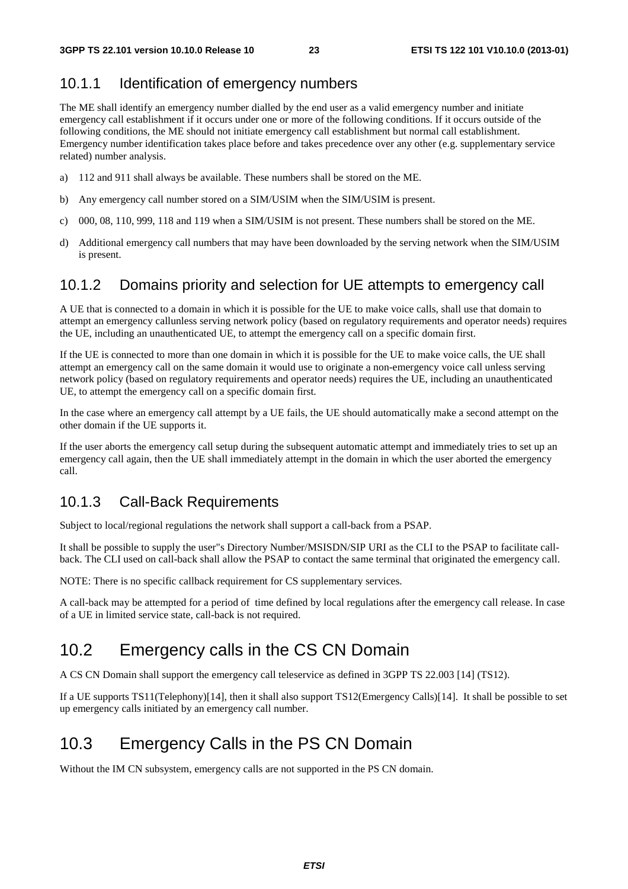### 10.1.1 Identification of emergency numbers

The ME shall identify an emergency number dialled by the end user as a valid emergency number and initiate emergency call establishment if it occurs under one or more of the following conditions. If it occurs outside of the following conditions, the ME should not initiate emergency call establishment but normal call establishment. Emergency number identification takes place before and takes precedence over any other (e.g. supplementary service related) number analysis.

a) 112 and 911 shall always be available. These numbers shall be stored on the ME.

b) Any emergency call number stored on a SIM/USIM when the SIM/USIM is present.

c) 000, 08, 110, 999, 118 and 119 when a SIM/USIM is not present. These numbers shall be stored on the ME.

d) Additional emergency call numbers that may have been downloaded by the serving network when the SIM/USIM is present.

### 10.1.2 Domains priority and selection for UE attempts to emergency call

A UE that is connected to a domain in which it is possible for the UE to make voice calls, shall use that domain to attempt an emergency callunless serving network policy (based on regulatory requirements and operator needs) requires the UE, including an unauthenticated UE, to attempt the emergency call on a specific domain first.

If the UE is connected to more than one domain in which it is possible for the UE to make voice calls, the UE shall attempt an emergency call on the same domain it would use to originate a non-emergency voice call unless serving network policy (based on regulatory requirements and operator needs) requires the UE, including an unauthenticated UE, to attempt the emergency call on a specific domain first.

In the case where an emergency call attempt by a UE fails, the UE should automatically make a second attempt on the other domain if the UE supports it.

If the user aborts the emergency call setup during the subsequent automatic attempt and immediately tries to set up an emergency call again, then the UE shall immediately attempt in the domain in which the user aborted the emergency call.

### 10.1.3 Call-Back Requirements

Subject to local/regional regulations the network shall support a call-back from a PSAP.

It shall be possible to supply the user"s Directory Number/MSISDN/SIP URI as the CLI to the PSAP to facilitate call-back. The CLI used on call-back shall allow the PSAP to contact the same terminal that originated the emergency call.

NOTE: There is no specific callback requirement for CS supplementary services.

A call-back may be attempted for a period of time defined by local regulations after the emergency call release. In case of a UE in limited service state, call-back is not required.

## 10.2 Emergency calls in the CS CN Domain

A CS CN Domain shall support the emergency call teleservice as defined in 3GPP TS 22.003 [14] (TS12).

If a UE supports TS11(Telephony)[14], then it shall also support TS12(Emergency Calls)[14]. It shall be possible to set up emergency calls initiated by an emergency call number.

## 10.3 Emergency Calls in the PS CN Domain

Without the IM CN subsystem, emergency calls are not supported in the PS CN domain.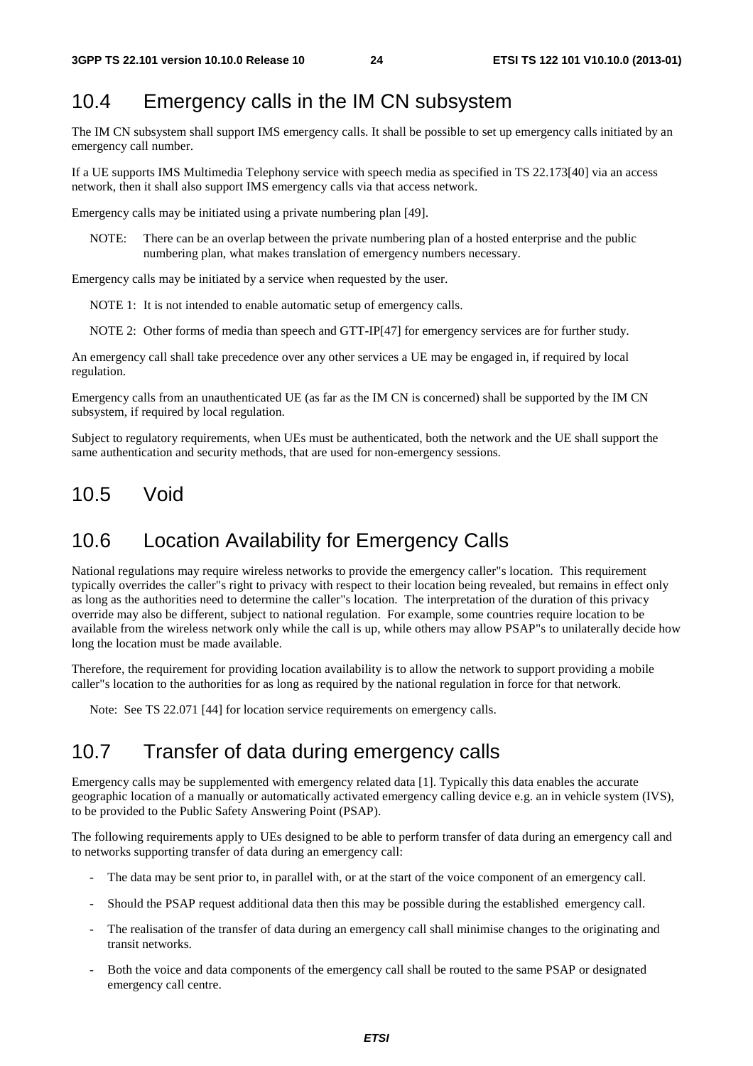## 10.4 Emergency calls in the IM CN subsystem

The IM CN subsystem shall support IMS emergency calls. It shall be possible to set up emergency calls initiated by an emergency call number.

If a UE supports IMS Multimedia Telephony service with speech media as specified in TS 22.173[40] via an access network, then it shall also support IMS emergency calls via that access network.

Emergency calls may be initiated using a private numbering plan [49].

NOTE: There can be an overlap between the private numbering plan of a hosted enterprise and the public numbering plan, what makes translation of emergency numbers necessary.

Emergency calls may be initiated by a service when requested by the user.

NOTE 1: It is not intended to enable automatic setup of emergency calls.

NOTE 2: Other forms of media than speech and GTT-IP[47] for emergency services are for further study.

An emergency call shall take precedence over any other services a UE may be engaged in, if required by local regulation.

Emergency calls from an unauthenticated UE (as far as the IM CN is concerned) shall be supported by the IM CN subsystem, if required by local regulation.

Subject to regulatory requirements, when UEs must be authenticated, both the network and the UE shall support the same authentication and security methods, that are used for non-emergency sessions.

## 10.5 Void

## 10.6 Location Availability for Emergency Calls

National regulations may require wireless networks to provide the emergency caller"s location. This requirement typically overrides the caller"s right to privacy with respect to their location being revealed, but remains in effect only as long as the authorities need to determine the caller"s location. The interpretation of the duration of this privacy override may also be different, subject to national regulation. For example, some countries require location to be available from the wireless network only while the call is up, while others may allow PSAP"s to unilaterally decide how long the location must be made available.

Therefore, the requirement for providing location availability is to allow the network to support providing a mobile caller"s location to the authorities for as long as required by the national regulation in force for that network.

Note: See TS 22.071 [44] for location service requirements on emergency calls.

## 10.7 Transfer of data during emergency calls

Emergency calls may be supplemented with emergency related data [1]. Typically this data enables the accurate geographic location of a manually or automatically activated emergency calling device e.g. an in vehicle system (IVS), to be provided to the Public Safety Answering Point (PSAP).

The following requirements apply to UEs designed to be able to perform transfer of data during an emergency call and to networks supporting transfer of data during an emergency call:

- The data may be sent prior to, in parallel with, or at the start of the voice component of an emergency call.
- Should the PSAP request additional data then this may be possible during the established emergency call.
- The realisation of the transfer of data during an emergency call shall minimise changes to the originating and transit networks.
- Both the voice and data components of the emergency call shall be routed to the same PSAP or designated emergency call centre.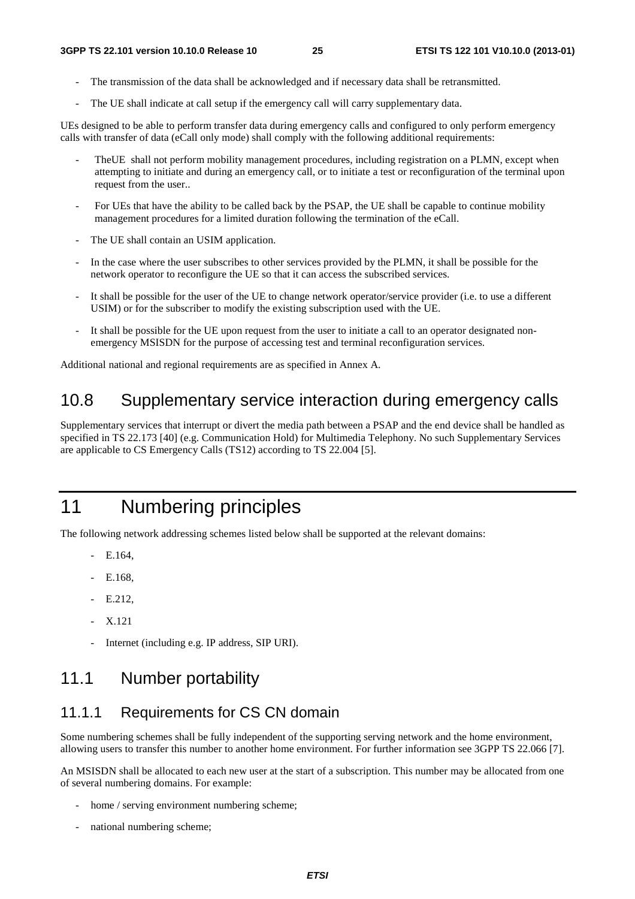- The transmission of the data shall be acknowledged and if necessary data shall be retransmitted.
- The UE shall indicate at call setup if the emergency call will carry supplementary data.

UEs designed to be able to perform transfer data during emergency calls and configured to only perform emergency calls with transfer of data (eCall only mode) shall comply with the following additional requirements:

- TheUE shall not perform mobility management procedures, including registration on a PLMN, except when attempting to initiate and during an emergency call, or to initiate a test or reconfiguration of the terminal upon request from the user..
- For UEs that have the ability to be called back by the PSAP, the UE shall be capable to continue mobility management procedures for a limited duration following the termination of the eCall.
- The UE shall contain an USIM application.
- In the case where the user subscribes to other services provided by the PLMN, it shall be possible for the network operator to reconfigure the UE so that it can access the subscribed services.
- It shall be possible for the user of the UE to change network operator/service provider (i.e. to use a different USIM) or for the subscriber to modify the existing subscription used with the UE.
- It shall be possible for the UE upon request from the user to initiate a call to an operator designated non-emergency MSISDN for the purpose of accessing test and terminal reconfiguration services.

Additional national and regional requirements are as specified in Annex A.

## 10.8 Supplementary service interaction during emergency calls

Supplementary services that interrupt or divert the media path between a PSAP and the end device shall be handled as specified in TS 22.173 [40] (e.g. Communication Hold) for Multimedia Telephony. No such Supplementary Services are applicable to CS Emergency Calls (TS12) according to TS 22.004 [5].

# 11 Numbering principles

The following network addressing schemes listed below shall be supported at the relevant domains:

- E.164,
- E.168,
- E.212,
- X.121
- Internet (including e.g. IP address, SIP URI).

## 11.1 Number portability

### 11.1.1 Requirements for CS CN domain

Some numbering schemes shall be fully independent of the supporting serving network and the home environment, allowing users to transfer this number to another home environment. For further information see 3GPP TS 22.066 [7].

An MSISDN shall be allocated to each new user at the start of a subscription. This number may be allocated from one of several numbering domains. For example:

- home / serving environment numbering scheme;
- national numbering scheme;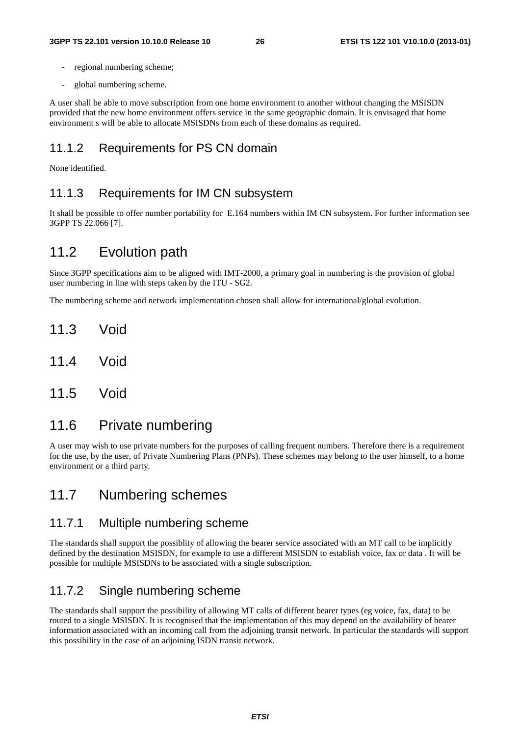- regional numbering scheme;
- global numbering scheme.

A user shall be able to move subscription from one home environment to another without changing the MSISDN provided that the new home environment offers service in the same geographic domain. It is envisaged that home environment s will be able to allocate MSISDNs from each of these domains as required.

### 11.1.2 Requirements for PS CN domain

None identified.

### 11.1.3 Requirements for IM CN subsystem

It shall be possible to offer number portability for E.164 numbers within IM CN subsystem. For further information see 3GPP TS 22.066 [7].

## 11.2 Evolution path

Since 3GPP specifications aim to be aligned with IMT-2000, a primary goal in numbering is the provision of global user numbering in line with steps taken by the ITU - SG2.

The numbering scheme and network implementation chosen shall allow for international/global evolution.

## 11.3 Void

## 11.4 Void

## 11.5 Void

## 11.6 Private numbering

A user may wish to use private numbers for the purposes of calling frequent numbers. Therefore there is a requirement for the use, by the user, of Private Numbering Plans (PNPs). These schemes may belong to the user himself, to a home environment or a third party.

## 11.7 Numbering schemes

### 11.7.1 Multiple numbering scheme

The standards shall support the possiblity of allowing the bearer service associated with an MT call to be implicitly defined by the destination MSISDN, for example to use a different MSISDN to establish voice, fax or data . It will be possible for multiple MSISDNs to be associated with a single subscription.

### 11.7.2 Single numbering scheme

The standards shall support the possibility of allowing MT calls of different bearer types (eg voice, fax, data) to be routed to a single MSISDN. It is recognised that the implementation of this may depend on the availability of bearer information associated with an incoming call from the adjoining transit network. In particular the standards will support this possibility in the case of an adjoining ISDN transit network.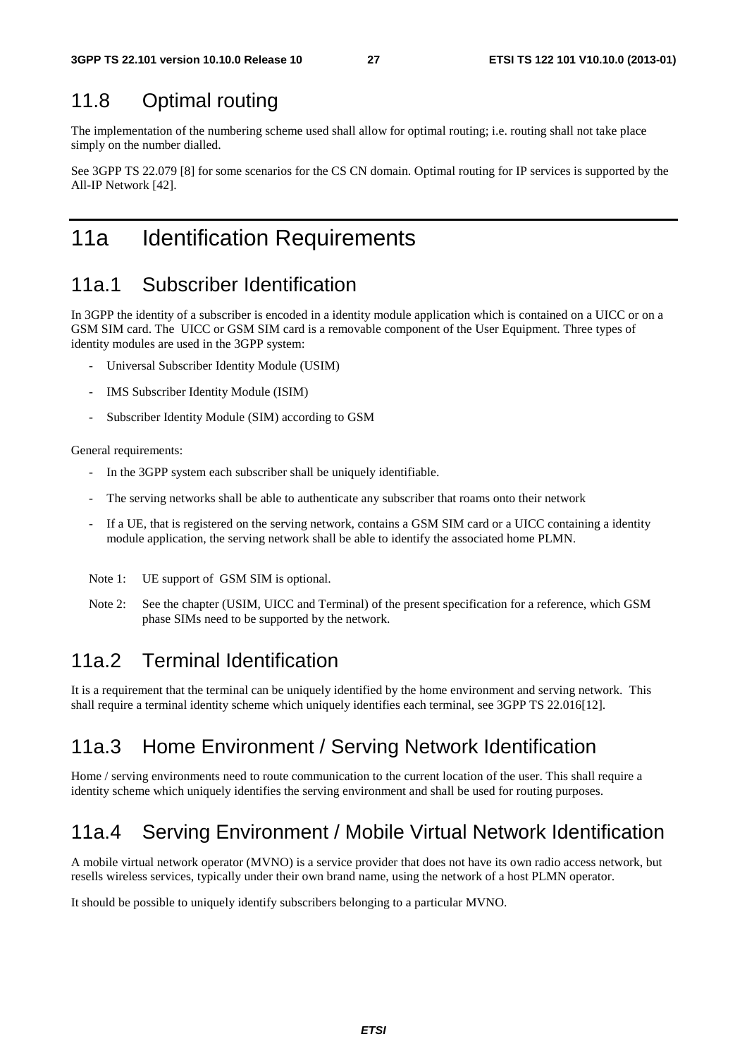## 11.8 Optimal routing

The implementation of the numbering scheme used shall allow for optimal routing; i.e. routing shall not take place simply on the number dialled.

See 3GPP TS 22.079 [8] for some scenarios for the CS CN domain. Optimal routing for IP services is supported by the All-IP Network [42].

# 11a Identification Requirements

## 11a.1 Subscriber Identification

In 3GPP the identity of a subscriber is encoded in a identity module application which is contained on a UICC or on a GSM SIM card. The UICC or GSM SIM card is a removable component of the User Equipment. Three types of identity modules are used in the 3GPP system:

- Universal Subscriber Identity Module (USIM)
- IMS Subscriber Identity Module (ISIM)
- Subscriber Identity Module (SIM) according to GSM

General requirements:

- In the 3GPP system each subscriber shall be uniquely identifiable.
- The serving networks shall be able to authenticate any subscriber that roams onto their network
- If a UE, that is registered on the serving network, contains a GSM SIM card or a UICC containing a identity module application, the serving network shall be able to identify the associated home PLMN.

Note 1: UE support of GSM SIM is optional.

Note 2: See the chapter (USIM, UICC and Terminal) of the present specification for a reference, which GSM phase SIMs need to be supported by the network.

## 11a.2 Terminal Identification

It is a requirement that the terminal can be uniquely identified by the home environment and serving network. This shall require a terminal identity scheme which uniquely identifies each terminal, see 3GPP TS 22.016[12].

## 11a.3 Home Environment / Serving Network Identification

Home / serving environments need to route communication to the current location of the user. This shall require a identity scheme which uniquely identifies the serving environment and shall be used for routing purposes.

## 11a.4 Serving Environment / Mobile Virtual Network Identification

A mobile virtual network operator (MVNO) is a service provider that does not have its own radio access network, but resells wireless services, typically under their own brand name, using the network of a host PLMN operator.

It should be possible to uniquely identify subscribers belonging to a particular MVNO.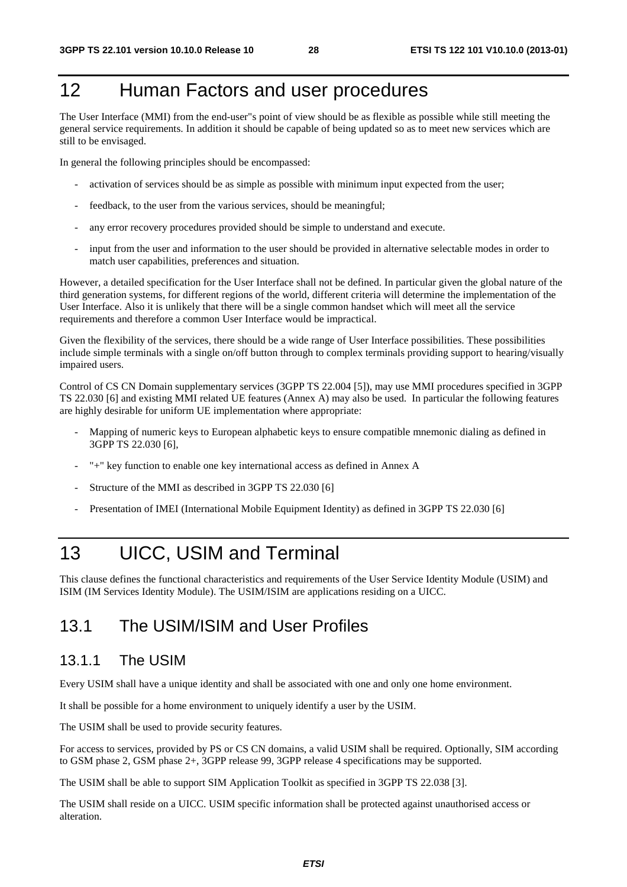# 12 Human Factors and user procedures

The User Interface (MMI) from the end-user"s point of view should be as flexible as possible while still meeting the general service requirements. In addition it should be capable of being updated so as to meet new services which are still to be envisaged.

In general the following principles should be encompassed:

- activation of services should be as simple as possible with minimum input expected from the user;
- feedback, to the user from the various services, should be meaningful;
- any error recovery procedures provided should be simple to understand and execute.
- input from the user and information to the user should be provided in alternative selectable modes in order to match user capabilities, preferences and situation.

However, a detailed specification for the User Interface shall not be defined. In particular given the global nature of the third generation systems, for different regions of the world, different criteria will determine the implementation of the User Interface. Also it is unlikely that there will be a single common handset which will meet all the service requirements and therefore a common User Interface would be impractical.

Given the flexibility of the services, there should be a wide range of User Interface possibilities. These possibilities include simple terminals with a single on/off button through to complex terminals providing support to hearing/visually impaired users.

Control of CS CN Domain supplementary services (3GPP TS 22.004 [5]), may use MMI procedures specified in 3GPP TS 22.030 [6] and existing MMI related UE features (Annex A) may also be used. In particular the following features are highly desirable for uniform UE implementation where appropriate:

- Mapping of numeric keys to European alphabetic keys to ensure compatible mnemonic dialing as defined in 3GPP TS 22.030 [6],
- "+" key function to enable one key international access as defined in Annex A
- Structure of the MMI as described in 3GPP TS 22.030 [6]
- Presentation of IMEI (International Mobile Equipment Identity) as defined in 3GPP TS 22.030 [6]

# 13 UICC, USIM and Terminal

This clause defines the functional characteristics and requirements of the User Service Identity Module (USIM) and ISIM (IM Services Identity Module). The USIM/ISIM are applications residing on a UICC.

## 13.1 The USIM/ISIM and User Profiles

### 13.1.1 The USIM

Every USIM shall have a unique identity and shall be associated with one and only one home environment.

It shall be possible for a home environment to uniquely identify a user by the USIM.

The USIM shall be used to provide security features.

For access to services, provided by PS or CS CN domains, a valid USIM shall be required. Optionally, SIM according to GSM phase 2, GSM phase 2+, 3GPP release 99, 3GPP release 4 specifications may be supported.

The USIM shall be able to support SIM Application Toolkit as specified in 3GPP TS 22.038 [3].

The USIM shall reside on a UICC. USIM specific information shall be protected against unauthorised access or alteration.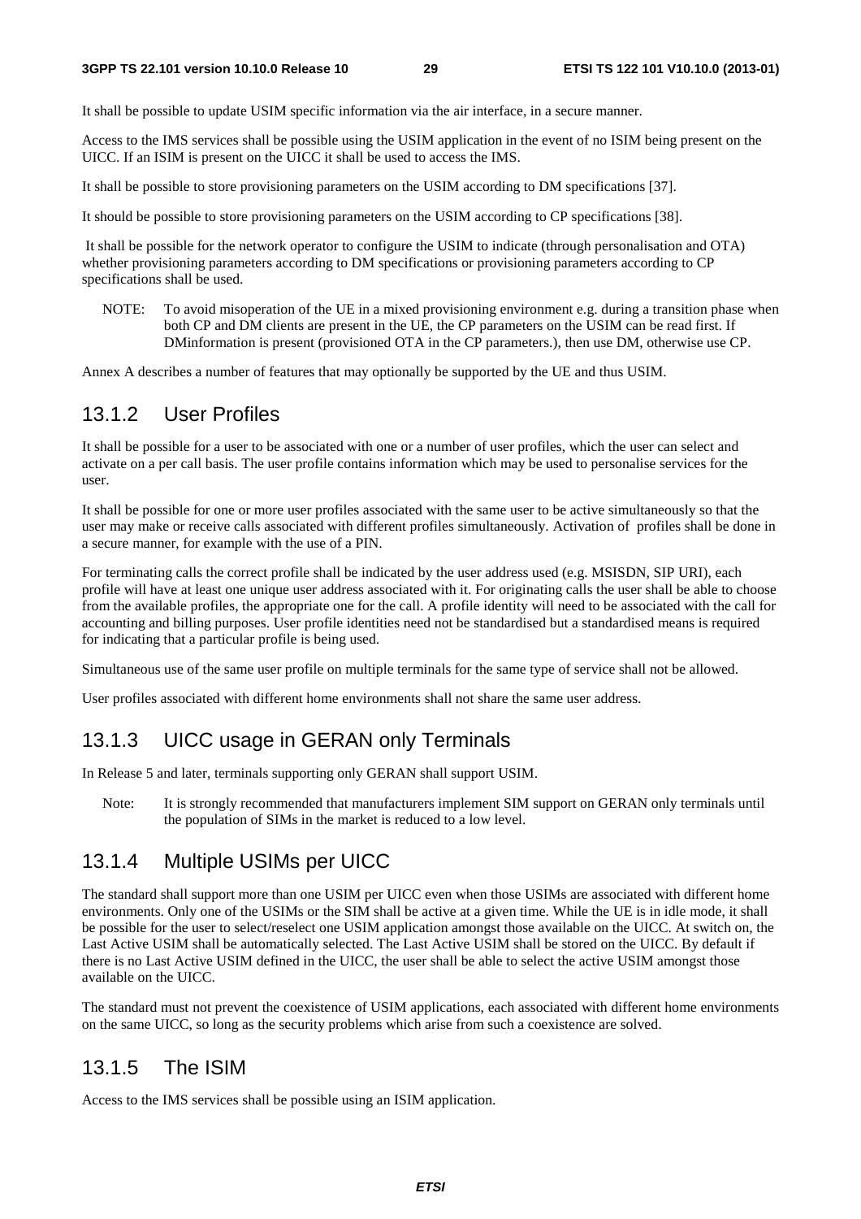It shall be possible to update USIM specific information via the air interface, in a secure manner.

Access to the IMS services shall be possible using the USIM application in the event of no ISIM being present on the UICC. If an ISIM is present on the UICC it shall be used to access the IMS.

It shall be possible to store provisioning parameters on the USIM according to DM specifications [37].

It should be possible to store provisioning parameters on the USIM according to CP specifications [38].

It shall be possible for the network operator to configure the USIM to indicate (through personalisation and OTA) whether provisioning parameters according to DM specifications or provisioning parameters according to CP specifications shall be used.

NOTE: To avoid misoperation of the UE in a mixed provisioning environment e.g. during a transition phase when both CP and DM clients are present in the UE, the CP parameters on the USIM can be read first. If DMinformation is present (provisioned OTA in the CP parameters.), then use DM, otherwise use CP.

Annex A describes a number of features that may optionally be supported by the UE and thus USIM.

### 13.1.2 User Profiles

It shall be possible for a user to be associated with one or a number of user profiles, which the user can select and activate on a per call basis. The user profile contains information which may be used to personalise services for the user.

It shall be possible for one or more user profiles associated with the same user to be active simultaneously so that the user may make or receive calls associated with different profiles simultaneously. Activation of profiles shall be done in a secure manner, for example with the use of a PIN.

For terminating calls the correct profile shall be indicated by the user address used (e.g. MSISDN, SIP URI), each profile will have at least one unique user address associated with it. For originating calls the user shall be able to choose from the available profiles, the appropriate one for the call. A profile identity will need to be associated with the call for accounting and billing purposes. User profile identities need not be standardised but a standardised means is required for indicating that a particular profile is being used.

Simultaneous use of the same user profile on multiple terminals for the same type of service shall not be allowed.

User profiles associated with different home environments shall not share the same user address.

### 13.1.3 UICC usage in GERAN only Terminals

In Release 5 and later, terminals supporting only GERAN shall support USIM.

Note: It is strongly recommended that manufacturers implement SIM support on GERAN only terminals until the population of SIMs in the market is reduced to a low level.

### 13.1.4 Multiple USIMs per UICC

The standard shall support more than one USIM per UICC even when those USIMs are associated with different home environments. Only one of the USIMs or the SIM shall be active at a given time. While the UE is in idle mode, it shall be possible for the user to select/reselect one USIM application amongst those available on the UICC. At switch on, the Last Active USIM shall be automatically selected. The Last Active USIM shall be stored on the UICC. By default if there is no Last Active USIM defined in the UICC, the user shall be able to select the active USIM amongst those available on the UICC.

The standard must not prevent the coexistence of USIM applications, each associated with different home environments on the same UICC, so long as the security problems which arise from such a coexistence are solved.

### 13.1.5 The ISIM

Access to the IMS services shall be possible using an ISIM application.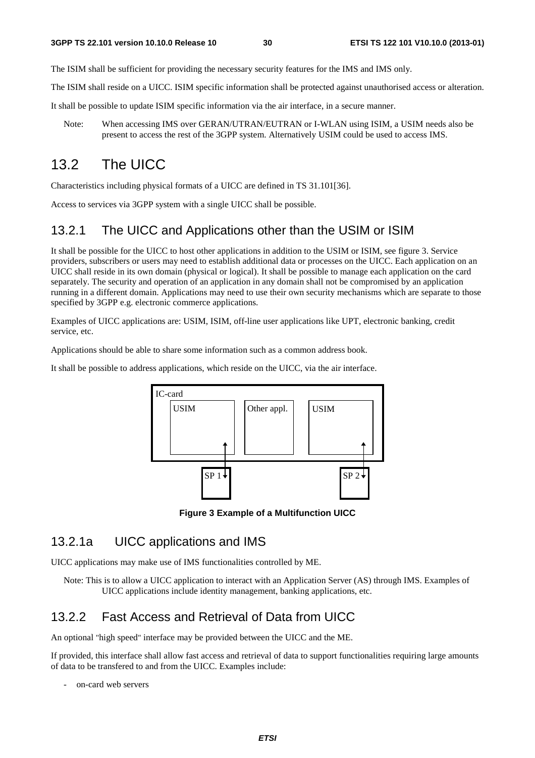The ISIM shall be sufficient for providing the necessary security features for the IMS and IMS only.

The ISIM shall reside on a UICC. ISIM specific information shall be protected against unauthorised access or alteration.

It shall be possible to update ISIM specific information via the air interface, in a secure manner.

Note: When accessing IMS over GERAN/UTRAN/EUTRAN or I-WLAN using ISIM, a USIM needs also be present to access the rest of the 3GPP system. Alternatively USIM could be used to access IMS.

## 13.2 The UICC

Characteristics including physical formats of a UICC are defined in TS 31.101[36].

Access to services via 3GPP system with a single UICC shall be possible.

### 13.2.1 The UICC and Applications other than the USIM or ISIM

It shall be possible for the UICC to host other applications in addition to the USIM or ISIM, see figure 3. Service providers, subscribers or users may need to establish additional data or processes on the UICC. Each application on an UICC shall reside in its own domain (physical or logical). It shall be possible to manage each application on the card separately. The security and operation of an application in any domain shall not be compromised by an application running in a different domain. Applications may need to use their own security mechanisms which are separate to those specified by 3GPP e.g. electronic commerce applications.

Examples of UICC applications are: USIM, ISIM, off-line user applications like UPT, electronic banking, credit service, etc.

Applications should be able to share some information such as a common address book.

It shall be possible to address applications, which reside on the UICC, via the air interface.

IC-card

USIM | Other appl. | USIM

SP 1 | SP 2

**Figure 3 Example of a Multifunction UICC**

### 13.2.1a UICC applications and IMS

UICC applications may make use of IMS functionalities controlled by ME.

Note: This is to allow a UICC application to interact with an Application Server (AS) through IMS. Examples of UICC applications include identity management, banking applications, etc.

### 13.2.2 Fast Access and Retrieval of Data from UICC

An optional "high speed" interface may be provided between the UICC and the ME.

If provided, this interface shall allow fast access and retrieval of data to support functionalities requiring large amounts of data to be transfered to and from the UICC. Examples include:

- on-card web servers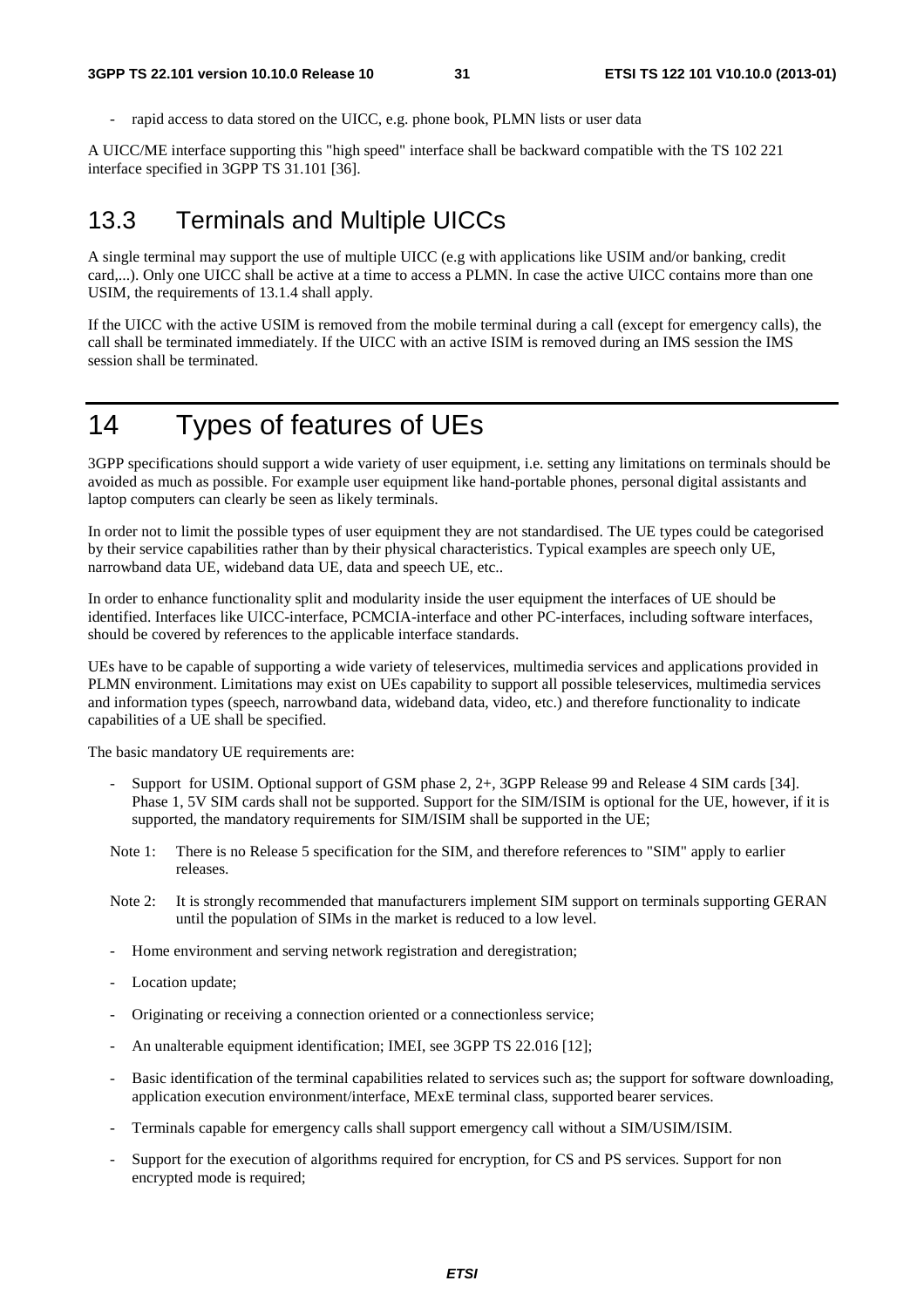- rapid access to data stored on the UICC, e.g. phone book, PLMN lists or user data

A UICC/ME interface supporting this "high speed" interface shall be backward compatible with the TS 102 221 interface specified in 3GPP TS 31.101 [36].

## 13.3 Terminals and Multiple UICCs

A single terminal may support the use of multiple UICC (e.g with applications like USIM and/or banking, credit card,...). Only one UICC shall be active at a time to access a PLMN. In case the active UICC contains more than one USIM, the requirements of 13.1.4 shall apply.

If the UICC with the active USIM is removed from the mobile terminal during a call (except for emergency calls), the call shall be terminated immediately. If the UICC with an active ISIM is removed during an IMS session the IMS session shall be terminated.

# 14 Types of features of UEs

3GPP specifications should support a wide variety of user equipment, i.e. setting any limitations on terminals should be avoided as much as possible. For example user equipment like hand-portable phones, personal digital assistants and laptop computers can clearly be seen as likely terminals.

In order not to limit the possible types of user equipment they are not standardised. The UE types could be categorised by their service capabilities rather than by their physical characteristics. Typical examples are speech only UE, narrowband data UE, wideband data UE, data and speech UE, etc..

In order to enhance functionality split and modularity inside the user equipment the interfaces of UE should be identified. Interfaces like UICC-interface, PCMCIA-interface and other PC-interfaces, including software interfaces, should be covered by references to the applicable interface standards.

UEs have to be capable of supporting a wide variety of teleservices, multimedia services and applications provided in PLMN environment. Limitations may exist on UEs capability to support all possible teleservices, multimedia services and information types (speech, narrowband data, wideband data, video, etc.) and therefore functionality to indicate capabilities of a UE shall be specified.

The basic mandatory UE requirements are:

- Support for USIM. Optional support of GSM phase 2, 2+, 3GPP Release 99 and Release 4 SIM cards [34]. Phase 1, 5V SIM cards shall not be supported. Support for the SIM/ISIM is optional for the UE, however, if it is supported, the mandatory requirements for SIM/ISIM shall be supported in the UE;

Note 1: There is no Release 5 specification for the SIM, and therefore references to "SIM" apply to earlier releases.

Note 2: It is strongly recommended that manufacturers implement SIM support on terminals supporting GERAN until the population of SIMs in the market is reduced to a low level.

- Home environment and serving network registration and deregistration;
- Location update;
- Originating or receiving a connection oriented or a connectionless service;
- An unalterable equipment identification; IMEI, see 3GPP TS 22.016 [12];
- Basic identification of the terminal capabilities related to services such as; the support for software downloading, application execution environment/interface, MExE terminal class, supported bearer services.
- Terminals capable for emergency calls shall support emergency call without a SIM/USIM/ISIM.
- Support for the execution of algorithms required for encryption, for CS and PS services. Support for non encrypted mode is required;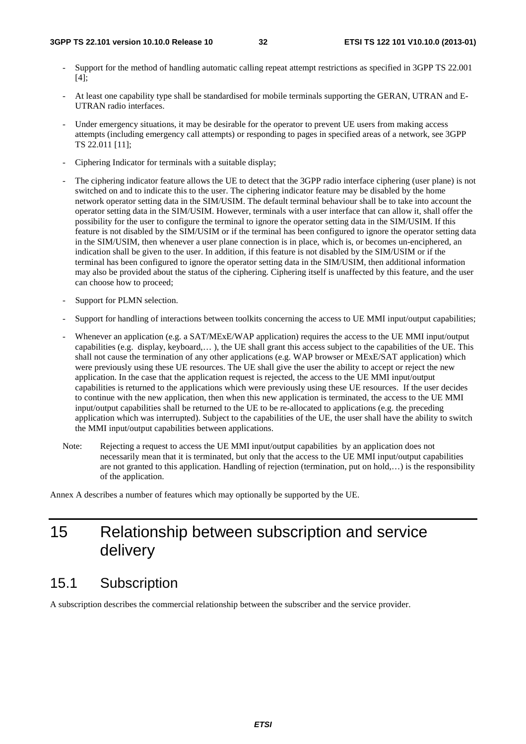- Support for the method of handling automatic calling repeat attempt restrictions as specified in 3GPP TS 22.001 [4];
- At least one capability type shall be standardised for mobile terminals supporting the GERAN, UTRAN and E-UTRAN radio interfaces.
- Under emergency situations, it may be desirable for the operator to prevent UE users from making access attempts (including emergency call attempts) or responding to pages in specified areas of a network, see 3GPP TS 22.011 [11];
- Ciphering Indicator for terminals with a suitable display;
- The ciphering indicator feature allows the UE to detect that the 3GPP radio interface ciphering (user plane) is not switched on and to indicate this to the user. The ciphering indicator feature may be disabled by the home network operator setting data in the SIM/USIM. The default terminal behaviour shall be to take into account the operator setting data in the SIM/USIM. However, terminals with a user interface that can allow it, shall offer the possibility for the user to configure the terminal to ignore the operator setting data in the SIM/USIM. If this feature is not disabled by the SIM/USIM or if the terminal has been configured to ignore the operator setting data in the SIM/USIM, then whenever a user plane connection is in place, which is, or becomes un-enciphered, an indication shall be given to the user. In addition, if this feature is not disabled by the SIM/USIM or if the terminal has been configured to ignore the operator setting data in the SIM/USIM, then additional information may also be provided about the status of the ciphering. Ciphering itself is unaffected by this feature, and the user can choose how to proceed;
- Support for PLMN selection.
- Support for handling of interactions between toolkits concerning the access to UE MMI input/output capabilities;
- Whenever an application (e.g. a SAT/MExE/WAP application) requires the access to the UE MMI input/output capabilities (e.g. display, keyboard,… ), the UE shall grant this access subject to the capabilities of the UE. This shall not cause the termination of any other applications (e.g. WAP browser or MExE/SAT application) which were previously using these UE resources. The UE shall give the user the ability to accept or reject the new application. In the case that the application request is rejected, the access to the UE MMI input/output capabilities is returned to the applications which were previously using these UE resources. If the user decides to continue with the new application, then when this new application is terminated, the access to the UE MMI input/output capabilities shall be returned to the UE to be re-allocated to applications (e.g. the preceding application which was interrupted). Subject to the capabilities of the UE, the user shall have the ability to switch the MMI input/output capabilities between applications.

Note: Rejecting a request to access the UE MMI input/output capabilities by an application does not necessarily mean that it is terminated, but only that the access to the UE MMI input/output capabilities are not granted to this application. Handling of rejection (termination, put on hold,…) is the responsibility of the application.

Annex A describes a number of features which may optionally be supported by the UE.

# 15 Relationship between subscription and service delivery

## 15.1 Subscription

A subscription describes the commercial relationship between the subscriber and the service provider.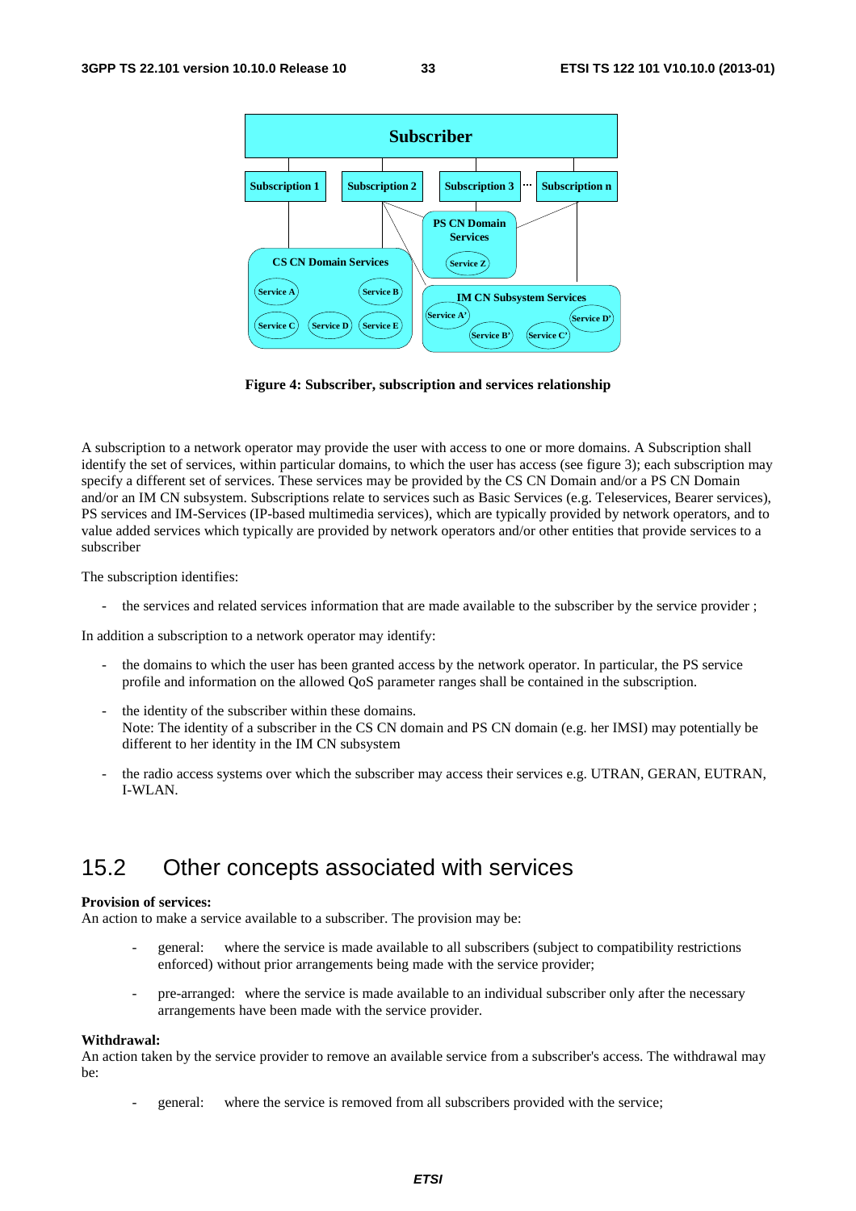**Figure 4: Subscriber, subscription and services relationship**

A subscription to a network operator may provide the user with access to one or more domains. A Subscription shall identify the set of services, within particular domains, to which the user has access (see figure 3); each subscription may specify a different set of services. These services may be provided by the CS CN Domain and/or a PS CN Domain and/or an IM CN subsystem. Subscriptions relate to services such as Basic Services (e.g. Teleservices, Bearer services), PS services and IM-Services (IP-based multimedia services), which are typically provided by network operators, and to value added services which typically are provided by network operators and/or other entities that provide services to a subscriber

The subscription identifies:

- the services and related services information that are made available to the subscriber by the service provider ;

In addition a subscription to a network operator may identify:

- the domains to which the user has been granted access by the network operator. In particular, the PS service profile and information on the allowed QoS parameter ranges shall be contained in the subscription.
- the identity of the subscriber within these domains.
  Note: The identity of a subscriber in the CS CN domain and PS CN domain (e.g. her IMSI) may potentially be different to her identity in the IM CN subsystem
- the radio access systems over which the subscriber may access their services e.g. UTRAN, GERAN, EUTRAN, I-WLAN.

## 15.2 Other concepts associated with services

**Provision of services:**
An action to make a service available to a subscriber. The provision may be:

- general: where the service is made available to all subscribers (subject to compatibility restrictions enforced) without prior arrangements being made with the service provider;
- pre-arranged: where the service is made available to an individual subscriber only after the necessary arrangements have been made with the service provider.

**Withdrawal:**
An action taken by the service provider to remove an available service from a subscriber's access. The withdrawal may be:

- general: where the service is removed from all subscribers provided with the service;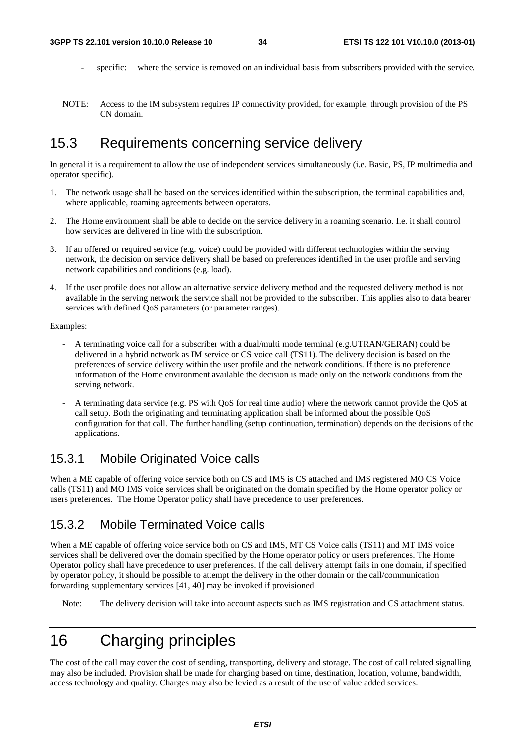- specific: where the service is removed on an individual basis from subscribers provided with the service.

NOTE: Access to the IM subsystem requires IP connectivity provided, for example, through provision of the PS CN domain.

## 15.3 Requirements concerning service delivery

In general it is a requirement to allow the use of independent services simultaneously (i.e. Basic, PS, IP multimedia and operator specific).

1. The network usage shall be based on the services identified within the subscription, the terminal capabilities and, where applicable, roaming agreements between operators.
2. The Home environment shall be able to decide on the service delivery in a roaming scenario. I.e. it shall control how services are delivered in line with the subscription.
3. If an offered or required service (e.g. voice) could be provided with different technologies within the serving network, the decision on service delivery shall be based on preferences identified in the user profile and serving network capabilities and conditions (e.g. load).
4. If the user profile does not allow an alternative service delivery method and the requested delivery method is not available in the serving network the service shall not be provided to the subscriber. This applies also to data bearer services with defined QoS parameters (or parameter ranges).

Examples:

- A terminating voice call for a subscriber with a dual/multi mode terminal (e.g.UTRAN/GERAN) could be delivered in a hybrid network as IM service or CS voice call (TS11). The delivery decision is based on the preferences of service delivery within the user profile and the network conditions. If there is no preference information of the Home environment available the decision is made only on the network conditions from the serving network.
- A terminating data service (e.g. PS with QoS for real time audio) where the network cannot provide the QoS at call setup. Both the originating and terminating application shall be informed about the possible QoS configuration for that call. The further handling (setup continuation, termination) depends on the decisions of the applications.

### 15.3.1 Mobile Originated Voice calls

When a ME capable of offering voice service both on CS and IMS is CS attached and IMS registered MO CS Voice calls (TS11) and MO IMS voice services shall be originated on the domain specified by the Home operator policy or users preferences. The Home Operator policy shall have precedence to user preferences.

### 15.3.2 Mobile Terminated Voice calls

When a ME capable of offering voice service both on CS and IMS, MT CS Voice calls (TS11) and MT IMS voice services shall be delivered over the domain specified by the Home operator policy or users preferences. The Home Operator policy shall have precedence to user preferences. If the call delivery attempt fails in one domain, if specified by operator policy, it should be possible to attempt the delivery in the other domain or the call/communication forwarding supplementary services [41, 40] may be invoked if provisioned.

Note: The delivery decision will take into account aspects such as IMS registration and CS attachment status.

# 16 Charging principles

The cost of the call may cover the cost of sending, transporting, delivery and storage. The cost of call related signalling may also be included. Provision shall be made for charging based on time, destination, location, volume, bandwidth, access technology and quality. Charges may also be levied as a result of the use of value added services.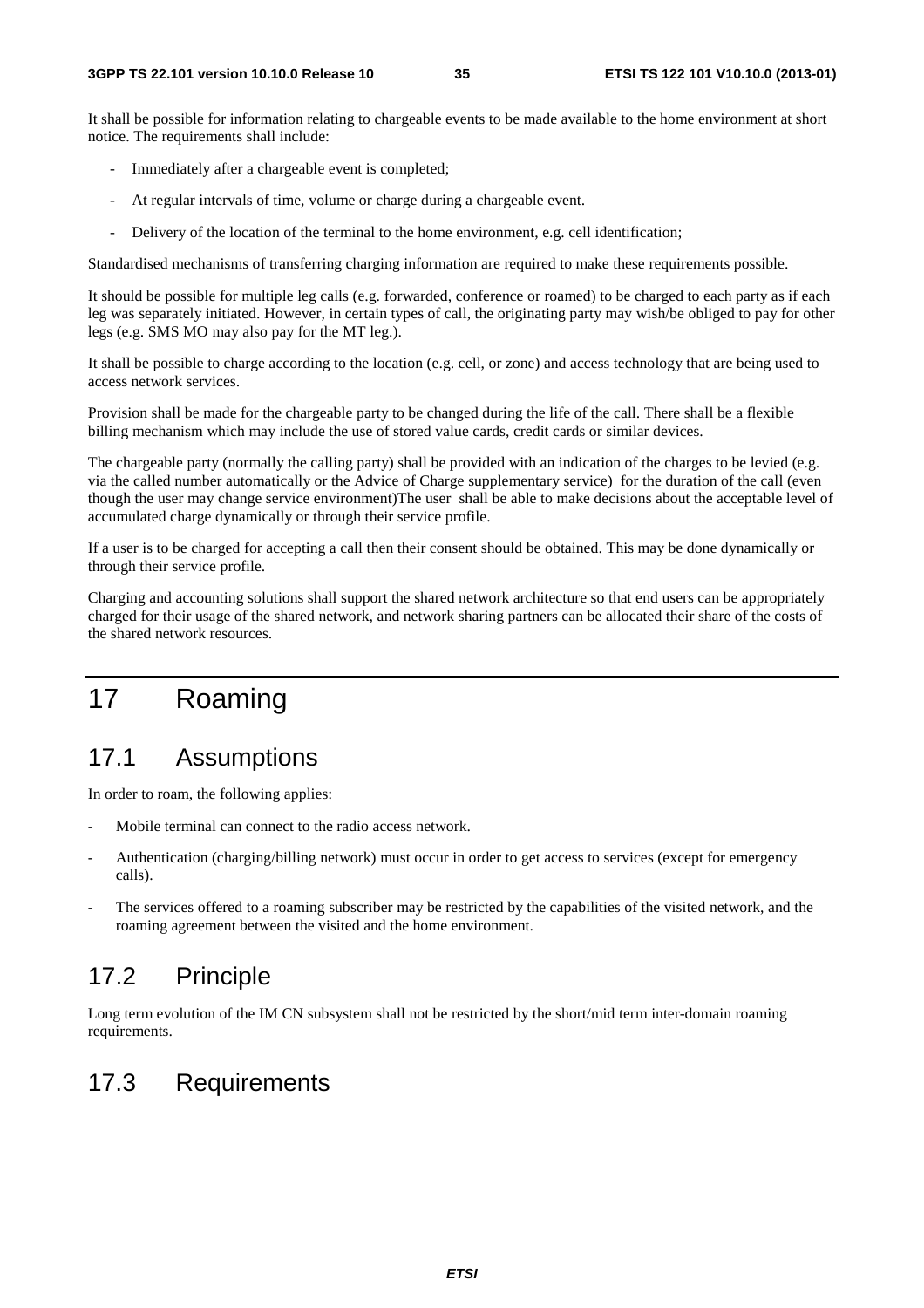It shall be possible for information relating to chargeable events to be made available to the home environment at short notice. The requirements shall include:

- Immediately after a chargeable event is completed;
- At regular intervals of time, volume or charge during a chargeable event.
- Delivery of the location of the terminal to the home environment, e.g. cell identification;

Standardised mechanisms of transferring charging information are required to make these requirements possible.

It should be possible for multiple leg calls (e.g. forwarded, conference or roamed) to be charged to each party as if each leg was separately initiated. However, in certain types of call, the originating party may wish/be obliged to pay for other legs (e.g. SMS MO may also pay for the MT leg.).

It shall be possible to charge according to the location (e.g. cell, or zone) and access technology that are being used to access network services.

Provision shall be made for the chargeable party to be changed during the life of the call. There shall be a flexible billing mechanism which may include the use of stored value cards, credit cards or similar devices.

The chargeable party (normally the calling party) shall be provided with an indication of the charges to be levied (e.g. via the called number automatically or the Advice of Charge supplementary service) for the duration of the call (even though the user may change service environment)The user shall be able to make decisions about the acceptable level of accumulated charge dynamically or through their service profile.

If a user is to be charged for accepting a call then their consent should be obtained. This may be done dynamically or through their service profile.

Charging and accounting solutions shall support the shared network architecture so that end users can be appropriately charged for their usage of the shared network, and network sharing partners can be allocated their share of the costs of the shared network resources.

# 17 Roaming

## 17.1 Assumptions

In order to roam, the following applies:

- Mobile terminal can connect to the radio access network.
- Authentication (charging/billing network) must occur in order to get access to services (except for emergency calls).
- The services offered to a roaming subscriber may be restricted by the capabilities of the visited network, and the roaming agreement between the visited and the home environment.

## 17.2 Principle

Long term evolution of the IM CN subsystem shall not be restricted by the short/mid term inter-domain roaming requirements.

## 17.3 Requirements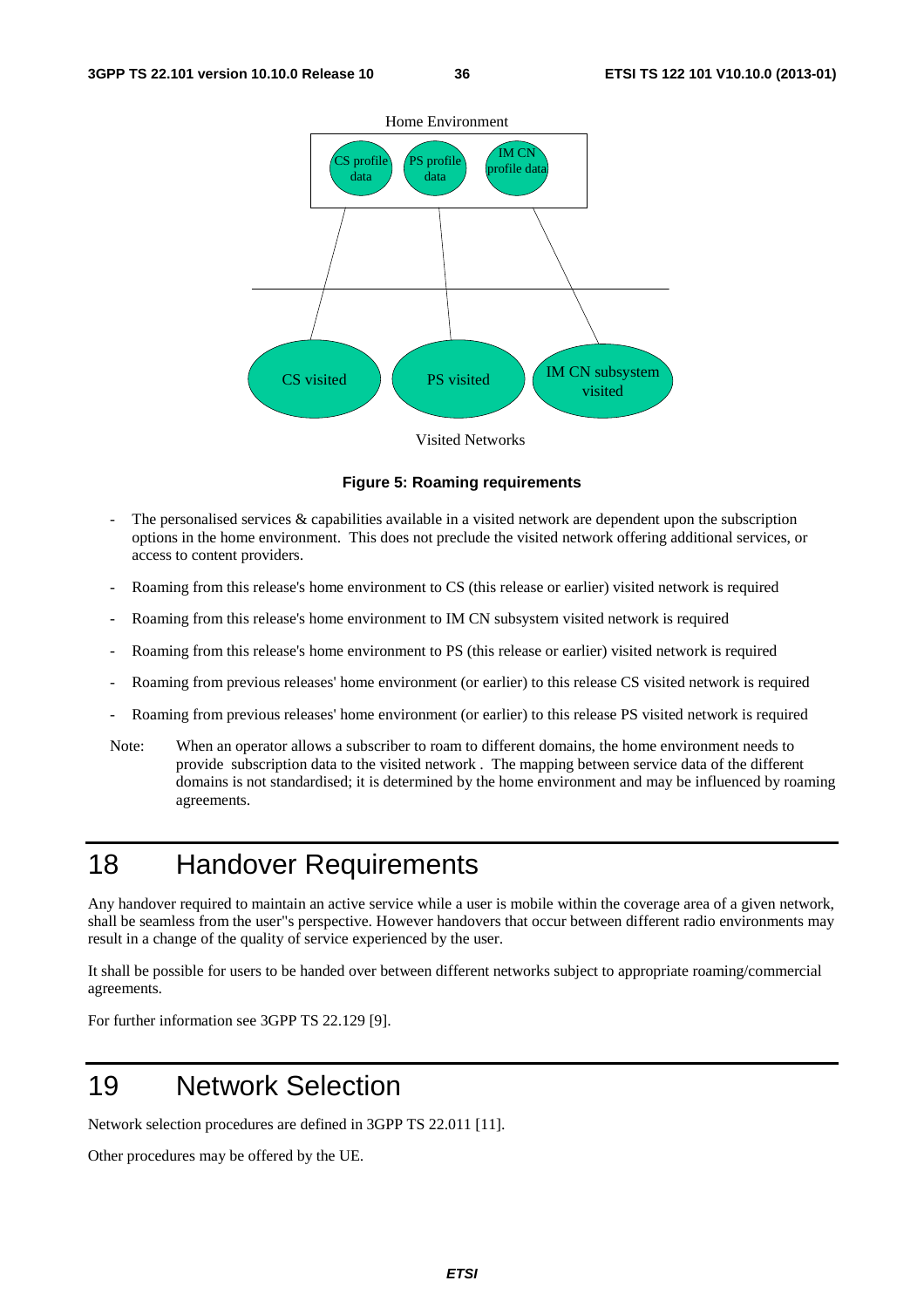Home Environment

CS profile data | PS profile data | IM CN profile data

CS visited | PS visited | IM CN subsystem visited

Visited Networks

**Figure 5: Roaming requirements**

- The personalised services & capabilities available in a visited network are dependent upon the subscription options in the home environment. This does not preclude the visited network offering additional services, or access to content providers.
- Roaming from this release's home environment to CS (this release or earlier) visited network is required
- Roaming from this release's home environment to IM CN subsystem visited network is required
- Roaming from this release's home environment to PS (this release or earlier) visited network is required
- Roaming from previous releases' home environment (or earlier) to this release CS visited network is required
- Roaming from previous releases' home environment (or earlier) to this release PS visited network is required

Note: When an operator allows a subscriber to roam to different domains, the home environment needs to provide subscription data to the visited network . The mapping between service data of the different domains is not standardised; it is determined by the home environment and may be influenced by roaming agreements.

# 18 Handover Requirements

Any handover required to maintain an active service while a user is mobile within the coverage area of a given network, shall be seamless from the user"s perspective. However handovers that occur between different radio environments may result in a change of the quality of service experienced by the user.

It shall be possible for users to be handed over between different networks subject to appropriate roaming/commercial agreements.

For further information see 3GPP TS 22.129 [9].

# 19 Network Selection

Network selection procedures are defined in 3GPP TS 22.011 [11].

Other procedures may be offered by the UE.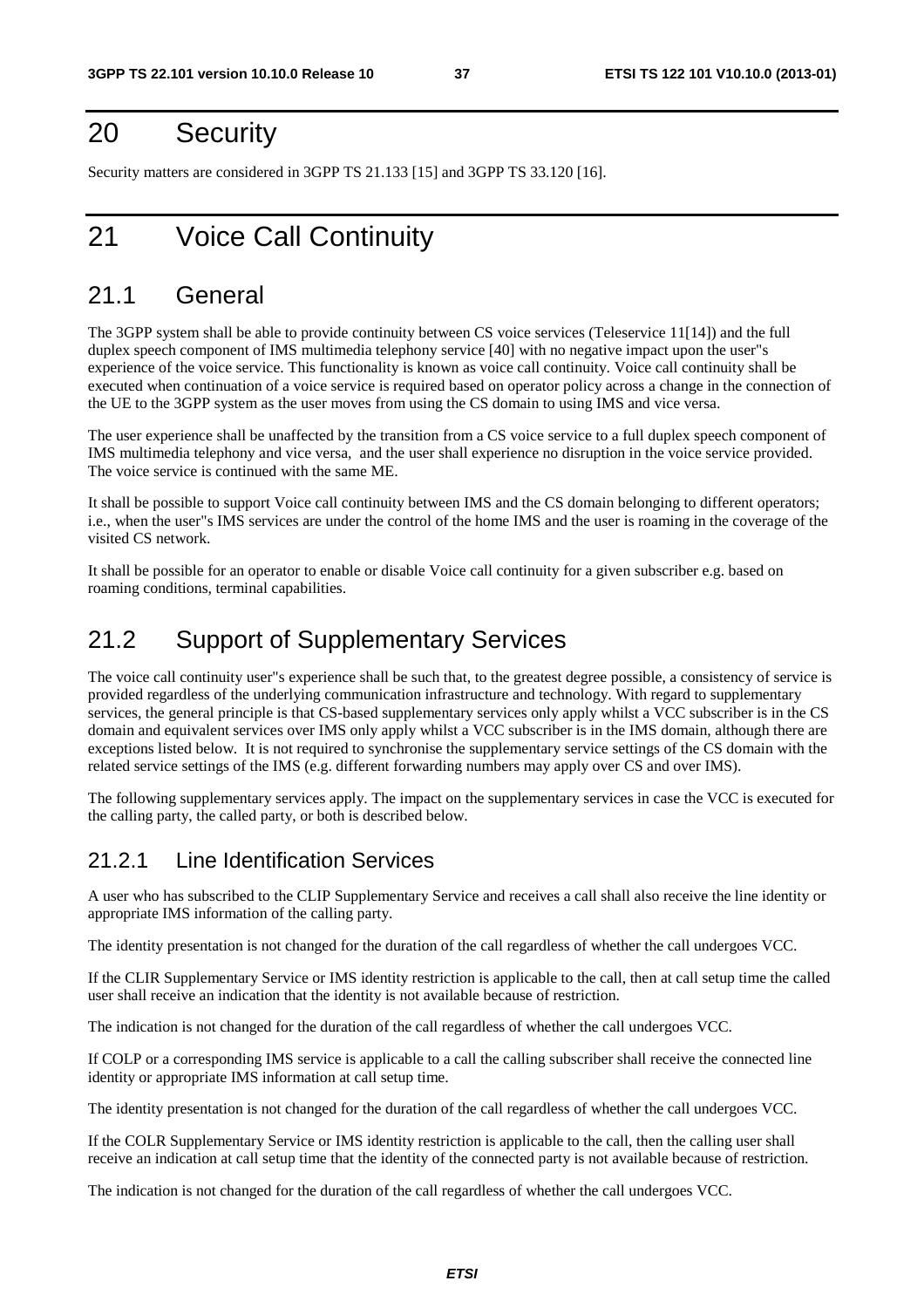# 20 Security

Security matters are considered in 3GPP TS 21.133 [15] and 3GPP TS 33.120 [16].

# 21 Voice Call Continuity

## 21.1 General

The 3GPP system shall be able to provide continuity between CS voice services (Teleservice 11[14]) and the full duplex speech component of IMS multimedia telephony service [40] with no negative impact upon the user"s experience of the voice service. This functionality is known as voice call continuity. Voice call continuity shall be executed when continuation of a voice service is required based on operator policy across a change in the connection of the UE to the 3GPP system as the user moves from using the CS domain to using IMS and vice versa.

The user experience shall be unaffected by the transition from a CS voice service to a full duplex speech component of IMS multimedia telephony and vice versa, and the user shall experience no disruption in the voice service provided. The voice service is continued with the same ME.

It shall be possible to support Voice call continuity between IMS and the CS domain belonging to different operators; i.e., when the user"s IMS services are under the control of the home IMS and the user is roaming in the coverage of the visited CS network.

It shall be possible for an operator to enable or disable Voice call continuity for a given subscriber e.g. based on roaming conditions, terminal capabilities.

## 21.2 Support of Supplementary Services

The voice call continuity user"s experience shall be such that, to the greatest degree possible, a consistency of service is provided regardless of the underlying communication infrastructure and technology. With regard to supplementary services, the general principle is that CS-based supplementary services only apply whilst a VCC subscriber is in the CS domain and equivalent services over IMS only apply whilst a VCC subscriber is in the IMS domain, although there are exceptions listed below. It is not required to synchronise the supplementary service settings of the CS domain with the related service settings of the IMS (e.g. different forwarding numbers may apply over CS and over IMS).

The following supplementary services apply. The impact on the supplementary services in case the VCC is executed for the calling party, the called party, or both is described below.

### 21.2.1 Line Identification Services

A user who has subscribed to the CLIP Supplementary Service and receives a call shall also receive the line identity or appropriate IMS information of the calling party.

The identity presentation is not changed for the duration of the call regardless of whether the call undergoes VCC.

If the CLIR Supplementary Service or IMS identity restriction is applicable to the call, then at call setup time the called user shall receive an indication that the identity is not available because of restriction.

The indication is not changed for the duration of the call regardless of whether the call undergoes VCC.

If COLP or a corresponding IMS service is applicable to a call the calling subscriber shall receive the connected line identity or appropriate IMS information at call setup time.

The identity presentation is not changed for the duration of the call regardless of whether the call undergoes VCC.

If the COLR Supplementary Service or IMS identity restriction is applicable to the call, then the calling user shall receive an indication at call setup time that the identity of the connected party is not available because of restriction.

The indication is not changed for the duration of the call regardless of whether the call undergoes VCC.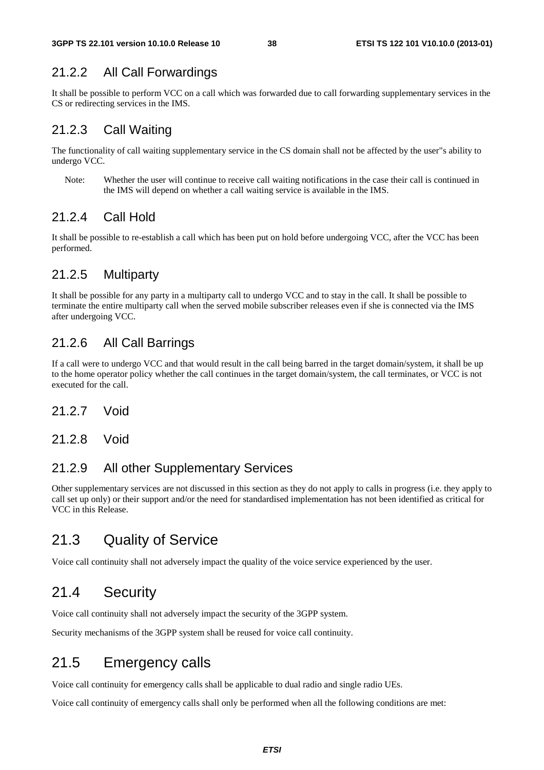### 21.2.2 All Call Forwardings

It shall be possible to perform VCC on a call which was forwarded due to call forwarding supplementary services in the CS or redirecting services in the IMS.

### 21.2.3 Call Waiting

The functionality of call waiting supplementary service in the CS domain shall not be affected by the user"s ability to undergo VCC.

Note: Whether the user will continue to receive call waiting notifications in the case their call is continued in the IMS will depend on whether a call waiting service is available in the IMS.

### 21.2.4 Call Hold

It shall be possible to re-establish a call which has been put on hold before undergoing VCC, after the VCC has been performed.

### 21.2.5 Multiparty

It shall be possible for any party in a multiparty call to undergo VCC and to stay in the call. It shall be possible to terminate the entire multiparty call when the served mobile subscriber releases even if she is connected via the IMS after undergoing VCC.

### 21.2.6 All Call Barrings

If a call were to undergo VCC and that would result in the call being barred in the target domain/system, it shall be up to the home operator policy whether the call continues in the target domain/system, the call terminates, or VCC is not executed for the call.

### 21.2.7 Void

### 21.2.8 Void

### 21.2.9 All other Supplementary Services

Other supplementary services are not discussed in this section as they do not apply to calls in progress (i.e. they apply to call set up only) or their support and/or the need for standardised implementation has not been identified as critical for VCC in this Release.

## 21.3 Quality of Service

Voice call continuity shall not adversely impact the quality of the voice service experienced by the user.

## 21.4 Security

Voice call continuity shall not adversely impact the security of the 3GPP system.

Security mechanisms of the 3GPP system shall be reused for voice call continuity.

## 21.5 Emergency calls

Voice call continuity for emergency calls shall be applicable to dual radio and single radio UEs.

Voice call continuity of emergency calls shall only be performed when all the following conditions are met: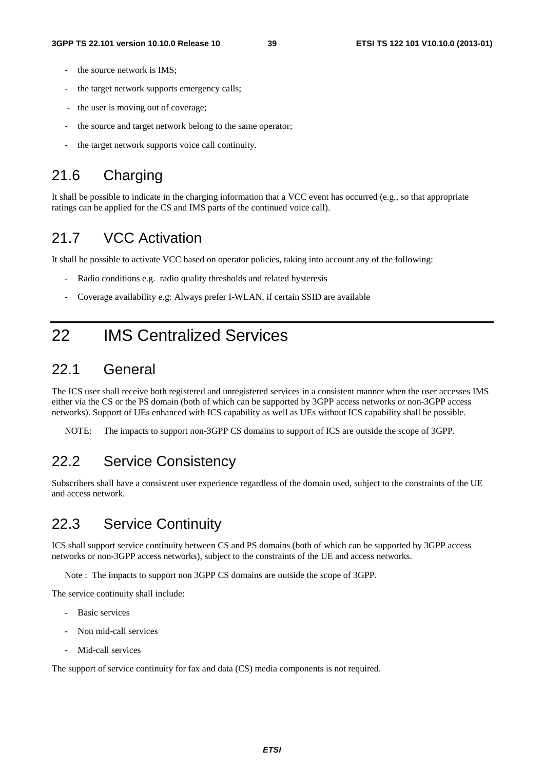- the source network is IMS;
- the target network supports emergency calls;
- the user is moving out of coverage;
- the source and target network belong to the same operator;
- the target network supports voice call continuity.

## 21.6 Charging

It shall be possible to indicate in the charging information that a VCC event has occurred (e.g., so that appropriate ratings can be applied for the CS and IMS parts of the continued voice call).

## 21.7 VCC Activation

It shall be possible to activate VCC based on operator policies, taking into account any of the following:

- Radio conditions e.g. radio quality thresholds and related hysteresis
- Coverage availability e.g: Always prefer I-WLAN, if certain SSID are available

# 22 IMS Centralized Services

## 22.1 General

The ICS user shall receive both registered and unregistered services in a consistent manner when the user accesses IMS either via the CS or the PS domain (both of which can be supported by 3GPP access networks or non-3GPP access networks). Support of UEs enhanced with ICS capability as well as UEs without ICS capability shall be possible.

NOTE: The impacts to support non-3GPP CS domains to support of ICS are outside the scope of 3GPP.

## 22.2 Service Consistency

Subscribers shall have a consistent user experience regardless of the domain used, subject to the constraints of the UE and access network.

## 22.3 Service Continuity

ICS shall support service continuity between CS and PS domains (both of which can be supported by 3GPP access networks or non-3GPP access networks), subject to the constraints of the UE and access networks.

Note : The impacts to support non 3GPP CS domains are outside the scope of 3GPP.

The service continuity shall include:

- Basic services
- Non mid-call services
- Mid-call services

The support of service continuity for fax and data (CS) media components is not required.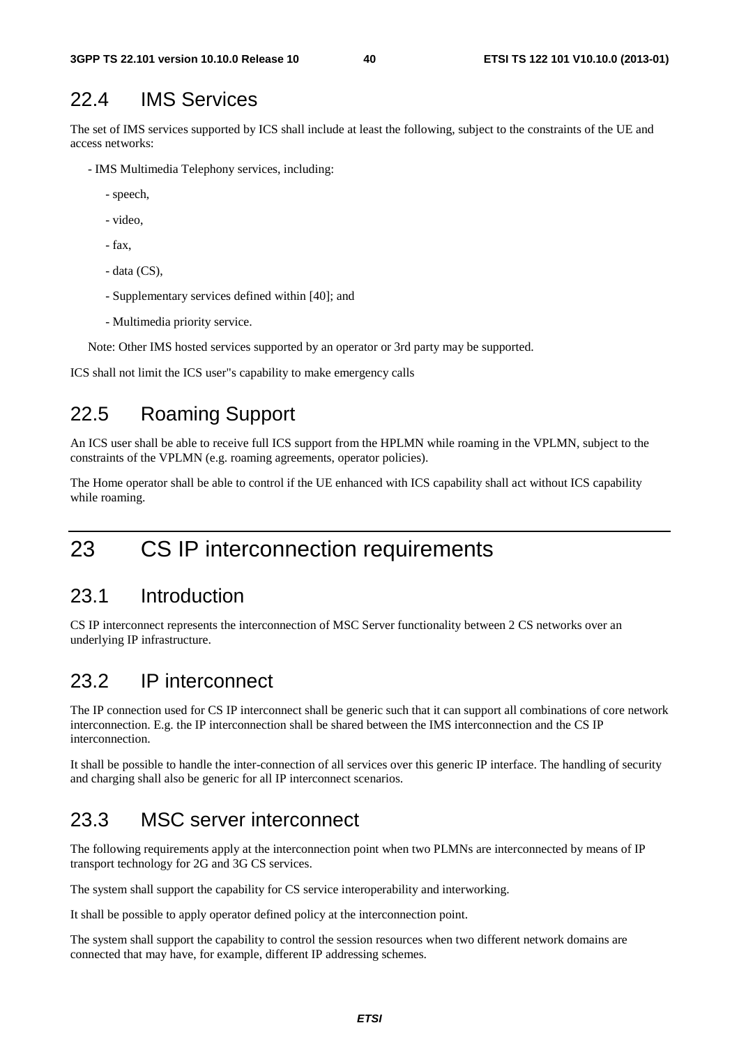## 22.4 IMS Services

The set of IMS services supported by ICS shall include at least the following, subject to the constraints of the UE and access networks:

- IMS Multimedia Telephony services, including:
  - speech,
  - video,
  - fax,
  - data (CS),
  - Supplementary services defined within [40]; and
  - Multimedia priority service.

Note: Other IMS hosted services supported by an operator or 3rd party may be supported.

ICS shall not limit the ICS user"s capability to make emergency calls

## 22.5 Roaming Support

An ICS user shall be able to receive full ICS support from the HPLMN while roaming in the VPLMN, subject to the constraints of the VPLMN (e.g. roaming agreements, operator policies).

The Home operator shall be able to control if the UE enhanced with ICS capability shall act without ICS capability while roaming.

# 23 CS IP interconnection requirements

## 23.1 Introduction

CS IP interconnect represents the interconnection of MSC Server functionality between 2 CS networks over an underlying IP infrastructure.

## 23.2 IP interconnect

The IP connection used for CS IP interconnect shall be generic such that it can support all combinations of core network interconnection. E.g. the IP interconnection shall be shared between the IMS interconnection and the CS IP interconnection.

It shall be possible to handle the inter-connection of all services over this generic IP interface. The handling of security and charging shall also be generic for all IP interconnect scenarios.

## 23.3 MSC server interconnect

The following requirements apply at the interconnection point when two PLMNs are interconnected by means of IP transport technology for 2G and 3G CS services.

The system shall support the capability for CS service interoperability and interworking.

It shall be possible to apply operator defined policy at the interconnection point.

The system shall support the capability to control the session resources when two different network domains are connected that may have, for example, different IP addressing schemes.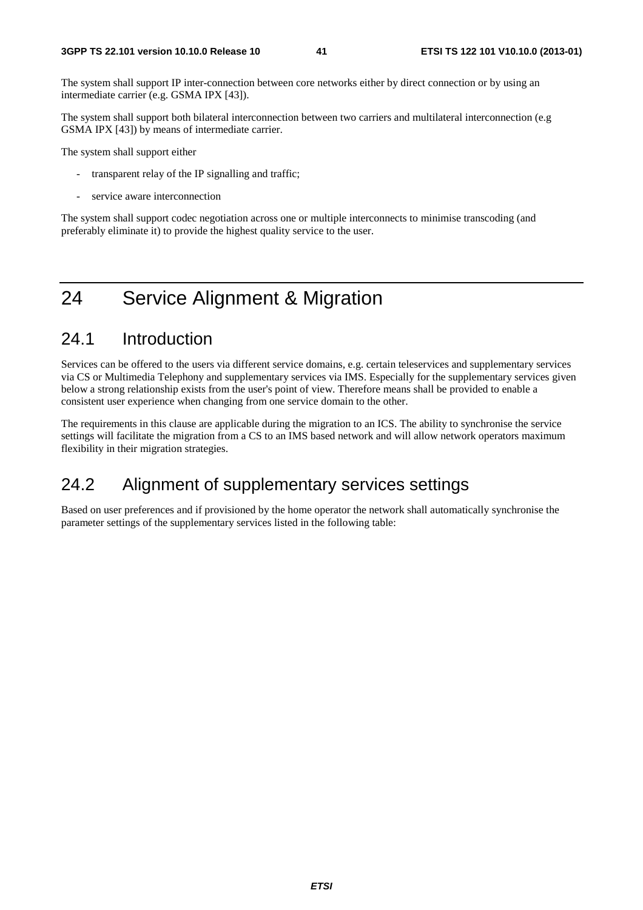The system shall support IP inter-connection between core networks either by direct connection or by using an intermediate carrier (e.g. GSMA IPX [43]).

The system shall support both bilateral interconnection between two carriers and multilateral interconnection (e.g GSMA IPX [43]) by means of intermediate carrier.

The system shall support either

- transparent relay of the IP signalling and traffic;
- service aware interconnection

The system shall support codec negotiation across one or multiple interconnects to minimise transcoding (and preferably eliminate it) to provide the highest quality service to the user.

# 24 Service Alignment & Migration

## 24.1 Introduction

Services can be offered to the users via different service domains, e.g. certain teleservices and supplementary services via CS or Multimedia Telephony and supplementary services via IMS. Especially for the supplementary services given below a strong relationship exists from the user's point of view. Therefore means shall be provided to enable a consistent user experience when changing from one service domain to the other.

The requirements in this clause are applicable during the migration to an ICS. The ability to synchronise the service settings will facilitate the migration from a CS to an IMS based network and will allow network operators maximum flexibility in their migration strategies.

## 24.2 Alignment of supplementary services settings

Based on user preferences and if provisioned by the home operator the network shall automatically synchronise the parameter settings of the supplementary services listed in the following table: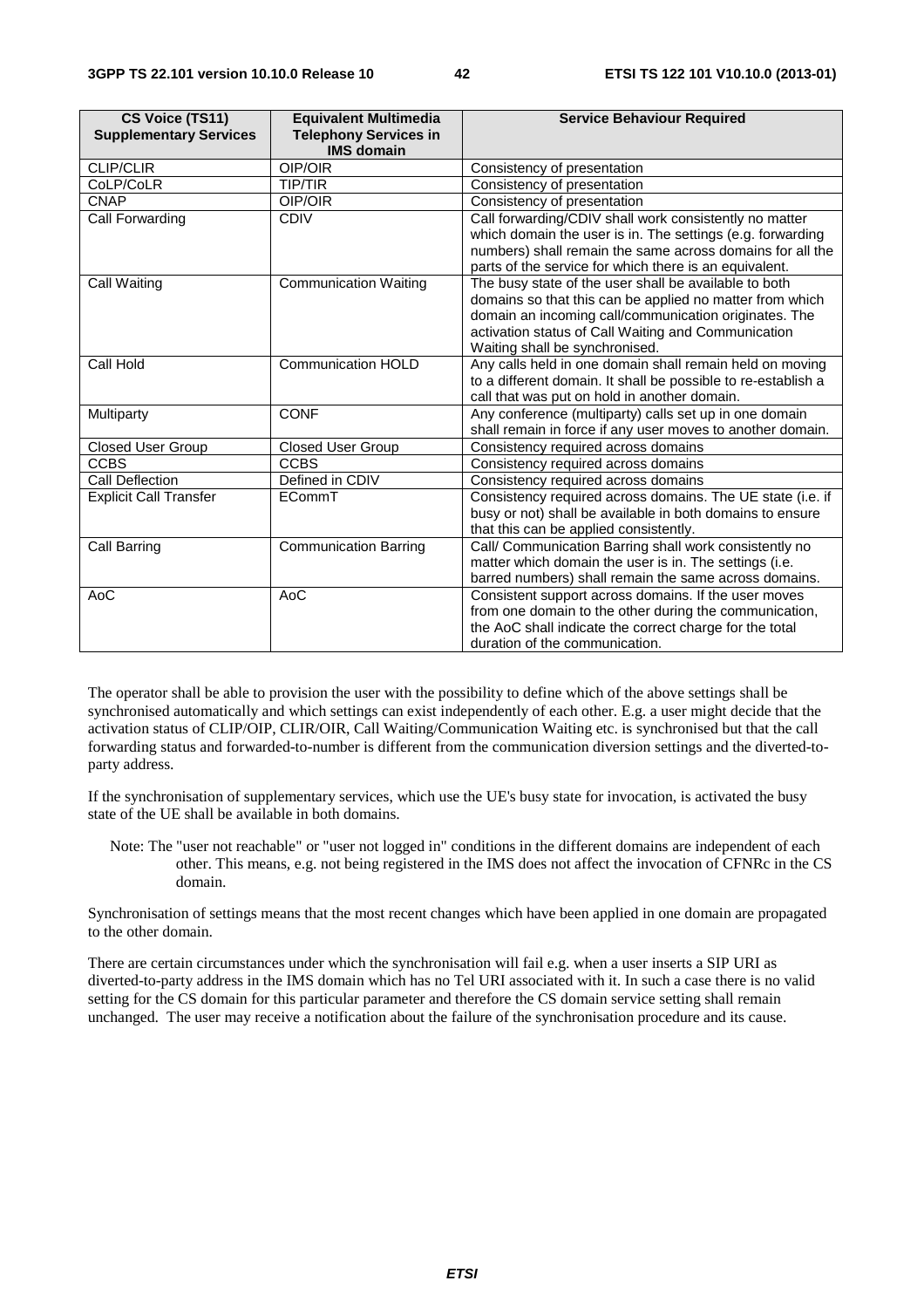| CS Voice (TS11) Supplementary Services | Equivalent Multimedia Telephony Services in IMS domain | Service Behaviour Required |
|---|---|---|
| CLIP/CLIR | OIP/OIR | Consistency of presentation |
| CoLP/CoLR | TIP/TIR | Consistency of presentation |
| CNAP | OIP/OIR | Consistency of presentation |
| Call Forwarding | CDIV | Call forwarding/CDIV shall work consistently no matter which domain the user is in. The settings (e.g. forwarding numbers) shall remain the same across domains for all the parts of the service for which there is an equivalent. |
| Call Waiting | Communication Waiting | The busy state of the user shall be available to both domains so that this can be applied no matter from which domain an incoming call/communication originates. The activation status of Call Waiting and Communication Waiting shall be synchronised. |
| Call Hold | Communication HOLD | Any calls held in one domain shall remain held on moving to a different domain. It shall be possible to re-establish a call that was put on hold in another domain. |
| Multiparty | CONF | Any conference (multiparty) calls set up in one domain shall remain in force if any user moves to another domain. |
| Closed User Group | Closed User Group | Consistency required across domains |
| CCBS | CCBS | Consistency required across domains |
| Call Deflection | Defined in CDIV | Consistency required across domains |
| Explicit Call Transfer | ECommT | Consistency required across domains. The UE state (i.e. if busy or not) shall be available in both domains to ensure that this can be applied consistently. |
| Call Barring | Communication Barring | Call/ Communication Barring shall work consistently no matter which domain the user is in. The settings (i.e. barred numbers) shall remain the same across domains. |
| AoC | AoC | Consistent support across domains. If the user moves from one domain to the other during the communication, the AoC shall indicate the correct charge for the total duration of the communication. |

The operator shall be able to provision the user with the possibility to define which of the above settings shall be synchronised automatically and which settings can exist independently of each other. E.g. a user might decide that the activation status of CLIP/OIP, CLIR/OIR, Call Waiting/Communication Waiting etc. is synchronised but that the call forwarding status and forwarded-to-number is different from the communication diversion settings and the diverted-to-party address.

If the synchronisation of supplementary services, which use the UE's busy state for invocation, is activated the busy state of the UE shall be available in both domains.

Note: The "user not reachable" or "user not logged in" conditions in the different domains are independent of each other. This means, e.g. not being registered in the IMS does not affect the invocation of CFNRc in the CS domain.

Synchronisation of settings means that the most recent changes which have been applied in one domain are propagated to the other domain.

There are certain circumstances under which the synchronisation will fail e.g. when a user inserts a SIP URI as diverted-to-party address in the IMS domain which has no Tel URI associated with it. In such a case there is no valid setting for the CS domain for this particular parameter and therefore the CS domain service setting shall remain unchanged. The user may receive a notification about the failure of the synchronisation procedure and its cause.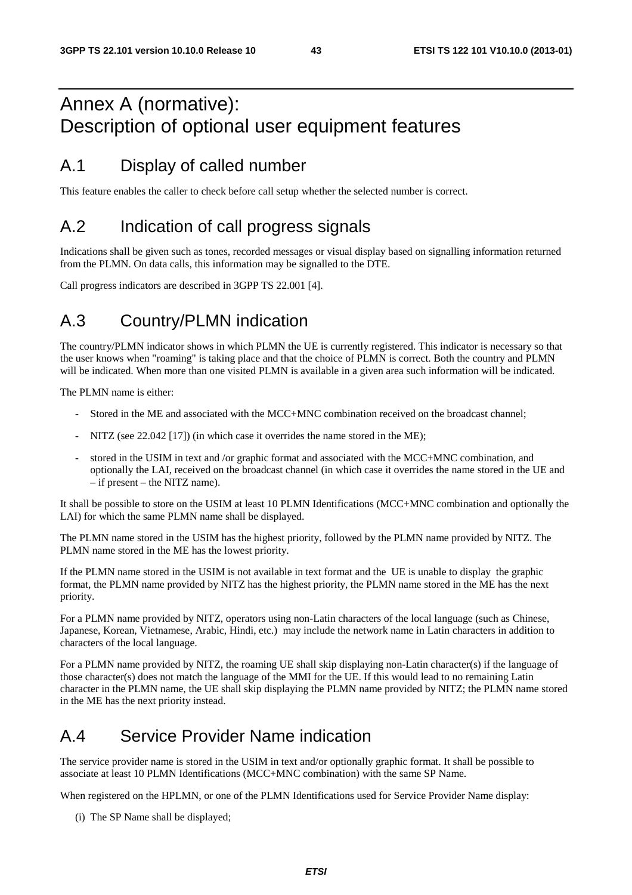# Annex A (normative): Description of optional user equipment features

## A.1 Display of called number

This feature enables the caller to check before call setup whether the selected number is correct.

## A.2 Indication of call progress signals

Indications shall be given such as tones, recorded messages or visual display based on signalling information returned from the PLMN. On data calls, this information may be signalled to the DTE.

Call progress indicators are described in 3GPP TS 22.001 [4].

## A.3 Country/PLMN indication

The country/PLMN indicator shows in which PLMN the UE is currently registered. This indicator is necessary so that the user knows when "roaming" is taking place and that the choice of PLMN is correct. Both the country and PLMN will be indicated. When more than one visited PLMN is available in a given area such information will be indicated.

The PLMN name is either:

- Stored in the ME and associated with the MCC+MNC combination received on the broadcast channel;
- NITZ (see 22.042 [17]) (in which case it overrides the name stored in the ME);
- stored in the USIM in text and /or graphic format and associated with the MCC+MNC combination, and optionally the LAI, received on the broadcast channel (in which case it overrides the name stored in the UE and – if present – the NITZ name).

It shall be possible to store on the USIM at least 10 PLMN Identifications (MCC+MNC combination and optionally the LAI) for which the same PLMN name shall be displayed.

The PLMN name stored in the USIM has the highest priority, followed by the PLMN name provided by NITZ. The PLMN name stored in the ME has the lowest priority.

If the PLMN name stored in the USIM is not available in text format and the UE is unable to display the graphic format, the PLMN name provided by NITZ has the highest priority, the PLMN name stored in the ME has the next priority.

For a PLMN name provided by NITZ, operators using non-Latin characters of the local language (such as Chinese, Japanese, Korean, Vietnamese, Arabic, Hindi, etc.) may include the network name in Latin characters in addition to characters of the local language.

For a PLMN name provided by NITZ, the roaming UE shall skip displaying non-Latin character(s) if the language of those character(s) does not match the language of the MMI for the UE. If this would lead to no remaining Latin character in the PLMN name, the UE shall skip displaying the PLMN name provided by NITZ; the PLMN name stored in the ME has the next priority instead.

## A.4 Service Provider Name indication

The service provider name is stored in the USIM in text and/or optionally graphic format. It shall be possible to associate at least 10 PLMN Identifications (MCC+MNC combination) with the same SP Name.

When registered on the HPLMN, or one of the PLMN Identifications used for Service Provider Name display:

(i) The SP Name shall be displayed;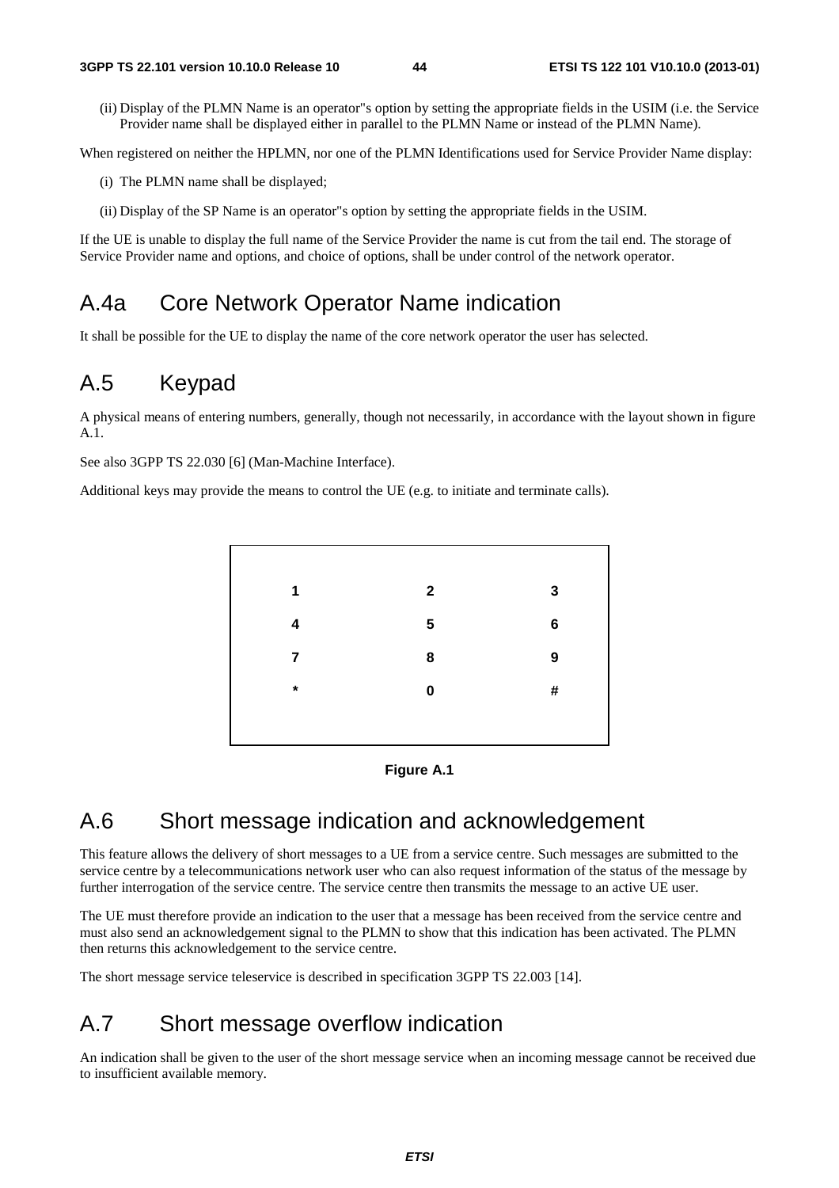(ii) Display of the PLMN Name is an operator"s option by setting the appropriate fields in the USIM (i.e. the Service Provider name shall be displayed either in parallel to the PLMN Name or instead of the PLMN Name).

When registered on neither the HPLMN, nor one of the PLMN Identifications used for Service Provider Name display:

(i) The PLMN name shall be displayed;

(ii) Display of the SP Name is an operator"s option by setting the appropriate fields in the USIM.

If the UE is unable to display the full name of the Service Provider the name is cut from the tail end. The storage of Service Provider name and options, and choice of options, shall be under control of the network operator.

# A.4a Core Network Operator Name indication

It shall be possible for the UE to display the name of the core network operator the user has selected.

# A.5 Keypad

A physical means of entering numbers, generally, though not necessarily, in accordance with the layout shown in figure A.1.

See also 3GPP TS 22.030 [6] (Man-Machine Interface).

Additional keys may provide the means to control the UE (e.g. to initiate and terminate calls).

| | | |
|---|---|---|
| **1** | **2** | **3** |
| **4** | **5** | **6** |
| **7** | **8** | **9** |
| **\*** | **0** | **#** |

**Figure A.1**

# A.6 Short message indication and acknowledgement

This feature allows the delivery of short messages to a UE from a service centre. Such messages are submitted to the service centre by a telecommunications network user who can also request information of the status of the message by further interrogation of the service centre. The service centre then transmits the message to an active UE user.

The UE must therefore provide an indication to the user that a message has been received from the service centre and must also send an acknowledgement signal to the PLMN to show that this indication has been activated. The PLMN then returns this acknowledgement to the service centre.

The short message service teleservice is described in specification 3GPP TS 22.003 [14].

# A.7 Short message overflow indication

An indication shall be given to the user of the short message service when an incoming message cannot be received due to insufficient available memory.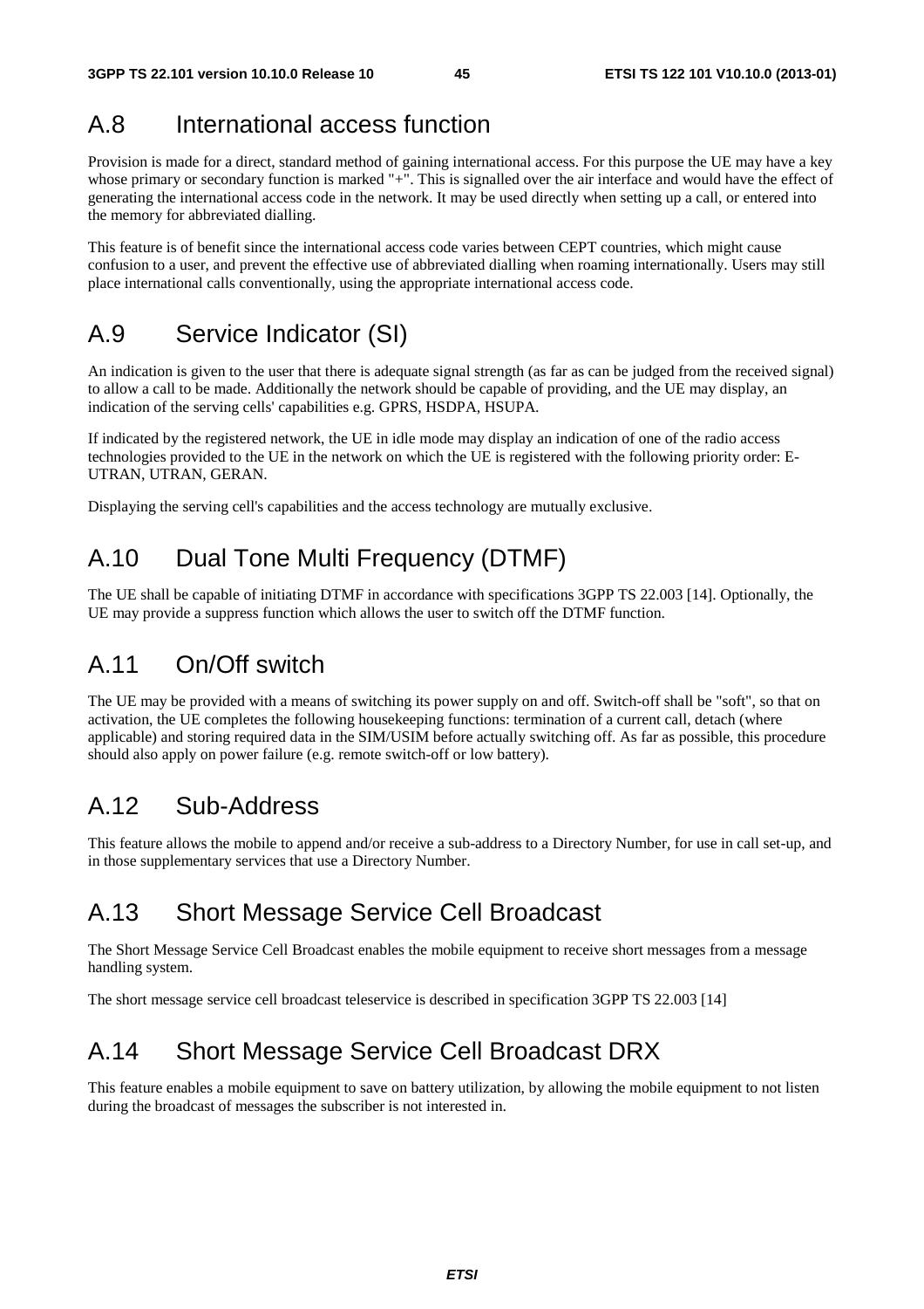# A.8 International access function

Provision is made for a direct, standard method of gaining international access. For this purpose the UE may have a key whose primary or secondary function is marked "+". This is signalled over the air interface and would have the effect of generating the international access code in the network. It may be used directly when setting up a call, or entered into the memory for abbreviated dialling.

This feature is of benefit since the international access code varies between CEPT countries, which might cause confusion to a user, and prevent the effective use of abbreviated dialling when roaming internationally. Users may still place international calls conventionally, using the appropriate international access code.

# A.9 Service Indicator (SI)

An indication is given to the user that there is adequate signal strength (as far as can be judged from the received signal) to allow a call to be made. Additionally the network should be capable of providing, and the UE may display, an indication of the serving cells' capabilities e.g. GPRS, HSDPA, HSUPA.

If indicated by the registered network, the UE in idle mode may display an indication of one of the radio access technologies provided to the UE in the network on which the UE is registered with the following priority order: E-UTRAN, UTRAN, GERAN.

Displaying the serving cell's capabilities and the access technology are mutually exclusive.

# A.10 Dual Tone Multi Frequency (DTMF)

The UE shall be capable of initiating DTMF in accordance with specifications 3GPP TS 22.003 [14]. Optionally, the UE may provide a suppress function which allows the user to switch off the DTMF function.

# A.11 On/Off switch

The UE may be provided with a means of switching its power supply on and off. Switch-off shall be "soft", so that on activation, the UE completes the following housekeeping functions: termination of a current call, detach (where applicable) and storing required data in the SIM/USIM before actually switching off. As far as possible, this procedure should also apply on power failure (e.g. remote switch-off or low battery).

# A.12 Sub-Address

This feature allows the mobile to append and/or receive a sub-address to a Directory Number, for use in call set-up, and in those supplementary services that use a Directory Number.

# A.13 Short Message Service Cell Broadcast

The Short Message Service Cell Broadcast enables the mobile equipment to receive short messages from a message handling system.

The short message service cell broadcast teleservice is described in specification 3GPP TS 22.003 [14]

# A.14 Short Message Service Cell Broadcast DRX

This feature enables a mobile equipment to save on battery utilization, by allowing the mobile equipment to not listen during the broadcast of messages the subscriber is not interested in.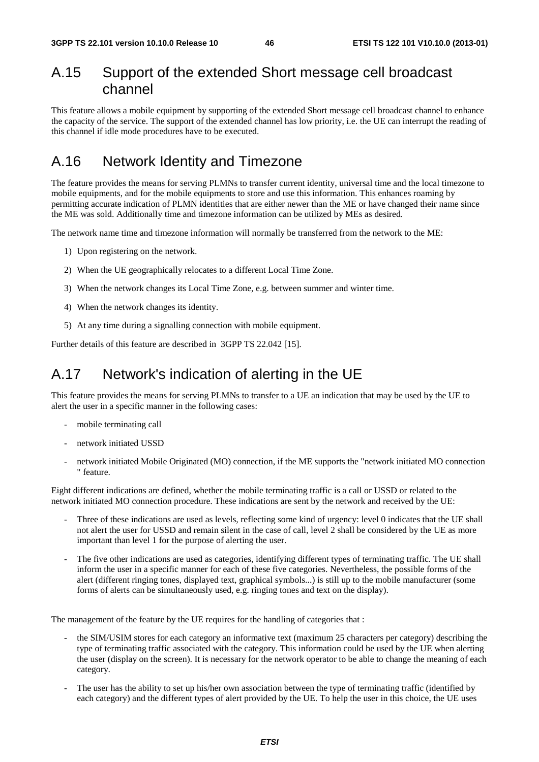## A.15 Support of the extended Short message cell broadcast channel

This feature allows a mobile equipment by supporting of the extended Short message cell broadcast channel to enhance the capacity of the service. The support of the extended channel has low priority, i.e. the UE can interrupt the reading of this channel if idle mode procedures have to be executed.

## A.16 Network Identity and Timezone

The feature provides the means for serving PLMNs to transfer current identity, universal time and the local timezone to mobile equipments, and for the mobile equipments to store and use this information. This enhances roaming by permitting accurate indication of PLMN identities that are either newer than the ME or have changed their name since the ME was sold. Additionally time and timezone information can be utilized by MEs as desired.

The network name time and timezone information will normally be transferred from the network to the ME:

1) Upon registering on the network.
2) When the UE geographically relocates to a different Local Time Zone.
3) When the network changes its Local Time Zone, e.g. between summer and winter time.
4) When the network changes its identity.
5) At any time during a signalling connection with mobile equipment.

Further details of this feature are described in 3GPP TS 22.042 [15].

## A.17 Network's indication of alerting in the UE

This feature provides the means for serving PLMNs to transfer to a UE an indication that may be used by the UE to alert the user in a specific manner in the following cases:

- mobile terminating call
- network initiated USSD
- network initiated Mobile Originated (MO) connection, if the ME supports the "network initiated MO connection " feature.

Eight different indications are defined, whether the mobile terminating traffic is a call or USSD or related to the network initiated MO connection procedure. These indications are sent by the network and received by the UE:

- Three of these indications are used as levels, reflecting some kind of urgency: level 0 indicates that the UE shall not alert the user for USSD and remain silent in the case of call, level 2 shall be considered by the UE as more important than level 1 for the purpose of alerting the user.
- The five other indications are used as categories, identifying different types of terminating traffic. The UE shall inform the user in a specific manner for each of these five categories. Nevertheless, the possible forms of the alert (different ringing tones, displayed text, graphical symbols...) is still up to the mobile manufacturer (some forms of alerts can be simultaneously used, e.g. ringing tones and text on the display).

The management of the feature by the UE requires for the handling of categories that :

- the SIM/USIM stores for each category an informative text (maximum 25 characters per category) describing the type of terminating traffic associated with the category. This information could be used by the UE when alerting the user (display on the screen). It is necessary for the network operator to be able to change the meaning of each category.
- The user has the ability to set up his/her own association between the type of terminating traffic (identified by each category) and the different types of alert provided by the UE. To help the user in this choice, the UE uses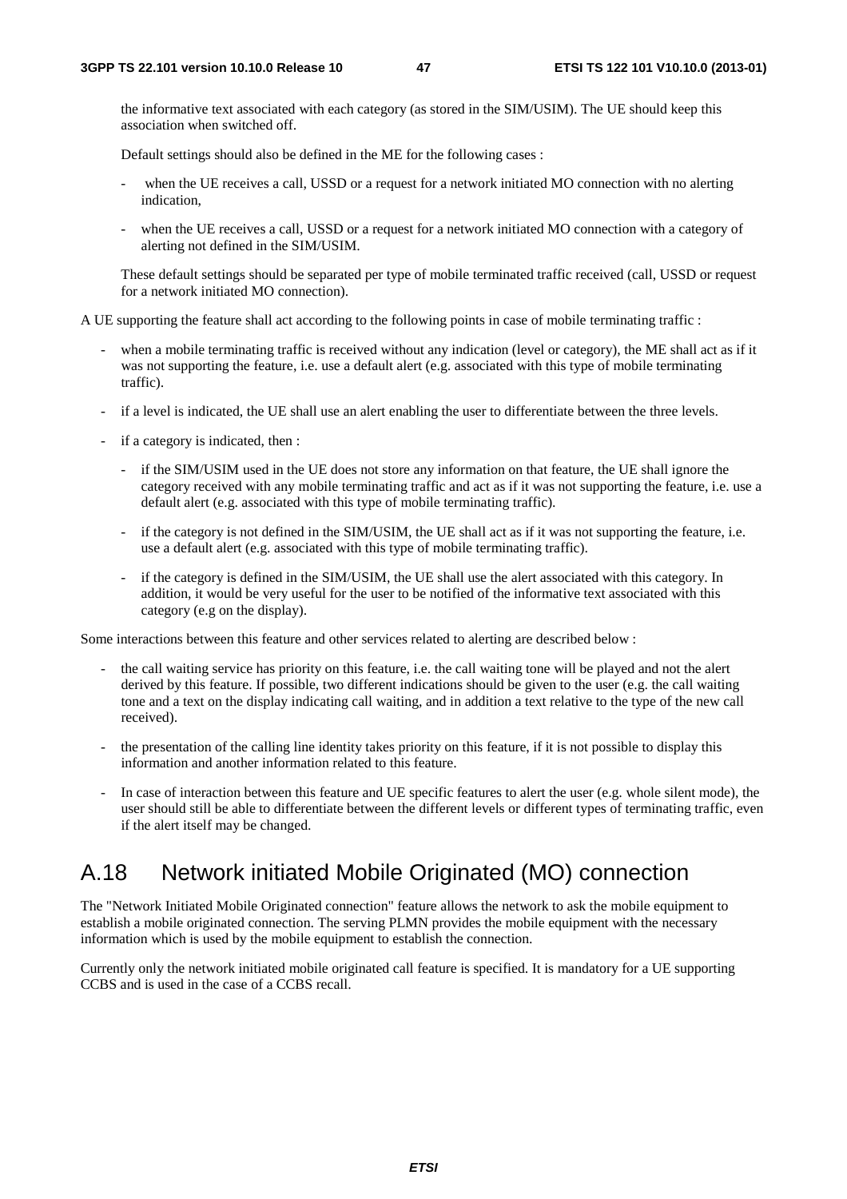the informative text associated with each category (as stored in the SIM/USIM). The UE should keep this association when switched off.

Default settings should also be defined in the ME for the following cases :

- when the UE receives a call, USSD or a request for a network initiated MO connection with no alerting indication,
- when the UE receives a call, USSD or a request for a network initiated MO connection with a category of alerting not defined in the SIM/USIM.

These default settings should be separated per type of mobile terminated traffic received (call, USSD or request for a network initiated MO connection).

A UE supporting the feature shall act according to the following points in case of mobile terminating traffic :

- when a mobile terminating traffic is received without any indication (level or category), the ME shall act as if it was not supporting the feature, i.e. use a default alert (e.g. associated with this type of mobile terminating traffic).
- if a level is indicated, the UE shall use an alert enabling the user to differentiate between the three levels.
- if a category is indicated, then :
  - if the SIM/USIM used in the UE does not store any information on that feature, the UE shall ignore the category received with any mobile terminating traffic and act as if it was not supporting the feature, i.e. use a default alert (e.g. associated with this type of mobile terminating traffic).
  - if the category is not defined in the SIM/USIM, the UE shall act as if it was not supporting the feature, i.e. use a default alert (e.g. associated with this type of mobile terminating traffic).
  - if the category is defined in the SIM/USIM, the UE shall use the alert associated with this category. In addition, it would be very useful for the user to be notified of the informative text associated with this category (e.g on the display).

Some interactions between this feature and other services related to alerting are described below :

- the call waiting service has priority on this feature, i.e. the call waiting tone will be played and not the alert derived by this feature. If possible, two different indications should be given to the user (e.g. the call waiting tone and a text on the display indicating call waiting, and in addition a text relative to the type of the new call received).
- the presentation of the calling line identity takes priority on this feature, if it is not possible to display this information and another information related to this feature.
- In case of interaction between this feature and UE specific features to alert the user (e.g. whole silent mode), the user should still be able to differentiate between the different levels or different types of terminating traffic, even if the alert itself may be changed.

# A.18 Network initiated Mobile Originated (MO) connection

The "Network Initiated Mobile Originated connection" feature allows the network to ask the mobile equipment to establish a mobile originated connection. The serving PLMN provides the mobile equipment with the necessary information which is used by the mobile equipment to establish the connection.

Currently only the network initiated mobile originated call feature is specified. It is mandatory for a UE supporting CCBS and is used in the case of a CCBS recall.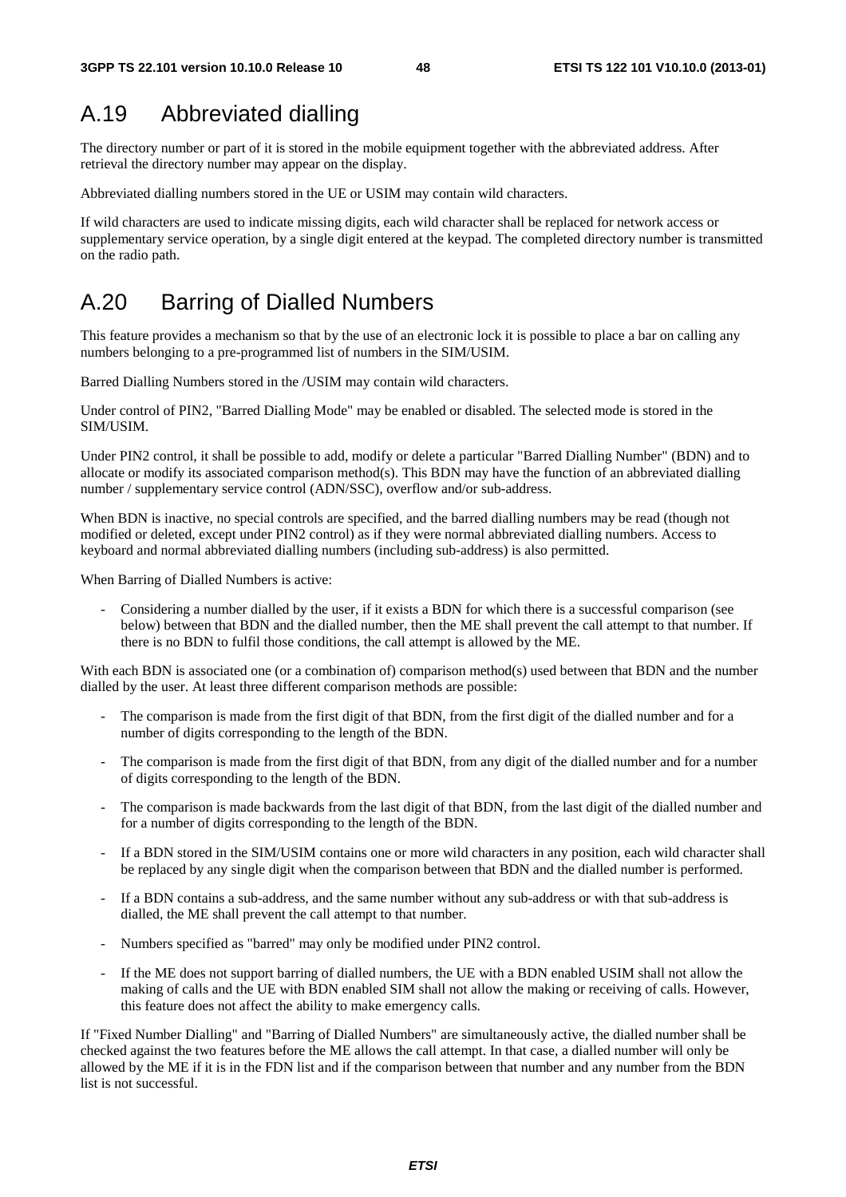# A.19 Abbreviated dialling

The directory number or part of it is stored in the mobile equipment together with the abbreviated address. After retrieval the directory number may appear on the display.

Abbreviated dialling numbers stored in the UE or USIM may contain wild characters.

If wild characters are used to indicate missing digits, each wild character shall be replaced for network access or supplementary service operation, by a single digit entered at the keypad. The completed directory number is transmitted on the radio path.

# A.20 Barring of Dialled Numbers

This feature provides a mechanism so that by the use of an electronic lock it is possible to place a bar on calling any numbers belonging to a pre-programmed list of numbers in the SIM/USIM.

Barred Dialling Numbers stored in the /USIM may contain wild characters.

Under control of PIN2, "Barred Dialling Mode" may be enabled or disabled. The selected mode is stored in the SIM/USIM.

Under PIN2 control, it shall be possible to add, modify or delete a particular "Barred Dialling Number" (BDN) and to allocate or modify its associated comparison method(s). This BDN may have the function of an abbreviated dialling number / supplementary service control (ADN/SSC), overflow and/or sub-address.

When BDN is inactive, no special controls are specified, and the barred dialling numbers may be read (though not modified or deleted, except under PIN2 control) as if they were normal abbreviated dialling numbers. Access to keyboard and normal abbreviated dialling numbers (including sub-address) is also permitted.

When Barring of Dialled Numbers is active:

- Considering a number dialled by the user, if it exists a BDN for which there is a successful comparison (see below) between that BDN and the dialled number, then the ME shall prevent the call attempt to that number. If there is no BDN to fulfil those conditions, the call attempt is allowed by the ME.

With each BDN is associated one (or a combination of) comparison method(s) used between that BDN and the number dialled by the user. At least three different comparison methods are possible:

- The comparison is made from the first digit of that BDN, from the first digit of the dialled number and for a number of digits corresponding to the length of the BDN.
- The comparison is made from the first digit of that BDN, from any digit of the dialled number and for a number of digits corresponding to the length of the BDN.
- The comparison is made backwards from the last digit of that BDN, from the last digit of the dialled number and for a number of digits corresponding to the length of the BDN.
- If a BDN stored in the SIM/USIM contains one or more wild characters in any position, each wild character shall be replaced by any single digit when the comparison between that BDN and the dialled number is performed.
- If a BDN contains a sub-address, and the same number without any sub-address or with that sub-address is dialled, the ME shall prevent the call attempt to that number.
- Numbers specified as "barred" may only be modified under PIN2 control.
- If the ME does not support barring of dialled numbers, the UE with a BDN enabled USIM shall not allow the making of calls and the UE with BDN enabled SIM shall not allow the making or receiving of calls. However, this feature does not affect the ability to make emergency calls.

If "Fixed Number Dialling" and "Barring of Dialled Numbers" are simultaneously active, the dialled number shall be checked against the two features before the ME allows the call attempt. In that case, a dialled number will only be allowed by the ME if it is in the FDN list and if the comparison between that number and any number from the BDN list is not successful.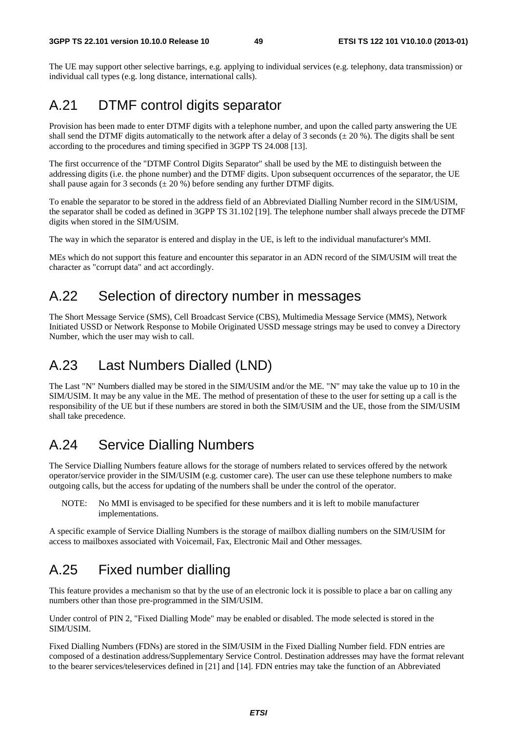The UE may support other selective barrings, e.g. applying to individual services (e.g. telephony, data transmission) or individual call types (e.g. long distance, international calls).

## A.21 DTMF control digits separator

Provision has been made to enter DTMF digits with a telephone number, and upon the called party answering the UE shall send the DTMF digits automatically to the network after a delay of 3 seconds (± 20 %). The digits shall be sent according to the procedures and timing specified in 3GPP TS 24.008 [13].

The first occurrence of the "DTMF Control Digits Separator" shall be used by the ME to distinguish between the addressing digits (i.e. the phone number) and the DTMF digits. Upon subsequent occurrences of the separator, the UE shall pause again for 3 seconds (± 20 %) before sending any further DTMF digits.

To enable the separator to be stored in the address field of an Abbreviated Dialling Number record in the SIM/USIM, the separator shall be coded as defined in 3GPP TS 31.102 [19]. The telephone number shall always precede the DTMF digits when stored in the SIM/USIM.

The way in which the separator is entered and display in the UE, is left to the individual manufacturer's MMI.

MEs which do not support this feature and encounter this separator in an ADN record of the SIM/USIM will treat the character as "corrupt data" and act accordingly.

## A.22 Selection of directory number in messages

The Short Message Service (SMS), Cell Broadcast Service (CBS), Multimedia Message Service (MMS), Network Initiated USSD or Network Response to Mobile Originated USSD message strings may be used to convey a Directory Number, which the user may wish to call.

## A.23 Last Numbers Dialled (LND)

The Last "N" Numbers dialled may be stored in the SIM/USIM and/or the ME. "N" may take the value up to 10 in the SIM/USIM. It may be any value in the ME. The method of presentation of these to the user for setting up a call is the responsibility of the UE but if these numbers are stored in both the SIM/USIM and the UE, those from the SIM/USIM shall take precedence.

## A.24 Service Dialling Numbers

The Service Dialling Numbers feature allows for the storage of numbers related to services offered by the network operator/service provider in the SIM/USIM (e.g. customer care). The user can use these telephone numbers to make outgoing calls, but the access for updating of the numbers shall be under the control of the operator.

NOTE: No MMI is envisaged to be specified for these numbers and it is left to mobile manufacturer implementations.

A specific example of Service Dialling Numbers is the storage of mailbox dialling numbers on the SIM/USIM for access to mailboxes associated with Voicemail, Fax, Electronic Mail and Other messages.

## A.25 Fixed number dialling

This feature provides a mechanism so that by the use of an electronic lock it is possible to place a bar on calling any numbers other than those pre-programmed in the SIM/USIM.

Under control of PIN 2, "Fixed Dialling Mode" may be enabled or disabled. The mode selected is stored in the SIM/USIM.

Fixed Dialling Numbers (FDNs) are stored in the SIM/USIM in the Fixed Dialling Number field. FDN entries are composed of a destination address/Supplementary Service Control. Destination addresses may have the format relevant to the bearer services/teleservices defined in [21] and [14]. FDN entries may take the function of an Abbreviated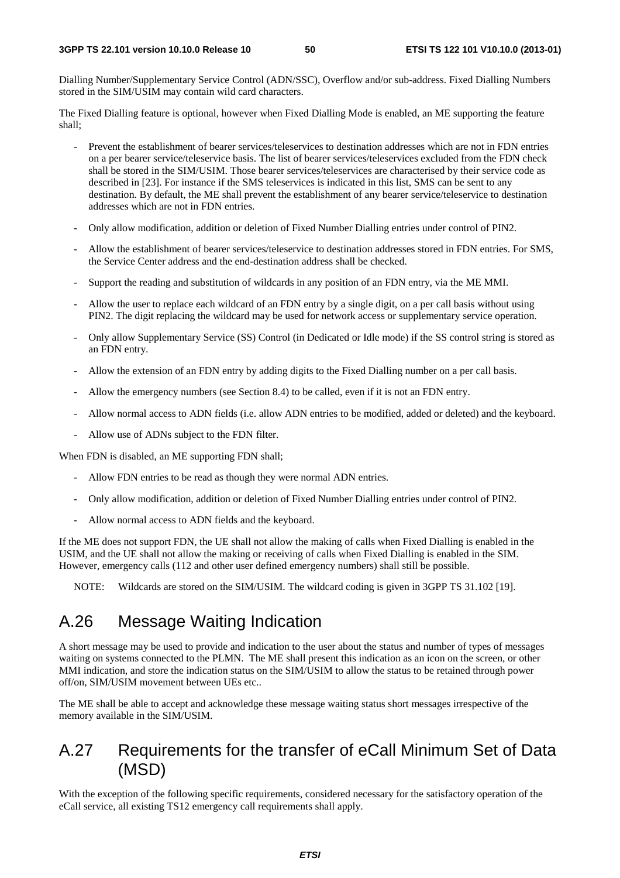Dialling Number/Supplementary Service Control (ADN/SSC), Overflow and/or sub-address. Fixed Dialling Numbers stored in the SIM/USIM may contain wild card characters.

The Fixed Dialling feature is optional, however when Fixed Dialling Mode is enabled, an ME supporting the feature shall;

- Prevent the establishment of bearer services/teleservices to destination addresses which are not in FDN entries on a per bearer service/teleservice basis. The list of bearer services/teleservices excluded from the FDN check shall be stored in the SIM/USIM. Those bearer services/teleservices are characterised by their service code as described in [23]. For instance if the SMS teleservices is indicated in this list, SMS can be sent to any destination. By default, the ME shall prevent the establishment of any bearer service/teleservice to destination addresses which are not in FDN entries.
- Only allow modification, addition or deletion of Fixed Number Dialling entries under control of PIN2.
- Allow the establishment of bearer services/teleservice to destination addresses stored in FDN entries. For SMS, the Service Center address and the end-destination address shall be checked.
- Support the reading and substitution of wildcards in any position of an FDN entry, via the ME MMI.
- Allow the user to replace each wildcard of an FDN entry by a single digit, on a per call basis without using PIN2. The digit replacing the wildcard may be used for network access or supplementary service operation.
- Only allow Supplementary Service (SS) Control (in Dedicated or Idle mode) if the SS control string is stored as an FDN entry.
- Allow the extension of an FDN entry by adding digits to the Fixed Dialling number on a per call basis.
- Allow the emergency numbers (see Section 8.4) to be called, even if it is not an FDN entry.
- Allow normal access to ADN fields (i.e. allow ADN entries to be modified, added or deleted) and the keyboard.
- Allow use of ADNs subject to the FDN filter.

When FDN is disabled, an ME supporting FDN shall;

- Allow FDN entries to be read as though they were normal ADN entries.
- Only allow modification, addition or deletion of Fixed Number Dialling entries under control of PIN2.
- Allow normal access to ADN fields and the keyboard.

If the ME does not support FDN, the UE shall not allow the making of calls when Fixed Dialling is enabled in the USIM, and the UE shall not allow the making or receiving of calls when Fixed Dialling is enabled in the SIM. However, emergency calls (112 and other user defined emergency numbers) shall still be possible.

NOTE: Wildcards are stored on the SIM/USIM. The wildcard coding is given in 3GPP TS 31.102 [19].

# A.26 Message Waiting Indication

A short message may be used to provide and indication to the user about the status and number of types of messages waiting on systems connected to the PLMN. The ME shall present this indication as an icon on the screen, or other MMI indication, and store the indication status on the SIM/USIM to allow the status to be retained through power off/on, SIM/USIM movement between UEs etc..

The ME shall be able to accept and acknowledge these message waiting status short messages irrespective of the memory available in the SIM/USIM.

# A.27 Requirements for the transfer of eCall Minimum Set of Data (MSD)

With the exception of the following specific requirements, considered necessary for the satisfactory operation of the eCall service, all existing TS12 emergency call requirements shall apply.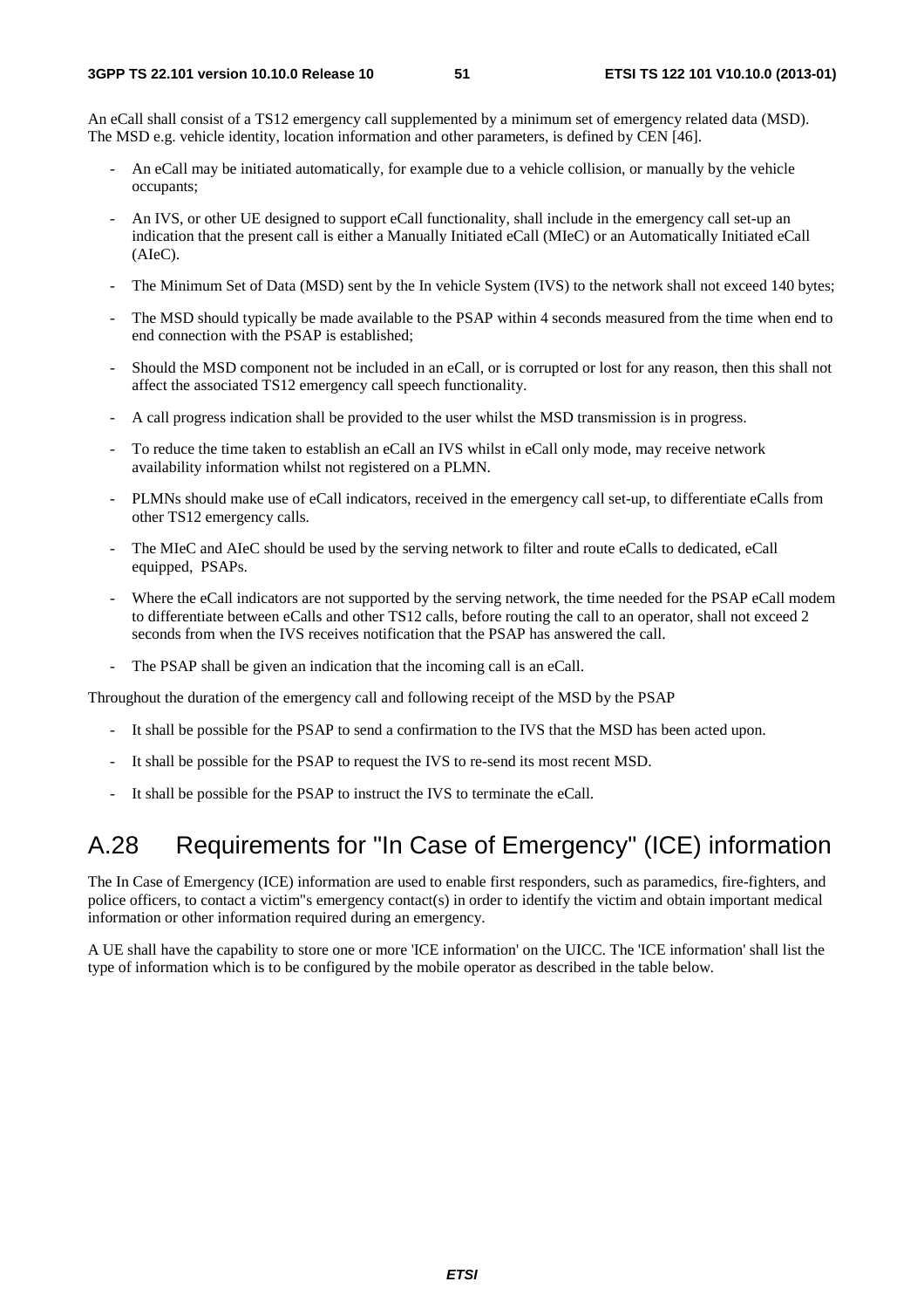An eCall shall consist of a TS12 emergency call supplemented by a minimum set of emergency related data (MSD). The MSD e.g. vehicle identity, location information and other parameters, is defined by CEN [46].

- An eCall may be initiated automatically, for example due to a vehicle collision, or manually by the vehicle occupants;
- An IVS, or other UE designed to support eCall functionality, shall include in the emergency call set-up an indication that the present call is either a Manually Initiated eCall (MIeC) or an Automatically Initiated eCall (AIeC).
- The Minimum Set of Data (MSD) sent by the In vehicle System (IVS) to the network shall not exceed 140 bytes;
- The MSD should typically be made available to the PSAP within 4 seconds measured from the time when end to end connection with the PSAP is established;
- Should the MSD component not be included in an eCall, or is corrupted or lost for any reason, then this shall not affect the associated TS12 emergency call speech functionality.
- A call progress indication shall be provided to the user whilst the MSD transmission is in progress.
- To reduce the time taken to establish an eCall an IVS whilst in eCall only mode, may receive network availability information whilst not registered on a PLMN.
- PLMNs should make use of eCall indicators, received in the emergency call set-up, to differentiate eCalls from other TS12 emergency calls.
- The MIeC and AIeC should be used by the serving network to filter and route eCalls to dedicated, eCall equipped, PSAPs.
- Where the eCall indicators are not supported by the serving network, the time needed for the PSAP eCall modem to differentiate between eCalls and other TS12 calls, before routing the call to an operator, shall not exceed 2 seconds from when the IVS receives notification that the PSAP has answered the call.
- The PSAP shall be given an indication that the incoming call is an eCall.

Throughout the duration of the emergency call and following receipt of the MSD by the PSAP

- It shall be possible for the PSAP to send a confirmation to the IVS that the MSD has been acted upon.
- It shall be possible for the PSAP to request the IVS to re-send its most recent MSD.
- It shall be possible for the PSAP to instruct the IVS to terminate the eCall.

# A.28 Requirements for "In Case of Emergency" (ICE) information

The In Case of Emergency (ICE) information are used to enable first responders, such as paramedics, fire-fighters, and police officers, to contact a victim"s emergency contact(s) in order to identify the victim and obtain important medical information or other information required during an emergency.

A UE shall have the capability to store one or more 'ICE information' on the UICC. The 'ICE information' shall list the type of information which is to be configured by the mobile operator as described in the table below.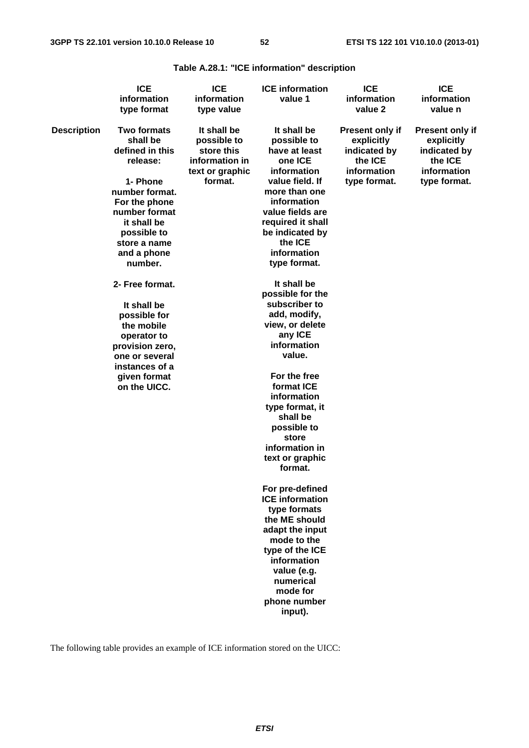**Table A.28.1: "ICE information" description**

| | ICE information type format | ICE information type value | ICE information value 1 | ICE information value 2 | ICE information value n |
|---|---|---|---|---|---|
| **Description** | Two formats shall be defined in this release:<br><br>1- Phone number format. For the phone number format it shall be possible to store a name and a phone number.<br><br>2- Free format.<br><br>It shall be possible for the mobile operator to provision zero, one or several instances of a given format on the UICC. | It shall be possible to store this information in text or graphic format. | It shall be possible to have at least one ICE information value field. If more than one information value fields are required it shall be indicated by the ICE information type format.<br><br>It shall be possible for the subscriber to add, modify, view, or delete any ICE information value.<br><br>For the free format ICE information type format, it shall be possible to store information in text or graphic format.<br><br>For pre-defined ICE information type formats the ME should adapt the input mode to the type of the ICE information value (e.g. numerical mode for phone number input). | Present only if explicitly indicated by the ICE information type format. | Present only if explicitly indicated by the ICE information type format. |

The following table provides an example of ICE information stored on the UICC: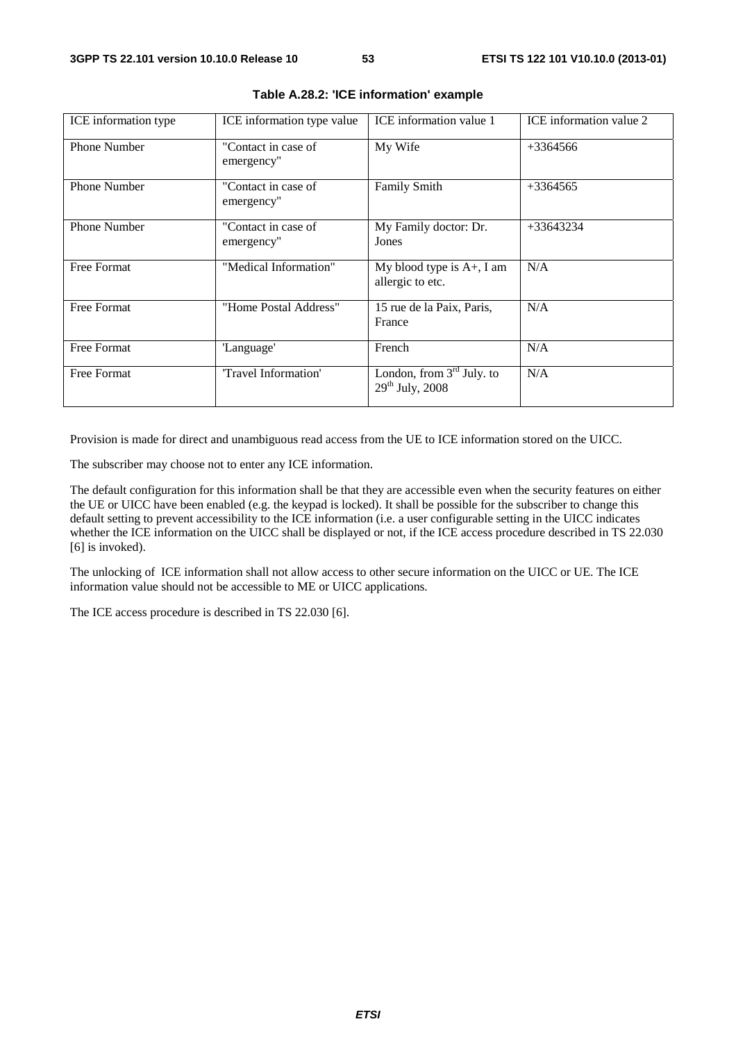**Table A.28.2: 'ICE information' example**

| ICE information type | ICE information type value | ICE information value 1 | ICE information value 2 |
|---|---|---|---|
| Phone Number | "Contact in case of emergency" | My Wife | +3364566 |
| Phone Number | "Contact in case of emergency" | Family Smith | +3364565 |
| Phone Number | "Contact in case of emergency" | My Family doctor: Dr. Jones | +33643234 |
| Free Format | "Medical Information" | My blood type is A+, I am allergic to etc. | N/A |
| Free Format | "Home Postal Address" | 15 rue de la Paix, Paris, France | N/A |
| Free Format | 'Language' | French | N/A |
| Free Format | 'Travel Information' | London, from 3rd July. to 29th July, 2008 | N/A |

Provision is made for direct and unambiguous read access from the UE to ICE information stored on the UICC.

The subscriber may choose not to enter any ICE information.

The default configuration for this information shall be that they are accessible even when the security features on either the UE or UICC have been enabled (e.g. the keypad is locked). It shall be possible for the subscriber to change this default setting to prevent accessibility to the ICE information (i.e. a user configurable setting in the UICC indicates whether the ICE information on the UICC shall be displayed or not, if the ICE access procedure described in TS 22.030 [6] is invoked).

The unlocking of ICE information shall not allow access to other secure information on the UICC or UE. The ICE information value should not be accessible to ME or UICC applications.

The ICE access procedure is described in TS 22.030 [6].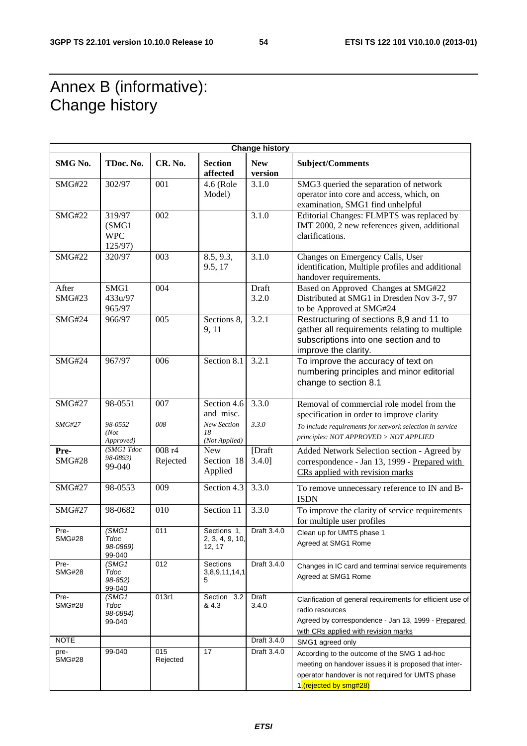# Annex B (informative): Change history

| Change history | | | | | |
|---|---|---|---|---|---|
| **SMG No.** | **TDoc. No.** | **CR. No.** | **Section affected** | **New version** | **Subject/Comments** |
| SMG#22 | 302/97 | 001 | 4.6 (Role Model) | 3.1.0 | SMG3 queried the separation of network operator into core and access, which, on examination, SMG1 find unhelpful |
| SMG#22 | 319/97 (SMG1 WPC 125/97) | 002 | | 3.1.0 | Editorial Changes: FLMPTS was replaced by IMT 2000, 2 new references given, additional clarifications. |
| SMG#22 | 320/97 | 003 | 8.5, 9.3, 9.5, 17 | 3.1.0 | Changes on Emergency Calls, User identification, Multiple profiles and additional handover requirements. |
| After SMG#23 | SMG1 433u/97 965/97 | 004 | | Draft 3.2.0 | Based on Approved Changes at SMG#22 Distributed at SMG1 in Dresden Nov 3-7, 97 to be Approved at SMG#24 |
| SMG#24 | 966/97 | 005 | Sections 8, 9, 11 | 3.2.1 | Restructuring of sections 8,9 and 11 to gather all requirements relating to multiple subscriptions into one section and to improve the clarity. |
| SMG#24 | 967/97 | 006 | Section 8.1 | 3.2.1 | To improve the accuracy of text on numbering principles and minor editorial change to section 8.1 |
| SMG#27 | 98-0551 | 007 | Section 4.6 and misc. | 3.3.0 | Removal of commercial role model from the specification in order to improve clarity |
| *SMG#27* | *98-0552 (Not Approved)* | *008* | *New Section 18 (Not Applied)* | *3.3.0* | *To include requirements for network selection in service principles: NOT APPROVED > NOT APPLIED* |
| **Pre-SMG#28** | *(SMG1 Tdoc 98-0893)* 99-040 | 008 r4 Rejected | New Section 18 Applied | [Draft 3.4.0] | Added Network Selection section - Agreed by correspondence - Jan 13, 1999 - Prepared with CRs applied with revision marks |
| SMG#27 | 98-0553 | 009 | Section 4.3 | 3.3.0 | To remove unnecessary reference to IN and B-ISDN |
| SMG#27 | 98-0682 | 010 | Section 11 | 3.3.0 | To improve the clarity of service requirements for multiple user profiles |
| Pre-SMG#28 | *(SMG1 Tdoc 98-0869)* 99-040 | 011 | Sections 1, 2, 3, 4, 9, 10, 12, 17 | Draft 3.4.0 | Clean up for UMTS phase 1 Agreed at SMG1 Rome |
| Pre-SMG#28 | *(SMG1 Tdoc 98-852)* 99-040 | 012 | Sections 3,8,9,11,14,15 | Draft 3.4.0 | Changes in IC card and terminal service requirements Agreed at SMG1 Rome |
| Pre-SMG#28 | *(SMG1 Tdoc 98-0894)* 99-040 | 013r1 | Section 3.2 & 4.3 | Draft 3.4.0 | Clarification of general requirements for efficient use of radio resources Agreed by correspondence - Jan 13, 1999 - Prepared with CRs applied with revision marks |
| NOTE | | | | Draft 3.4.0 | SMG1 agreed only |
| pre-SMG#28 | 99-040 | 015 Rejected | 17 | Draft 3.4.0 | According to the outcome of the SMG 1 ad-hoc meeting on handover issues it is proposed that inter-operator handover is not required for UMTS phase 1.(rejected by smg#28) |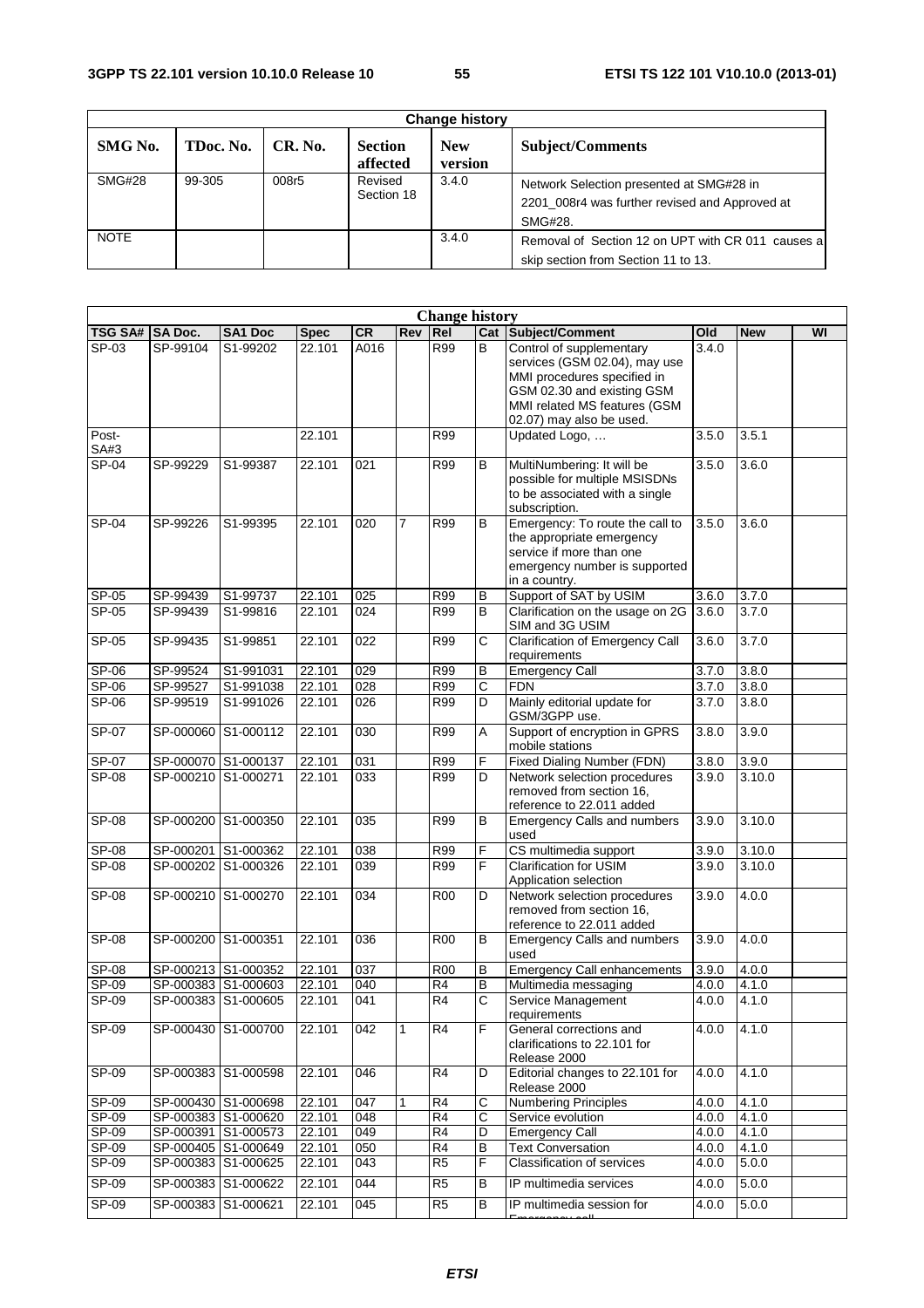| Change history | | | | | |
|---|---|---|---|---|---|
| **SMG No.** | **TDoc. No.** | **CR. No.** | **Section affected** | **New version** | **Subject/Comments** |
| SMG#28 | 99-305 | 008r5 | Revised Section 18 | 3.4.0 | Network Selection presented at SMG#28 in 2201_008r4 was further revised and Approved at SMG#28. |
| NOTE | | | | 3.4.0 | Removal of Section 12 on UPT with CR 011 causes a skip section from Section 11 to 13. |

| Change history | | | | | | | | | | | |
|---|---|---|---|---|---|---|---|---|---|---|---|
| **TSG SA#** | **SA Doc.** | **SA1 Doc** | **Spec** | **CR** | **Rev** | **Rel** | **Cat** | **Subject/Comment** | **Old** | **New** | **WI** |
| SP-03 | SP-99104 | S1-99202 | 22.101 | A016 | | R99 | B | Control of supplementary services (GSM 02.04), may use MMI procedures specified in GSM 02.30 and existing GSM MMI related MS features (GSM 02.07) may also be used. | 3.4.0 | | |
| Post-SA#3 | | | 22.101 | | | R99 | | Updated Logo, … | 3.5.0 | 3.5.1 | |
| SP-04 | SP-99229 | S1-99387 | 22.101 | 021 | | R99 | B | MultiNumbering: It will be possible for multiple MSISDNs to be associated with a single subscription. | 3.5.0 | 3.6.0 | |
| SP-04 | SP-99226 | S1-99395 | 22.101 | 020 | 7 | R99 | B | Emergency: To route the call to the appropriate emergency service if more than one emergency number is supported in a country. | 3.5.0 | 3.6.0 | |
| SP-05 | SP-99439 | S1-99737 | 22.101 | 025 | | R99 | B | Support of SAT by USIM | 3.6.0 | 3.7.0 | |
| SP-05 | SP-99439 | S1-99816 | 22.101 | 024 | | R99 | B | Clarification on the usage on 2G SIM and 3G USIM | 3.6.0 | 3.7.0 | |
| SP-05 | SP-99435 | S1-99851 | 22.101 | 022 | | R99 | C | Clarification of Emergency Call requirements | 3.6.0 | 3.7.0 | |
| SP-06 | SP-99524 | S1-991031 | 22.101 | 029 | | R99 | B | Emergency Call | 3.7.0 | 3.8.0 | |
| SP-06 | SP-99527 | S1-991038 | 22.101 | 028 | | R99 | C | FDN | 3.7.0 | 3.8.0 | |
| SP-06 | SP-99519 | S1-991026 | 22.101 | 026 | | R99 | D | Mainly editorial update for GSM/3GPP use. | 3.7.0 | 3.8.0 | |
| SP-07 | SP-000060 | S1-000112 | 22.101 | 030 | | R99 | A | Support of encryption in GPRS mobile stations | 3.8.0 | 3.9.0 | |
| SP-07 | SP-000070 | S1-000137 | 22.101 | 031 | | R99 | F | Fixed Dialing Number (FDN) | 3.8.0 | 3.9.0 | |
| SP-08 | SP-000210 | S1-000271 | 22.101 | 033 | | R99 | D | Network selection procedures removed from section 16, reference to 22.011 added | 3.9.0 | 3.10.0 | |
| SP-08 | SP-000200 | S1-000350 | 22.101 | 035 | | R99 | B | Emergency Calls and numbers used | 3.9.0 | 3.10.0 | |
| SP-08 | SP-000201 | S1-000362 | 22.101 | 038 | | R99 | F | CS multimedia support | 3.9.0 | 3.10.0 | |
| SP-08 | SP-000202 | S1-000326 | 22.101 | 039 | | R99 | F | Clarification for USIM Application selection | 3.9.0 | 3.10.0 | |
| SP-08 | SP-000210 | S1-000270 | 22.101 | 034 | | R00 | D | Network selection procedures removed from section 16, reference to 22.011 added | 3.9.0 | 4.0.0 | |
| SP-08 | SP-000200 | S1-000351 | 22.101 | 036 | | R00 | B | Emergency Calls and numbers used | 3.9.0 | 4.0.0 | |
| SP-08 | SP-000213 | S1-000352 | 22.101 | 037 | | R00 | B | Emergency Call enhancements | 3.9.0 | 4.0.0 | |
| SP-09 | SP-000383 | S1-000603 | 22.101 | 040 | | R4 | B | Multimedia messaging | 4.0.0 | 4.1.0 | |
| SP-09 | SP-000383 | S1-000605 | 22.101 | 041 | | R4 | C | Service Management requirements | 4.0.0 | 4.1.0 | |
| SP-09 | SP-000430 | S1-000700 | 22.101 | 042 | 1 | R4 | F | General corrections and clarifications to 22.101 for Release 2000 | 4.0.0 | 4.1.0 | |
| SP-09 | SP-000383 | S1-000598 | 22.101 | 046 | | R4 | D | Editorial changes to 22.101 for Release 2000 | 4.0.0 | 4.1.0 | |
| SP-09 | SP-000430 | S1-000698 | 22.101 | 047 | 1 | R4 | C | Numbering Principles | 4.0.0 | 4.1.0 | |
| SP-09 | SP-000383 | S1-000620 | 22.101 | 048 | | R4 | C | Service evolution | 4.0.0 | 4.1.0 | |
| SP-09 | SP-000391 | S1-000573 | 22.101 | 049 | | R4 | D | Emergency Call | 4.0.0 | 4.1.0 | |
| SP-09 | SP-000405 | S1-000649 | 22.101 | 050 | | R4 | B | Text Conversation | 4.0.0 | 4.1.0 | |
| SP-09 | SP-000383 | S1-000625 | 22.101 | 043 | | R5 | F | Classification of services | 4.0.0 | 5.0.0 | |
| SP-09 | SP-000383 | S1-000622 | 22.101 | 044 | | R5 | B | IP multimedia services | 4.0.0 | 5.0.0 | |
| SP-09 | SP-000383 | S1-000621 | 22.101 | 045 | | R5 | B | IP multimedia session for Emergency call | 4.0.0 | 5.0.0 | |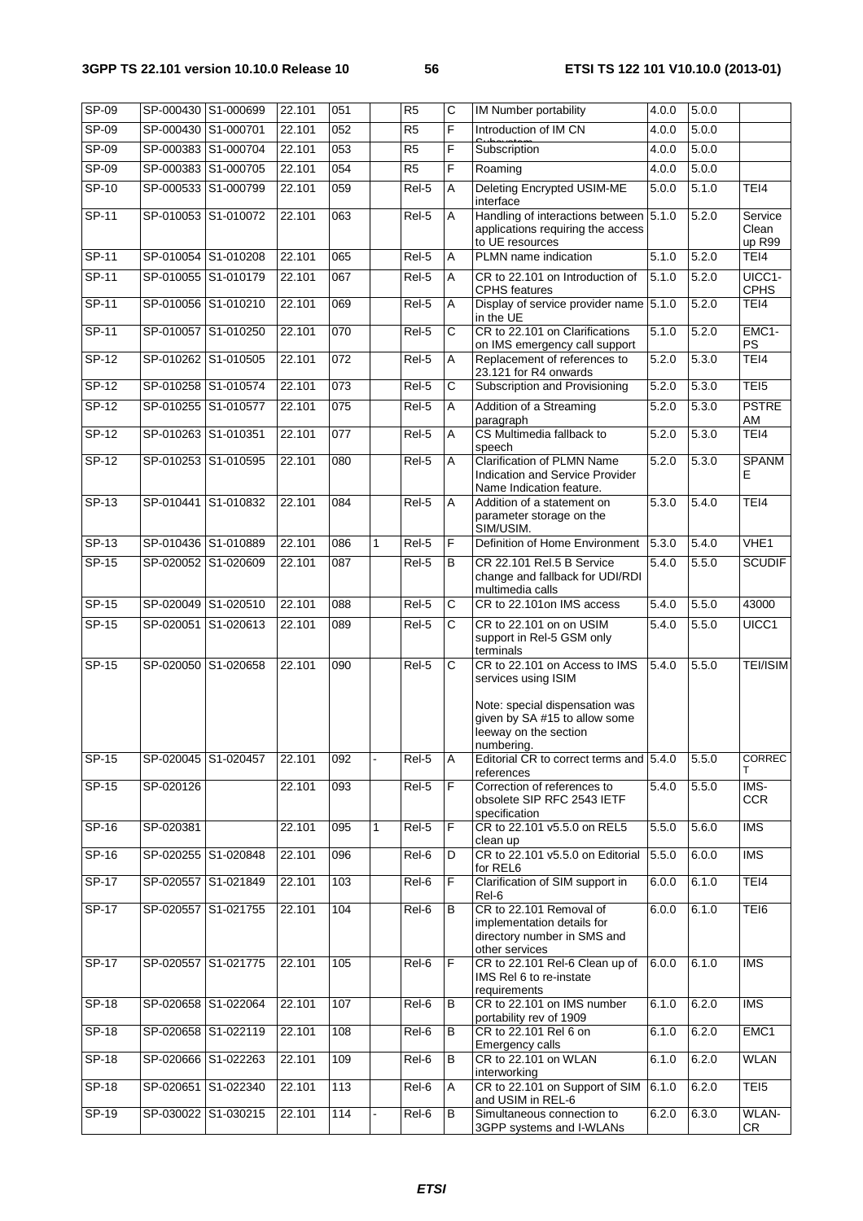| SP-09 | SP-000430 | S1-000699 | 22.101 | 051 | | R5 | C | IM Number portability | 4.0.0 | 5.0.0 | |
|---|---|---|---|---|---|---|---|---|---|---|---|
| SP-09 | SP-000430 | S1-000701 | 22.101 | 052 | | R5 | F | Introduction of IM CN Subsystem | 4.0.0 | 5.0.0 | |
| SP-09 | SP-000383 | S1-000704 | 22.101 | 053 | | R5 | F | Subscription | 4.0.0 | 5.0.0 | |
| SP-09 | SP-000383 | S1-000705 | 22.101 | 054 | | R5 | F | Roaming | 4.0.0 | 5.0.0 | |
| SP-10 | SP-000533 | S1-000799 | 22.101 | 059 | | Rel-5 | A | Deleting Encrypted USIM-ME interface | 5.0.0 | 5.1.0 | TEI4 |
| SP-11 | SP-010053 | S1-010072 | 22.101 | 063 | | Rel-5 | A | Handling of interactions between applications requiring the access to UE resources | 5.1.0 | 5.2.0 | Service Clean up R99 |
| SP-11 | SP-010054 | S1-010208 | 22.101 | 065 | | Rel-5 | A | PLMN name indication | 5.1.0 | 5.2.0 | TEI4 |
| SP-11 | SP-010055 | S1-010179 | 22.101 | 067 | | Rel-5 | A | CR to 22.101 on Introduction of CPHS features | 5.1.0 | 5.2.0 | UICC1-CPHS |
| SP-11 | SP-010056 | S1-010210 | 22.101 | 069 | | Rel-5 | A | Display of service provider name in the UE | 5.1.0 | 5.2.0 | TEI4 |
| SP-11 | SP-010057 | S1-010250 | 22.101 | 070 | | Rel-5 | C | CR to 22.101 on Clarifications on IMS emergency call support | 5.1.0 | 5.2.0 | EMC1-PS |
| SP-12 | SP-010262 | S1-010505 | 22.101 | 072 | | Rel-5 | A | Replacement of references to 23.121 for R4 onwards | 5.2.0 | 5.3.0 | TEI4 |
| SP-12 | SP-010258 | S1-010574 | 22.101 | 073 | | Rel-5 | C | Subscription and Provisioning | 5.2.0 | 5.3.0 | TEI5 |
| SP-12 | SP-010255 | S1-010577 | 22.101 | 075 | | Rel-5 | A | Addition of a Streaming paragraph | 5.2.0 | 5.3.0 | PSTREAM |
| SP-12 | SP-010263 | S1-010351 | 22.101 | 077 | | Rel-5 | A | CS Multimedia fallback to speech | 5.2.0 | 5.3.0 | TEI4 |
| SP-12 | SP-010253 | S1-010595 | 22.101 | 080 | | Rel-5 | A | Clarification of PLMN Name Indication and Service Provider Name Indication feature. | 5.2.0 | 5.3.0 | SPANME |
| SP-13 | SP-010441 | S1-010832 | 22.101 | 084 | | Rel-5 | A | Addition of a statement on parameter storage on the SIM/USIM. | 5.3.0 | 5.4.0 | TEI4 |
| SP-13 | SP-010436 | S1-010889 | 22.101 | 086 | 1 | Rel-5 | F | Definition of Home Environment | 5.3.0 | 5.4.0 | VHE1 |
| SP-15 | SP-020052 | S1-020609 | 22.101 | 087 | | Rel-5 | B | CR 22.101 Rel.5 B Service change and fallback for UDI/RDI multimedia calls | 5.4.0 | 5.5.0 | SCUDIF |
| SP-15 | SP-020049 | S1-020510 | 22.101 | 088 | | Rel-5 | C | CR to 22.101on IMS access | 5.4.0 | 5.5.0 | 43000 |
| SP-15 | SP-020051 | S1-020613 | 22.101 | 089 | | Rel-5 | C | CR to 22.101 on on USIM support in Rel-5 GSM only terminals | 5.4.0 | 5.5.0 | UICC1 |
| SP-15 | SP-020050 | S1-020658 | 22.101 | 090 | | Rel-5 | C | CR to 22.101 on Access to IMS services using ISIM<br><br>Note: special dispensation was given by SA #15 to allow some leeway on the section numbering. | 5.4.0 | 5.5.0 | TEI/ISIM |
| SP-15 | SP-020045 | S1-020457 | 22.101 | 092 | - | Rel-5 | A | Editorial CR to correct terms and references | 5.4.0 | 5.5.0 | CORRECT |
| SP-15 | SP-020126 | | 22.101 | 093 | | Rel-5 | F | Correction of references to obsolete SIP RFC 2543 IETF specification | 5.4.0 | 5.5.0 | IMS-CCR |
| SP-16 | SP-020381 | | 22.101 | 095 | 1 | Rel-5 | F | CR to 22.101 v5.5.0 on REL5 clean up | 5.5.0 | 5.6.0 | IMS |
| SP-16 | SP-020255 | S1-020848 | 22.101 | 096 | | Rel-6 | D | CR to 22.101 v5.5.0 on Editorial for REL6 | 5.5.0 | 6.0.0 | IMS |
| SP-17 | SP-020557 | S1-021849 | 22.101 | 103 | | Rel-6 | F | Clarification of SIM support in Rel-6 | 6.0.0 | 6.1.0 | TEI4 |
| SP-17 | SP-020557 | S1-021755 | 22.101 | 104 | | Rel-6 | B | CR to 22.101 Removal of implementation details for directory number in SMS and other services | 6.0.0 | 6.1.0 | TEI6 |
| SP-17 | SP-020557 | S1-021775 | 22.101 | 105 | | Rel-6 | F | CR to 22.101 Rel-6 Clean up of IMS Rel 6 to re-instate requirements | 6.0.0 | 6.1.0 | IMS |
| SP-18 | SP-020658 | S1-022064 | 22.101 | 107 | | Rel-6 | B | CR to 22.101 on IMS number portability rev of 1909 | 6.1.0 | 6.2.0 | IMS |
| SP-18 | SP-020658 | S1-022119 | 22.101 | 108 | | Rel-6 | B | CR to 22.101 Rel 6 on Emergency calls | 6.1.0 | 6.2.0 | EMC1 |
| SP-18 | SP-020666 | S1-022263 | 22.101 | 109 | | Rel-6 | B | CR to 22.101 on WLAN interworking | 6.1.0 | 6.2.0 | WLAN |
| SP-18 | SP-020651 | S1-022340 | 22.101 | 113 | | Rel-6 | A | CR to 22.101 on Support of SIM and USIM in REL-6 | 6.1.0 | 6.2.0 | TEI5 |
| SP-19 | SP-030022 | S1-030215 | 22.101 | 114 | - | Rel-6 | B | Simultaneous connection to 3GPP systems and I-WLANs | 6.2.0 | 6.3.0 | WLAN-CR |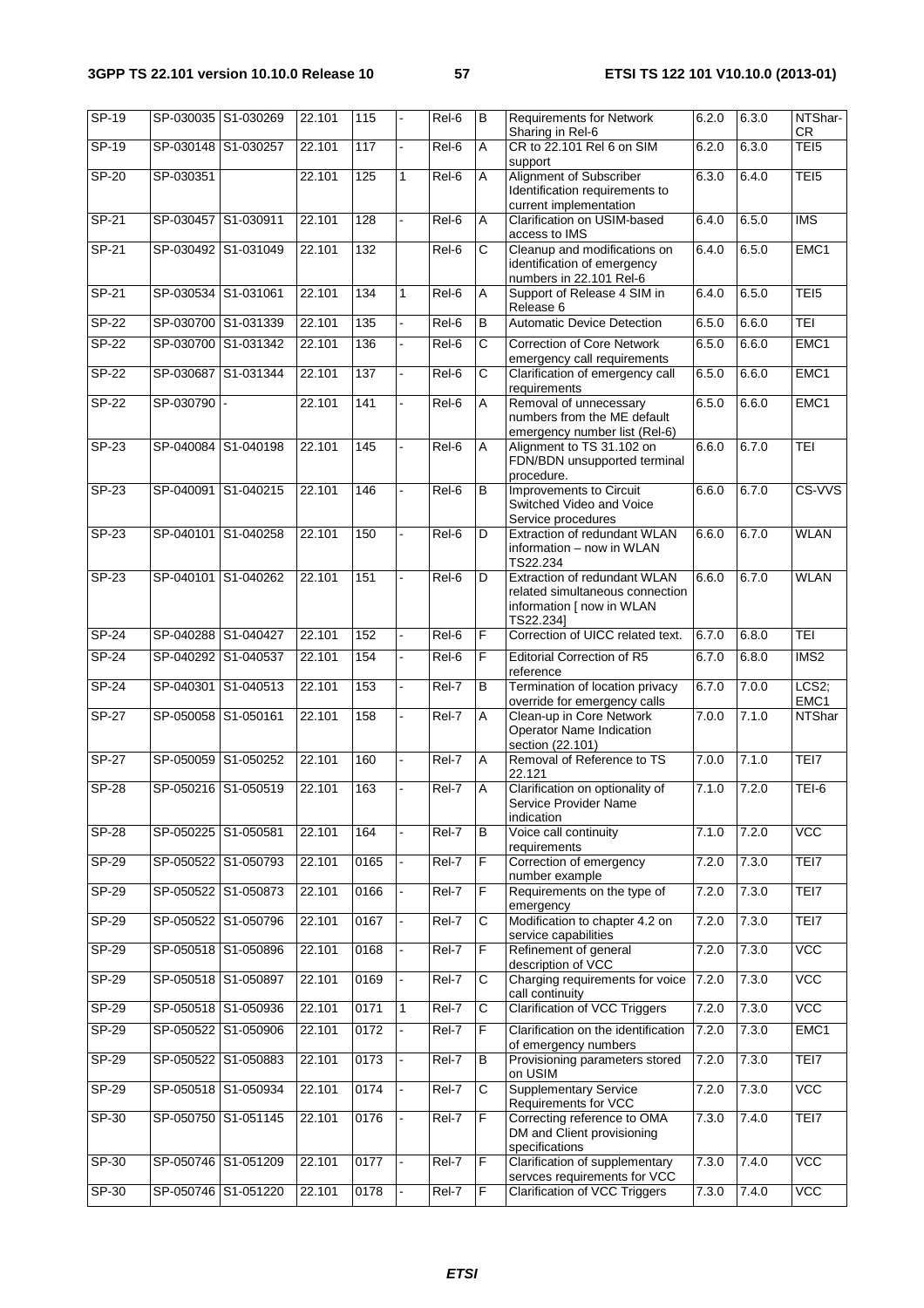| SP-19 | SP-030035 | S1-030269 | 22.101 | 115 | - | Rel-6 | B | Requirements for Network Sharing in Rel-6 | 6.2.0 | 6.3.0 | NTShar-CR |
|---|---|---|---|---|---|---|---|---|---|---|---|
| SP-19 | SP-030148 | S1-030257 | 22.101 | 117 | - | Rel-6 | A | CR to 22.101 Rel 6 on SIM support | 6.2.0 | 6.3.0 | TEI5 |
| SP-20 | SP-030351 | | 22.101 | 125 | 1 | Rel-6 | A | Alignment of Subscriber Identification requirements to current implementation | 6.3.0 | 6.4.0 | TEI5 |
| SP-21 | SP-030457 | S1-030911 | 22.101 | 128 | - | Rel-6 | A | Clarification on USIM-based access to IMS | 6.4.0 | 6.5.0 | IMS |
| SP-21 | SP-030492 | S1-031049 | 22.101 | 132 | | Rel-6 | C | Cleanup and modifications on identification of emergency numbers in 22.101 Rel-6 | 6.4.0 | 6.5.0 | EMC1 |
| SP-21 | SP-030534 | S1-031061 | 22.101 | 134 | 1 | Rel-6 | A | Support of Release 4 SIM in Release 6 | 6.4.0 | 6.5.0 | TEI5 |
| SP-22 | SP-030700 | S1-031339 | 22.101 | 135 | - | Rel-6 | B | Automatic Device Detection | 6.5.0 | 6.6.0 | TEI |
| SP-22 | SP-030700 | S1-031342 | 22.101 | 136 | - | Rel-6 | C | Correction of Core Network emergency call requirements | 6.5.0 | 6.6.0 | EMC1 |
| SP-22 | SP-030687 | S1-031344 | 22.101 | 137 | - | Rel-6 | C | Clarification of emergency call requirements | 6.5.0 | 6.6.0 | EMC1 |
| SP-22 | SP-030790 | - | 22.101 | 141 | - | Rel-6 | A | Removal of unnecessary numbers from the ME default emergency number list (Rel-6) | 6.5.0 | 6.6.0 | EMC1 |
| SP-23 | SP-040084 | S1-040198 | 22.101 | 145 | - | Rel-6 | A | Alignment to TS 31.102 on FDN/BDN unsupported terminal procedure. | 6.6.0 | 6.7.0 | TEI |
| SP-23 | SP-040091 | S1-040215 | 22.101 | 146 | - | Rel-6 | B | Improvements to Circuit Switched Video and Voice Service procedures | 6.6.0 | 6.7.0 | CS-VVS |
| SP-23 | SP-040101 | S1-040258 | 22.101 | 150 | - | Rel-6 | D | Extraction of redundant WLAN information – now in WLAN TS22.234 | 6.6.0 | 6.7.0 | WLAN |
| SP-23 | SP-040101 | S1-040262 | 22.101 | 151 | - | Rel-6 | D | Extraction of redundant WLAN related simultaneous connection information [ now in WLAN TS22.234] | 6.6.0 | 6.7.0 | WLAN |
| SP-24 | SP-040288 | S1-040427 | 22.101 | 152 | - | Rel-6 | F | Correction of UICC related text. | 6.7.0 | 6.8.0 | TEI |
| SP-24 | SP-040292 | S1-040537 | 22.101 | 154 | - | Rel-6 | F | Editorial Correction of R5 reference | 6.7.0 | 6.8.0 | IMS2 |
| SP-24 | SP-040301 | S1-040513 | 22.101 | 153 | - | Rel-7 | B | Termination of location privacy override for emergency calls | 6.7.0 | 7.0.0 | LCS2; EMC1 |
| SP-27 | SP-050058 | S1-050161 | 22.101 | 158 | - | Rel-7 | A | Clean-up in Core Network Operator Name Indication section (22.101) | 7.0.0 | 7.1.0 | NTShar |
| SP-27 | SP-050059 | S1-050252 | 22.101 | 160 | - | Rel-7 | A | Removal of Reference to TS 22.121 | 7.0.0 | 7.1.0 | TEI7 |
| SP-28 | SP-050216 | S1-050519 | 22.101 | 163 | - | Rel-7 | A | Clarification on optionality of Service Provider Name indication | 7.1.0 | 7.2.0 | TEI-6 |
| SP-28 | SP-050225 | S1-050581 | 22.101 | 164 | - | Rel-7 | B | Voice call continuity requirements | 7.1.0 | 7.2.0 | VCC |
| SP-29 | SP-050522 | S1-050793 | 22.101 | 0165 | - | Rel-7 | F | Correction of emergency number example | 7.2.0 | 7.3.0 | TEI7 |
| SP-29 | SP-050522 | S1-050873 | 22.101 | 0166 | - | Rel-7 | F | Requirements on the type of emergency | 7.2.0 | 7.3.0 | TEI7 |
| SP-29 | SP-050522 | S1-050796 | 22.101 | 0167 | - | Rel-7 | C | Modification to chapter 4.2 on service capabilities | 7.2.0 | 7.3.0 | TEI7 |
| SP-29 | SP-050518 | S1-050896 | 22.101 | 0168 | - | Rel-7 | F | Refinement of general description of VCC | 7.2.0 | 7.3.0 | VCC |
| SP-29 | SP-050518 | S1-050897 | 22.101 | 0169 | - | Rel-7 | C | Charging requirements for voice call continuity | 7.2.0 | 7.3.0 | VCC |
| SP-29 | SP-050518 | S1-050936 | 22.101 | 0171 | 1 | Rel-7 | C | Clarification of VCC Triggers | 7.2.0 | 7.3.0 | VCC |
| SP-29 | SP-050522 | S1-050906 | 22.101 | 0172 | - | Rel-7 | F | Clarification on the identification of emergency numbers | 7.2.0 | 7.3.0 | EMC1 |
| SP-29 | SP-050522 | S1-050883 | 22.101 | 0173 | - | Rel-7 | B | Provisioning parameters stored on USIM | 7.2.0 | 7.3.0 | TEI7 |
| SP-29 | SP-050518 | S1-050934 | 22.101 | 0174 | - | Rel-7 | C | Supplementary Service Requirements for VCC | 7.2.0 | 7.3.0 | VCC |
| SP-30 | SP-050750 | S1-051145 | 22.101 | 0176 | - | Rel-7 | F | Correcting reference to OMA DM and Client provisioning specifications | 7.3.0 | 7.4.0 | TEI7 |
| SP-30 | SP-050746 | S1-051209 | 22.101 | 0177 | - | Rel-7 | F | Clarification of supplementary servces requirements for VCC | 7.3.0 | 7.4.0 | VCC |
| SP-30 | SP-050746 | S1-051220 | 22.101 | 0178 | - | Rel-7 | F | Clarification of VCC Triggers | 7.3.0 | 7.4.0 | VCC |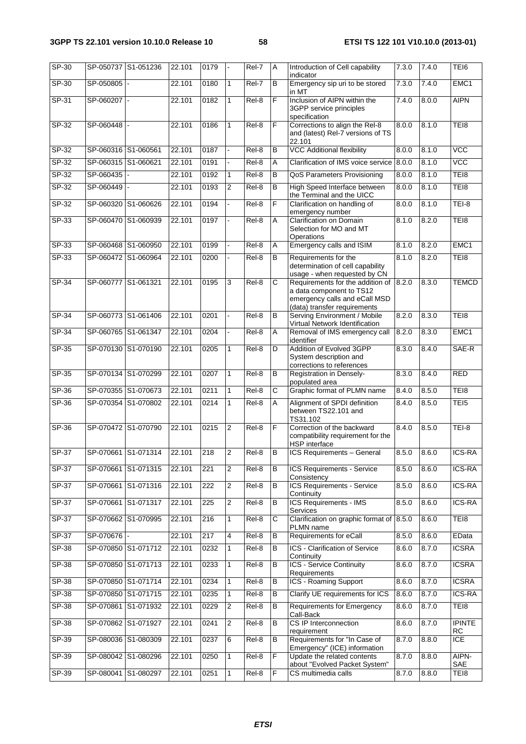| SP-30 | SP-050737 | S1-051236 | 22.101 | 0179 | - | Rel-7 | A | Introduction of Cell capability indicator | 7.3.0 | 7.4.0 | TEI6 |
|---|---|---|---|---|---|---|---|---|---|---|---|
| SP-30 | SP-050805 | - | 22.101 | 0180 | 1 | Rel-7 | B | Emergency sip uri to be stored in MT | 7.3.0 | 7.4.0 | EMC1 |
| SP-31 | SP-060207 | - | 22.101 | 0182 | 1 | Rel-8 | F | Inclusion of AIPN within the 3GPP service principles specification | 7.4.0 | 8.0.0 | AIPN |
| SP-32 | SP-060448 | - | 22.101 | 0186 | 1 | Rel-8 | F | Corrections to align the Rel-8 and (latest) Rel-7 versions of TS 22.101 | 8.0.0 | 8.1.0 | TEI8 |
| SP-32 | SP-060316 | S1-060561 | 22.101 | 0187 | - | Rel-8 | B | VCC Additional flexibility | 8.0.0 | 8.1.0 | VCC |
| SP-32 | SP-060315 | S1-060621 | 22.101 | 0191 | - | Rel-8 | A | Clarification of IMS voice service | 8.0.0 | 8.1.0 | VCC |
| SP-32 | SP-060435 | - | 22.101 | 0192 | 1 | Rel-8 | B | QoS Parameters Provisioning | 8.0.0 | 8.1.0 | TEI8 |
| SP-32 | SP-060449 | - | 22.101 | 0193 | 2 | Rel-8 | B | High Speed Interface between the Terminal and the UICC | 8.0.0 | 8.1.0 | TEI8 |
| SP-32 | SP-060320 | S1-060626 | 22.101 | 0194 | - | Rel-8 | F | Clarification on handling of emergency number | 8.0.0 | 8.1.0 | TEI-8 |
| SP-33 | SP-060470 | S1-060939 | 22.101 | 0197 | - | Rel-8 | A | Clarification on Domain Selection for MO and MT Operations | 8.1.0 | 8.2.0 | TEI8 |
| SP-33 | SP-060468 | S1-060950 | 22.101 | 0199 | - | Rel-8 | A | Emergency calls and ISIM | 8.1.0 | 8.2.0 | EMC1 |
| SP-33 | SP-060472 | S1-060964 | 22.101 | 0200 | - | Rel-8 | B | Requirements for the determination of cell capability usage - when requested by CN | 8.1.0 | 8.2.0 | TEI8 |
| SP-34 | SP-060777 | S1-061321 | 22.101 | 0195 | 3 | Rel-8 | C | Requirements for the addition of a data component to TS12 emergency calls and eCall MSD (data) transfer requirements | 8.2.0 | 8.3.0 | TEMCD |
| SP-34 | SP-060773 | S1-061406 | 22.101 | 0201 | - | Rel-8 | B | Serving Environment / Mobile Virtual Network Identification | 8.2.0 | 8.3.0 | TEI8 |
| SP-34 | SP-060765 | S1-061347 | 22.101 | 0204 | - | Rel-8 | A | Removal of IMS emergency call identifier | 8.2.0 | 8.3.0 | EMC1 |
| SP-35 | SP-070130 | S1-070190 | 22.101 | 0205 | 1 | Rel-8 | D | Addition of Evolved 3GPP System description and corrections to references | 8.3.0 | 8.4.0 | SAE-R |
| SP-35 | SP-070134 | S1-070299 | 22.101 | 0207 | 1 | Rel-8 | B | Registration in Densely-populated area | 8.3.0 | 8.4.0 | RED |
| SP-36 | SP-070355 | S1-070673 | 22.101 | 0211 | 1 | Rel-8 | C | Graphic format of PLMN name | 8.4.0 | 8.5.0 | TEI8 |
| SP-36 | SP-070354 | S1-070802 | 22.101 | 0214 | 1 | Rel-8 | A | Alignment of SPDI definition between TS22.101 and TS31.102 | 8.4.0 | 8.5.0 | TEI5 |
| SP-36 | SP-070472 | S1-070790 | 22.101 | 0215 | 2 | Rel-8 | F | Correction of the backward compatibility requirement for the HSP interface | 8.4.0 | 8.5.0 | TEI-8 |
| SP-37 | SP-070661 | S1-071314 | 22.101 | 218 | 2 | Rel-8 | B | ICS Requirements – General | 8.5.0 | 8.6.0 | ICS-RA |
| SP-37 | SP-070661 | S1-071315 | 22.101 | 221 | 2 | Rel-8 | B | ICS Requirements - Service Consistency | 8.5.0 | 8.6.0 | ICS-RA |
| SP-37 | SP-070661 | S1-071316 | 22.101 | 222 | 2 | Rel-8 | B | ICS Requirements - Service Continuity | 8.5.0 | 8.6.0 | ICS-RA |
| SP-37 | SP-070661 | S1-071317 | 22.101 | 225 | 2 | Rel-8 | B | ICS Requirements - IMS Services | 8.5.0 | 8.6.0 | ICS-RA |
| SP-37 | SP-070662 | S1-070995 | 22.101 | 216 | 1 | Rel-8 | C | Clarification on graphic format of PLMN name | 8.5.0 | 8.6.0 | TEI8 |
| SP-37 | SP-070676 | - | 22.101 | 217 | 4 | Rel-8 | B | Requirements for eCall | 8.5.0 | 8.6.0 | EData |
| SP-38 | SP-070850 | S1-071712 | 22.101 | 0232 | 1 | Rel-8 | B | ICS - Clarification of Service Continuity | 8.6.0 | 8.7.0 | ICSRA |
| SP-38 | SP-070850 | S1-071713 | 22.101 | 0233 | 1 | Rel-8 | B | ICS - Service Continuity Requirements | 8.6.0 | 8.7.0 | ICSRA |
| SP-38 | SP-070850 | S1-071714 | 22.101 | 0234 | 1 | Rel-8 | B | ICS - Roaming Support | 8.6.0 | 8.7.0 | ICSRA |
| SP-38 | SP-070850 | S1-071715 | 22.101 | 0235 | 1 | Rel-8 | B | Clarify UE requirements for ICS | 8.6.0 | 8.7.0 | ICS-RA |
| SP-38 | SP-070861 | S1-071932 | 22.101 | 0229 | 2 | Rel-8 | B | Requirements for Emergency Call-Back | 8.6.0 | 8.7.0 | TEI8 |
| SP-38 | SP-070862 | S1-071927 | 22.101 | 0241 | 2 | Rel-8 | B | CS IP Interconnection requirement | 8.6.0 | 8.7.0 | IPINTERC |
| SP-39 | SP-080036 | S1-080309 | 22.101 | 0237 | 6 | Rel-8 | B | Requirements for "In Case of Emergency" (ICE) information | 8.7.0 | 8.8.0 | ICE |
| SP-39 | SP-080042 | S1-080296 | 22.101 | 0250 | 1 | Rel-8 | F | Update the related contents about "Evolved Packet System" | 8.7.0 | 8.8.0 | AIPN-SAE |
| SP-39 | SP-080041 | S1-080297 | 22.101 | 0251 | 1 | Rel-8 | F | CS multimedia calls | 8.7.0 | 8.8.0 | TEI8 |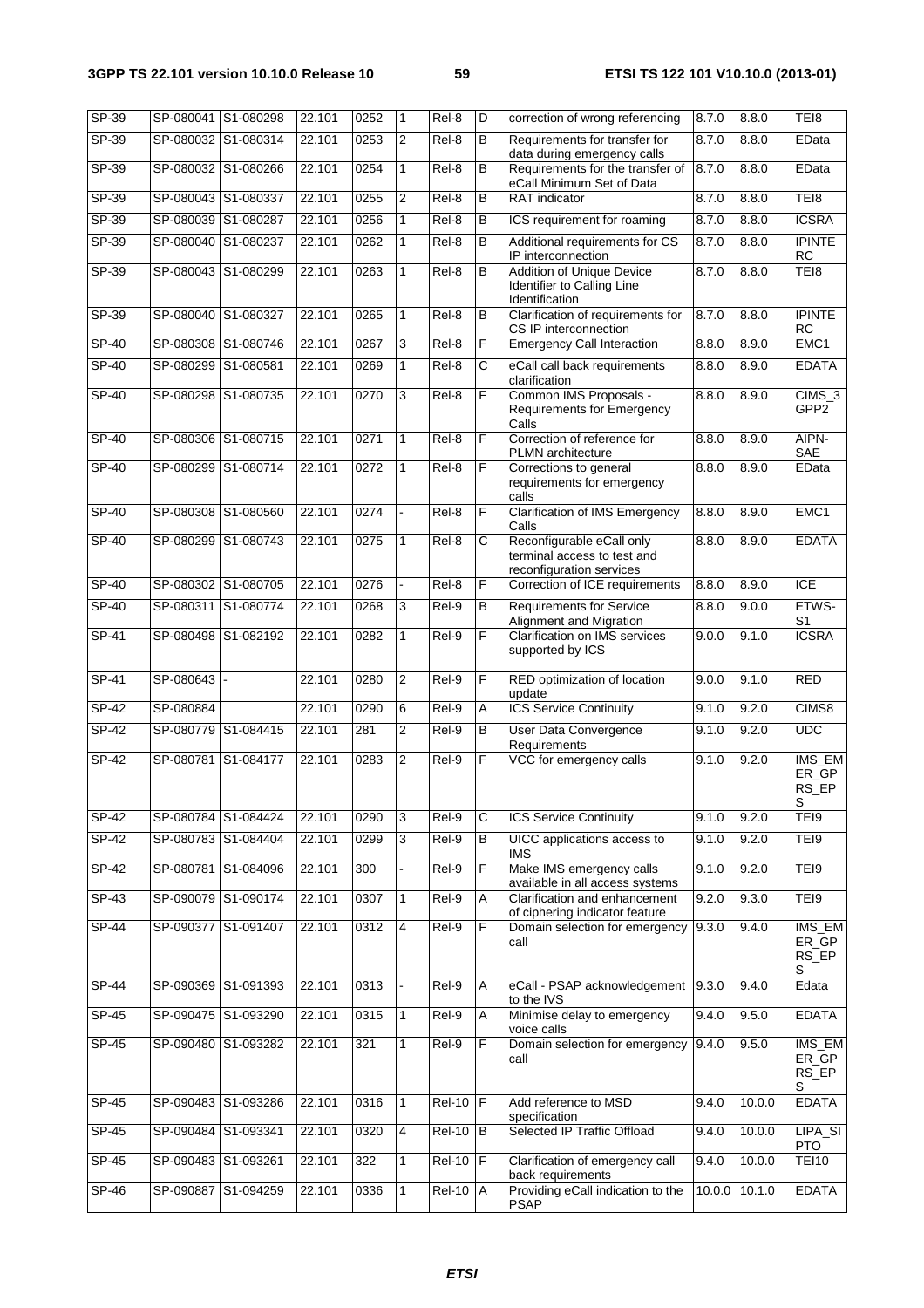| SP-39 | SP-080041 | S1-080298 | 22.101 | 0252 | 1 | Rel-8 | D | correction of wrong referencing | 8.7.0 | 8.8.0 | TEI8 |
|---|---|---|---|---|---|---|---|---|---|---|---|
| SP-39 | SP-080032 | S1-080314 | 22.101 | 0253 | 2 | Rel-8 | B | Requirements for transfer for data during emergency calls | 8.7.0 | 8.8.0 | EData |
| SP-39 | SP-080032 | S1-080266 | 22.101 | 0254 | 1 | Rel-8 | B | Requirements for the transfer of eCall Minimum Set of Data | 8.7.0 | 8.8.0 | EData |
| SP-39 | SP-080043 | S1-080337 | 22.101 | 0255 | 2 | Rel-8 | B | RAT indicator | 8.7.0 | 8.8.0 | TEI8 |
| SP-39 | SP-080039 | S1-080287 | 22.101 | 0256 | 1 | Rel-8 | B | ICS requirement for roaming | 8.7.0 | 8.8.0 | ICSRA |
| SP-39 | SP-080040 | S1-080237 | 22.101 | 0262 | 1 | Rel-8 | B | Additional requirements for CS IP interconnection | 8.7.0 | 8.8.0 | IPINTERC |
| SP-39 | SP-080043 | S1-080299 | 22.101 | 0263 | 1 | Rel-8 | B | Addition of Unique Device Identifier to Calling Line Identification | 8.7.0 | 8.8.0 | TEI8 |
| SP-39 | SP-080040 | S1-080327 | 22.101 | 0265 | 1 | Rel-8 | B | Clarification of requirements for CS IP interconnection | 8.7.0 | 8.8.0 | IPINTERC |
| SP-40 | SP-080308 | S1-080746 | 22.101 | 0267 | 3 | Rel-8 | F | Emergency Call Interaction | 8.8.0 | 8.9.0 | EMC1 |
| SP-40 | SP-080299 | S1-080581 | 22.101 | 0269 | 1 | Rel-8 | C | eCall call back requirements clarification | 8.8.0 | 8.9.0 | EDATA |
| SP-40 | SP-080298 | S1-080735 | 22.101 | 0270 | 3 | Rel-8 | F | Common IMS Proposals - Requirements for Emergency Calls | 8.8.0 | 8.9.0 | CIMS_3GPP2 |
| SP-40 | SP-080306 | S1-080715 | 22.101 | 0271 | 1 | Rel-8 | F | Correction of reference for PLMN architecture | 8.8.0 | 8.9.0 | AIPN-SAE |
| SP-40 | SP-080299 | S1-080714 | 22.101 | 0272 | 1 | Rel-8 | F | Corrections to general requirements for emergency calls | 8.8.0 | 8.9.0 | EData |
| SP-40 | SP-080308 | S1-080560 | 22.101 | 0274 | - | Rel-8 | F | Clarification of IMS Emergency Calls | 8.8.0 | 8.9.0 | EMC1 |
| SP-40 | SP-080299 | S1-080743 | 22.101 | 0275 | 1 | Rel-8 | C | Reconfigurable eCall only terminal access to test and reconfiguration services | 8.8.0 | 8.9.0 | EDATA |
| SP-40 | SP-080302 | S1-080705 | 22.101 | 0276 | - | Rel-8 | F | Correction of ICE requirements | 8.8.0 | 8.9.0 | ICE |
| SP-40 | SP-080311 | S1-080774 | 22.101 | 0268 | 3 | Rel-9 | B | Requirements for Service Alignment and Migration | 8.8.0 | 9.0.0 | ETWS-S1 |
| SP-41 | SP-080498 | S1-082192 | 22.101 | 0282 | 1 | Rel-9 | F | Clarification on IMS services supported by ICS | 9.0.0 | 9.1.0 | ICSRA |
| SP-41 | SP-080643 | - | 22.101 | 0280 | 2 | Rel-9 | F | RED optimization of location update | 9.0.0 | 9.1.0 | RED |
| SP-42 | SP-080884 | | 22.101 | 0290 | 6 | Rel-9 | A | ICS Service Continuity | 9.1.0 | 9.2.0 | CIMS8 |
| SP-42 | SP-080779 | S1-084415 | 22.101 | 281 | 2 | Rel-9 | B | User Data Convergence Requirements | 9.1.0 | 9.2.0 | UDC |
| SP-42 | SP-080781 | S1-084177 | 22.101 | 0283 | 2 | Rel-9 | F | VCC for emergency calls | 9.1.0 | 9.2.0 | IMS_EMER_GPRS_EPS |
| SP-42 | SP-080784 | S1-084424 | 22.101 | 0290 | 3 | Rel-9 | C | ICS Service Continuity | 9.1.0 | 9.2.0 | TEI9 |
| SP-42 | SP-080783 | S1-084404 | 22.101 | 0299 | 3 | Rel-9 | B | UICC applications access to IMS | 9.1.0 | 9.2.0 | TEI9 |
| SP-42 | SP-080781 | S1-084096 | 22.101 | 300 | - | Rel-9 | F | Make IMS emergency calls available in all access systems | 9.1.0 | 9.2.0 | TEI9 |
| SP-43 | SP-090079 | S1-090174 | 22.101 | 0307 | 1 | Rel-9 | A | Clarification and enhancement of ciphering indicator feature | 9.2.0 | 9.3.0 | TEI9 |
| SP-44 | SP-090377 | S1-091407 | 22.101 | 0312 | 4 | Rel-9 | F | Domain selection for emergency call | 9.3.0 | 9.4.0 | IMS_EMER_GPRS_EPS |
| SP-44 | SP-090369 | S1-091393 | 22.101 | 0313 | - | Rel-9 | A | eCall - PSAP acknowledgement to the IVS | 9.3.0 | 9.4.0 | Edata |
| SP-45 | SP-090475 | S1-093290 | 22.101 | 0315 | 1 | Rel-9 | A | Minimise delay to emergency voice calls | 9.4.0 | 9.5.0 | EDATA |
| SP-45 | SP-090480 | S1-093282 | 22.101 | 321 | 1 | Rel-9 | F | Domain selection for emergency call | 9.4.0 | 9.5.0 | IMS_EMER_GPRS_EPS |
| SP-45 | SP-090483 | S1-093286 | 22.101 | 0316 | 1 | Rel-10 | F | Add reference to MSD specification | 9.4.0 | 10.0.0 | EDATA |
| SP-45 | SP-090484 | S1-093341 | 22.101 | 0320 | 4 | Rel-10 | B | Selected IP Traffic Offload | 9.4.0 | 10.0.0 | LIPA_SIPTO |
| SP-45 | SP-090483 | S1-093261 | 22.101 | 322 | 1 | Rel-10 | F | Clarification of emergency call back requirements | 9.4.0 | 10.0.0 | TEI10 |
| SP-46 | SP-090887 | S1-094259 | 22.101 | 0336 | 1 | Rel-10 | A | Providing eCall indication to the PSAP | 10.0.0 | 10.1.0 | EDATA |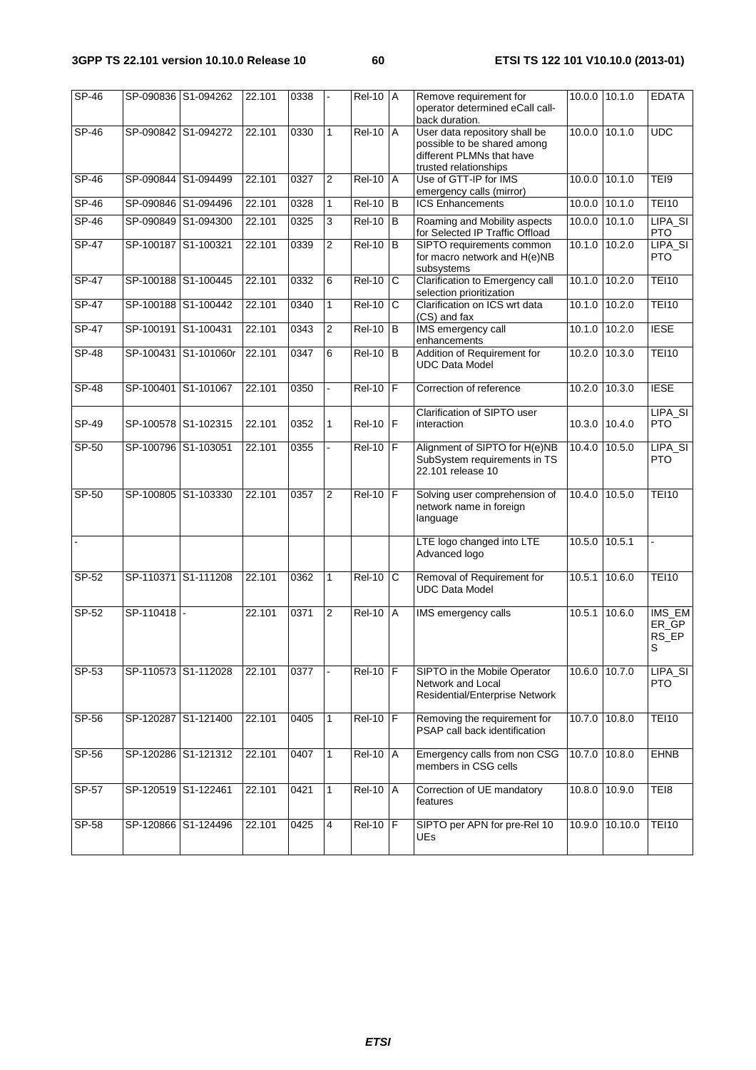| SP-46 | SP-090836 | S1-094262 | 22.101 | 0338 | - | Rel-10 | A | Remove requirement for operator determined eCall call-back duration. | 10.0.0 | 10.1.0 | EDATA |
|---|---|---|---|---|---|---|---|---|---|---|---|
| SP-46 | SP-090842 | S1-094272 | 22.101 | 0330 | 1 | Rel-10 | A | User data repository shall be possible to be shared among different PLMNs that have trusted relationships | 10.0.0 | 10.1.0 | UDC |
| SP-46 | SP-090844 | S1-094499 | 22.101 | 0327 | 2 | Rel-10 | A | Use of GTT-IP for IMS emergency calls (mirror) | 10.0.0 | 10.1.0 | TEI9 |
| SP-46 | SP-090846 | S1-094496 | 22.101 | 0328 | 1 | Rel-10 | B | ICS Enhancements | 10.0.0 | 10.1.0 | TEI10 |
| SP-46 | SP-090849 | S1-094300 | 22.101 | 0325 | 3 | Rel-10 | B | Roaming and Mobility aspects for Selected IP Traffic Offload | 10.0.0 | 10.1.0 | LIPA_SIPTO |
| SP-47 | SP-100187 | S1-100321 | 22.101 | 0339 | 2 | Rel-10 | B | SIPTO requirements common for macro network and H(e)NB subsystems | 10.1.0 | 10.2.0 | LIPA_SIPTO |
| SP-47 | SP-100188 | S1-100445 | 22.101 | 0332 | 6 | Rel-10 | C | Clarification to Emergency call selection prioritization | 10.1.0 | 10.2.0 | TEI10 |
| SP-47 | SP-100188 | S1-100442 | 22.101 | 0340 | 1 | Rel-10 | C | Clarification on ICS wrt data (CS) and fax | 10.1.0 | 10.2.0 | TEI10 |
| SP-47 | SP-100191 | S1-100431 | 22.101 | 0343 | 2 | Rel-10 | B | IMS emergency call enhancements | 10.1.0 | 10.2.0 | IESE |
| SP-48 | SP-100431 | S1-101060r | 22.101 | 0347 | 6 | Rel-10 | B | Addition of Requirement for UDC Data Model | 10.2.0 | 10.3.0 | TEI10 |
| SP-48 | SP-100401 | S1-101067 | 22.101 | 0350 | - | Rel-10 | F | Correction of reference | 10.2.0 | 10.3.0 | IESE |
| SP-49 | SP-100578 | S1-102315 | 22.101 | 0352 | 1 | Rel-10 | F | Clarification of SIPTO user interaction | 10.3.0 | 10.4.0 | LIPA_SIPTO |
| SP-50 | SP-100796 | S1-103051 | 22.101 | 0355 | - | Rel-10 | F | Alignment of SIPTO for H(e)NB SubSystem requirements in TS 22.101 release 10 | 10.4.0 | 10.5.0 | LIPA_SIPTO |
| SP-50 | SP-100805 | S1-103330 | 22.101 | 0357 | 2 | Rel-10 | F | Solving user comprehension of network name in foreign language | 10.4.0 | 10.5.0 | TEI10 |
| - | | | | | | | | LTE logo changed into LTE Advanced logo | 10.5.0 | 10.5.1 | - |
| SP-52 | SP-110371 | S1-111208 | 22.101 | 0362 | 1 | Rel-10 | C | Removal of Requirement for UDC Data Model | 10.5.1 | 10.6.0 | TEI10 |
| SP-52 | SP-110418 | - | 22.101 | 0371 | 2 | Rel-10 | A | IMS emergency calls | 10.5.1 | 10.6.0 | IMS_EMER_GPRS_EPS |
| SP-53 | SP-110573 | S1-112028 | 22.101 | 0377 | - | Rel-10 | F | SIPTO in the Mobile Operator Network and Local Residential/Enterprise Network | 10.6.0 | 10.7.0 | LIPA_SIPTO |
| SP-56 | SP-120287 | S1-121400 | 22.101 | 0405 | 1 | Rel-10 | F | Removing the requirement for PSAP call back identification | 10.7.0 | 10.8.0 | TEI10 |
| SP-56 | SP-120286 | S1-121312 | 22.101 | 0407 | 1 | Rel-10 | A | Emergency calls from non CSG members in CSG cells | 10.7.0 | 10.8.0 | EHNB |
| SP-57 | SP-120519 | S1-122461 | 22.101 | 0421 | 1 | Rel-10 | A | Correction of UE mandatory features | 10.8.0 | 10.9.0 | TEI8 |
| SP-58 | SP-120866 | S1-124496 | 22.101 | 0425 | 4 | Rel-10 | F | SIPTO per APN for pre-Rel 10 UEs | 10.9.0 | 10.10.0 | TEI10 |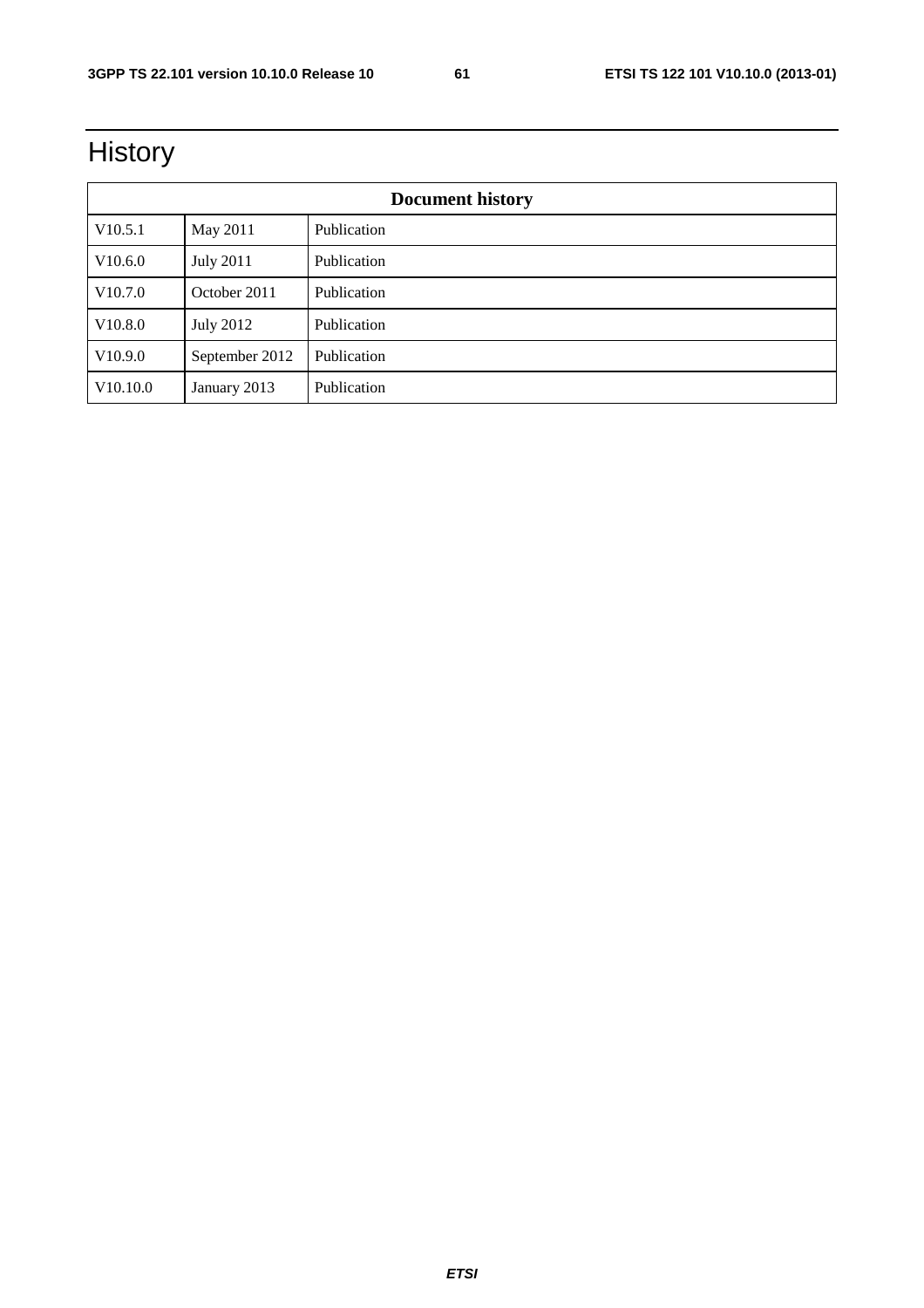# History

| Document history | | |
|---|---|---|
| V10.5.1 | May 2011 | Publication |
| V10.6.0 | July 2011 | Publication |
| V10.7.0 | October 2011 | Publication |
| V10.8.0 | July 2012 | Publication |
| V10.9.0 | September 2012 | Publication |
| V10.10.0 | January 2013 | Publication |